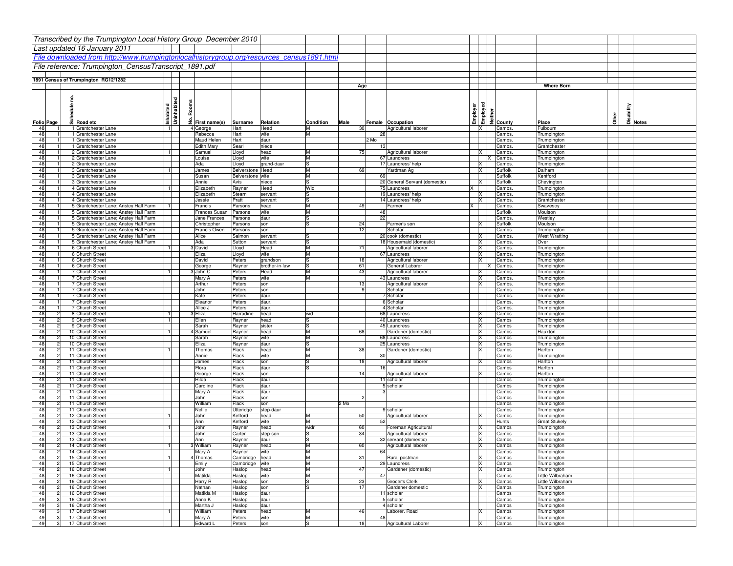*Transcribed by the Trumpington Local History Group December 2010*

*Last updated 16 January 2011*

*File downloaded from http://www.trumpingtonlocalhistorygroup.org/resources_census1891.html*

*File reference: Trumpington_CensusTranscript_1891.pdf*

**1891 Census of Trumpington RG12/1282**

| Folio | Page | Schedule no. | Road etc | Inhabited | Uninhabited | No. Rooms | First name(s) | Surname | Relation | Condition | Age Male | Age Female | Occupation | Employer | Employed | Neither | Where Born County | Where Born Place | Other | Disability | Notes |
|---|---|---|---|---|---|---|---|---|---|---|---|---|---|---|---|---|---|---|---|---|---|
| 48 | 1 | 1 | Grantchester Lane | 1 | | 4 | George | Hart | Head | M | 30 | | Agricultural laborer | | X | | Cambs. | Fulbourn | | | |
| 48 | 1 | 1 | Grantchester Lane | | | | Rebecca | Hart | wife | M | | 28 | | | | | Cambs. | Trumpington | | | |
| 48 | 1 | 1 | Grantchester Lane | | | | Maud Helen | Hart | daur | | | 2 Mo | | | | | Cambs. | Trumpington | | | |
| 48 | 1 | 1 | Grantchester Lane | | | | Edith Mary | Searl | niece | | | 13 | | | | | Cambs. | Grantchester | | | |
| 48 | 1 | 2 | Grantchester Lane | 1 | | | Samuel | Lloyd | head | M | 75 | | Agricultural laborer | | X | | Cambs. | Trumpington | | | |
| 48 | 1 | 2 | Grantchester Lane | | | | Louisa | Lloyd | wife | M | | 67 | Laundress | | | X | Cambs. | Trumpington | | | |
| 48 | 1 | 2 | Grantchester Lane | | | | Ada | Lloyd | grand-daur | S | | 17 | Laundress' help | | X | | Cambs. | Trumpington | | | |
| 48 | 1 | 3 | Grantchester Lane | 1 | | | James | Belverstone | Head | M | 69 | | Yardman Ag | | X | | Suffolk | Dalham | | | |
| 48 | 1 | 3 | Grantchester Lane | | | | Susan | Belverstone | wife | M | | 69 | | | | | Suffolk | Kentford | | | |
| 48 | 1 | 3 | Grantchester Lane | | | | Annie | Avis | niece | S | | 20 | General Servant (domestic) | | X | | Suffolk | Chevington | | | |
| 48 | 1 | 4 | Grantchester Lane | 1 | | | Elizabeth | Rayner | Head | Wid | | 75 | Laundress | X | | | Cambs. | Trumpington | | | |
| 48 | 1 | 4 | Grantchester Lane | | | | Elizabeth | Stearn | servant | S | | 19 | Laundress' help | | X | | Cambs. | Trumpington | | | |
| 48 | 1 | 4 | Grantchester Lane | | | | Jessie | Pratt | servant | S | | 14 | Laundress' help | | X | | Cambs. | Grantchester | | | |
| 48 | 1 | 5 | Grantchester Lane; Anstey Hall Farm | 1 | | | Francis | Parsons | head | M | 49 | | Farmer | X | | | Cambs. | Swavesey | | | |
| 48 | 1 | 5 | Grantchester Lane; Anstey Hall Farm | | | | Frances Susan | Parsons | wife | M | | 48 | | | | | Suffolk | Moulson | | | |
| 48 | 1 | 5 | Grantchester Lane; Anstey Hall Farm | | | | Jane Frances | Parsons | daur | S | | 22 | | | | | Cambs. | Westley | | | |
| 48 | 1 | 5 | Grantchester Lane; Anstey Hall Farm | | | | Christopher | Parsons | son | S | 24 | | Farmer's son | | X | | Suffolk | Moulson | | | |
| 48 | 1 | 5 | Grantchester Lane; Anstey Hall Farm | | | | Francis Owen | Parsons | son | | 12 | | Scholar | | | | Cambs. | Trumpington | | | |
| 48 | 1 | 5 | Grantchester Lane; Anstey Hall Farm | | | | Alice | Salmon | servant | S | | 20 | cook (domestic) | | X | | Cambs. | West Wratting | | | |
| 48 | 1 | 5 | Grantchester Lane; Anstey Hall Farm | | | | Ada | Sutton | servant | S | | 18 | Housemaid (domestic) | | X | | Cambs. | Over | | | |
| 48 | 1 | 6 | Church Street | 1 | | 3 | David | Lloyd | Head | M | 71 | | Agricultural laborer | | X | | Cambs. | Trumpington | | | |
| 48 | 1 | 6 | Church Street | | | | Eliza | Lloyd | wife | M | | 67 | Laundress | | X | | Cambs. | Trumpington | | | |
| 48 | 1 | 6 | Church Street | | | | David | Peters | grandson | S | 18 | | Agricultural laborer | | X | | Cambs. | Trumpington | | | |
| 48 | 1 | 6 | Church Street | | | | George | Rayner | brother-in-law | S | 61 | | General Laborer | | | X | Cambs. | Trumpington | | | |
| 48 | 1 | 7 | Church Street | 1 | | 3 | John C. | Peters | Head | M | 43 | | Agricultural laborer | | X | | Cambs. | Trumpington | | | |
| 48 | 1 | 7 | Church Street | | | | Mary A | Peters | wife | M | | 43 | Laundress | | X | | Cambs. | Trumpington | | | |
| 48 | 1 | 7 | Church Street | | | | Arthur | Peters | son | | 13 | | Agricultural laborer | | X | | Cambs. | Trumpington | | | |
| 48 | 1 | 7 | Church Street | | | | John | Peters | son | | 9 | | Scholar | | | | Cambs. | Trumpington | | | |
| 48 | 1 | 7 | Church Street | | | | Kate | Peters | daur. | | | 7 | Scholar | | | | Cambs. | Trumpington | | | |
| 48 | 1 | 7 | Church Street | | | | Eleanor | Peters | daur. | | | 6 | Scholar | | | | Cambs. | Trumpington | | | |
| 48 | 1 | 7 | Church Street | | | | Alice J | Peters | daur. | | | 4 | Scholar | | | | Cambs. | Trumpington | | | |
| 48 | 2 | 8 | Church Street | 1 | | 3 | Eliza | Harradine | head | wid | | 68 | Laundress | | X | | Cambs | Trumpington | | | |
| 48 | 2 | 9 | Church Street | 1 | | | Ellen | Rayner | head | S | | 40 | Laundress | | X | | Cambs | Trumpington | | | |
| 48 | 2 | 9 | Church Street | | | | Sarah | Rayner | sister | S | | 45 | Laundress | | X | | Cambs | Trumpington | | | |
| 48 | 2 | 10 | Church Street | 1 | | 4 | Samuel | Rayner | head | M | 68 | | Gardener (domestic) | | X | | Cambs | Hauxton | | | |
| 48 | 2 | 10 | Church Street | | | | Sarah | Rayner | wife | M | | 68 | Laundress | | X | | Cambs | Trumpington | | | |
| 48 | 2 | 10 | Church Street | | | | Eliza | Rayner | daur | S | | 25 | Laundress | | X | | Cambs | Trumpington | | | |
| 48 | 2 | 11 | Church Street | 1 | | | Thomas | Flack | head | M | 38 | | Gardener (domestic) | | X | | Cambs | Harlton | | | |
| 48 | 2 | 11 | Church Street | | | | Annie | Flack | wife | M | | 30 | | | | | Cambs | Trumpington | | | |
| 48 | 2 | 11 | Church Street | | | | James | Flack | son | S | 18 | | Agricultural laborer | | X | | Cambs | Harlton | | | |
| 48 | 2 | 11 | Church Street | | | | Flora | Flack | daur | S | | 16 | | | | | Cambs | Harlton | | | |
| 48 | 2 | 11 | Church Street | | | | George | Flack | son | | 14 | | Agricultural laborer | | X | | Cambs | Harlton | | | |
| 48 | 2 | 11 | Church Street | | | | Hilda | Flack | daur | | | 11 | scholar | | | | Cambs | Trumpington | | | |
| 48 | 2 | 11 | Church Street | | | | Caroline | Flack | daur | | | 5 | scholar | | | | Cambs | Trumpington | | | |
| 48 | 2 | 11 | Church Street | | | | Mary A | Flack | daur | | | 3 | | | | | Cambs | Trumpington | | | |
| 48 | 2 | 11 | Church Street | | | | John | Flack | son | | 2 | | | | | | Cambs | Trumpington | | | |
| 48 | 2 | 11 | Church Street | | | | William | Flack | son | | 2 Mo | | | | | | Cambs | Trumpington | | | |
| 48 | 2 | 11 | Church Street | | | | Nellie | Utteridge | step-daur | | | 9 | scholar | | | | Cambs | Trumpington | | | |
| 48 | 2 | 12 | Church Street | 1 | | | John | Kefford | head | M | 50 | | Agricultural laborer | | X | | Cambs | Trumpington | | | |
| 48 | 2 | 12 | Church Street | | | | Ann | Kefford | wife | M | | 52 | | | | | Hunts | Great Stukely | | | |
| 48 | 2 | 13 | Church Street | 1 | | | John | Rayner | head | widr | 60 | | Foreman Agricultural | | X | | Cambs | Trumpington | | | |
| 48 | 2 | 13 | Church Street | | | | John | Carter | step-son | S | 34 | | Agricultural laborer | | X | | Cambs | Trumpington | | | |
| 48 | 2 | 13 | Church Street | | | | Ann | Rayner | daur | S | | 32 | servant (domestic) | | X | | Cambs | Trumpington | | | |
| 48 | 2 | 14 | Church Street | 1 | | 3 | William | Rayner | head | M | 60 | | Agricultural laborer | | X | | Cambs | Trumpington | | | |
| 48 | 2 | 14 | Church Street | | | | Mary A | Rayner | wife | M | | 64 | | | | | Cambs | Trumpington | | | |
| 48 | 2 | 15 | Church Street | 1 | | 4 | Thomas | Cambridge | head | M | 31 | | Rural postman | | X | | Cambs | Trumpington | | | |
| 48 | 2 | 15 | Church Street | | | | Emily | Cambridge | wife | M | | 29 | Laundress | | X | | Cambs | Trumpington | | | |
| 48 | 2 | 16 | Church Street | 1 | | | John | Haslop | head | M | 47 | | Gardener (domestic) | | X | | Cambs | Trumpington | | | |
| 48 | 2 | 16 | Church Street | | | | Matilda | Haslop | wife | M | | 47 | | | | | Cambs | Little Wilbraham | | | |
| 48 | 2 | 16 | Church Street | | | | Harry R | Haslop | son | S | 23 | | Grocer's Clerk | | X | | Cambs | Little Wilbraham | | | |
| 48 | 2 | 16 | Church Street | | | | Nathan | Haslop | son | S | 17 | | Gardener domestic | | X | | Cambs | Trumpington | | | |
| 48 | 2 | 16 | Church Street | | | | Matilda M | Haslop | daur | | | 11 | scholar | | | | Cambs | Trumpington | | | |
| 49 | 3 | 16 | Church Street | | | | Anna K | Haslop | daur | | | 5 | scholar | | | | Cambs | Trumpington | | | |
| 49 | 3 | 16 | Church Street | | | | Martha J | Haslop | daur | | | 4 | scholar | | | | Cambs | Trumpington | | | |
| 49 | 3 | 17 | Church Street | 1 | | | William | Peters | head | M | 46 | | Laborer. Road | | X | | Cambs | Trumpington | | | |
| 49 | 3 | 17 | Church Street | | | | Mary A | Peters | wife | M | | 48 | | | | | Cambs | Trumpington | | | |
| 49 | 3 | 17 | Church Street | | | | Edward L | Peters | son | S | 18 | | Agricultural Laborer | | X | | Cambs | Trumpington | | | |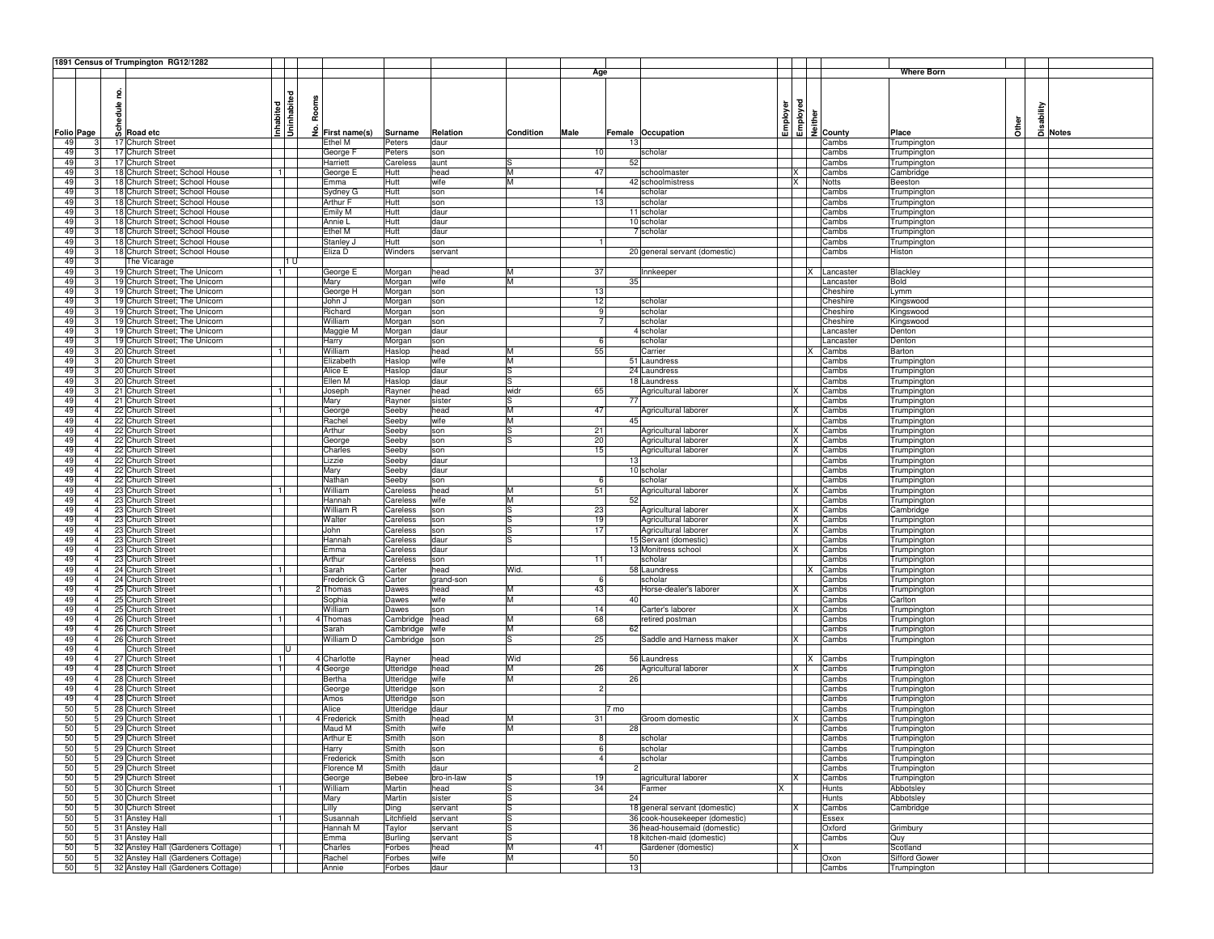**1891 Census of Trumpington RG12/1282**

| Folio | Page | Schedule no. | Road etc | Inhabited | Uninhabited | No. Rooms | First name(s) | Surname | Relation | Condition | Age Male | Age Female | Occupation | Employer | Employed | Neither | County | Place | Other | Disability | Notes |
|---|---|---|---|---|---|---|---|---|---|---|---|---|---|---|---|---|---|---|---|---|---|
| 49 | 3 | 17 | Church Street | | | | Ethel M | Peters | daur | | | 13 | | | | | Cambs | Trumpington | | | |
| 49 | 3 | 17 | Church Street | | | | George F | Peters | son | | 10 | | scholar | | | | Cambs | Trumpington | | | |
| 49 | 3 | 17 | Church Street | | | | Harriett | Careless | aunt | S | | 52 | | | | | Cambs | Trumpington | | | |
| 49 | 3 | 18 | Church Street; School House | 1 | | | George E | Hutt | head | M | 47 | | schoolmaster | | X | | Cambs | Cambridge | | | |
| 49 | 3 | 18 | Church Street; School House | | | | Emma | Hutt | wife | M | | 42 | schoolmistress | | X | | Notts | Beeston | | | |
| 49 | 3 | 18 | Church Street; School House | | | | Sydney G | Hutt | son | | 14 | | scholar | | | | Cambs | Trumpington | | | |
| 49 | 3 | 18 | Church Street; School House | | | | Arthur F | Hutt | son | | 13 | | scholar | | | | Cambs | Trumpington | | | |
| 49 | 3 | 18 | Church Street; School House | | | | Emily M | Hutt | daur | | | 11 | scholar | | | | Cambs | Trumpington | | | |
| 49 | 3 | 18 | Church Street; School House | | | | Annie L | Hutt | daur | | | 10 | scholar | | | | Cambs | Trumpington | | | |
| 49 | 3 | 18 | Church Street; School House | | | | Ethel M | Hutt | daur | | | 7 | scholar | | | | Cambs | Trumpington | | | |
| 49 | 3 | 18 | Church Street; School House | | | | Stanley J | Hutt | son | | 1 | | | | | | Cambs | Trumpington | | | |
| 49 | 3 | 18 | Church Street; School House | | | | Eliza D | Winders | servant | | | 20 | general servant (domestic) | | | | Cambs | Histon | | | |
| 49 | 3 | | The Vicarage | | 1 U | | | | | | | | | | | | | | | | |
| 49 | 3 | 19 | Church Street; The Unicorn | 1 | | | George E | Morgan | head | M | 37 | | Innkeeper | | | X | Lancaster | Blackley | | | |
| 49 | 3 | 19 | Church Street; The Unicorn | | | | Mary | Morgan | wife | M | | 35 | | | | | Lancaster | Bold | | | |
| 49 | 3 | 19 | Church Street; The Unicorn | | | | George H | Morgan | son | | 13 | | | | | | Cheshire | Lymm | | | |
| 49 | 3 | 19 | Church Street; The Unicorn | | | | John J | Morgan | son | | 12 | | scholar | | | | Cheshire | Kingswood | | | |
| 49 | 3 | 19 | Church Street; The Unicorn | | | | Richard | Morgan | son | | 9 | | scholar | | | | Cheshire | Kingswood | | | |
| 49 | 3 | 19 | Church Street; The Unicorn | | | | William | Morgan | son | | 7 | | scholar | | | | Cheshire | Kingswood | | | |
| 49 | 3 | 19 | Church Street; The Unicorn | | | | Maggie M | Morgan | daur | | | 4 | scholar | | | | Lancaster | Denton | | | |
| 49 | 3 | 19 | Church Street; The Unicorn | | | | Harry | Morgan | son | | 6 | | scholar | | | | Lancaster | Denton | | | |
| 49 | 3 | 20 | Church Street | 1 | | | William | Haslop | head | M | 55 | | Carrier | | | X | Cambs | Barton | | | |
| 49 | 3 | 20 | Church Street | | | | Elizabeth | Haslop | wife | M | | 51 | Laundress | | | | Cambs | Trumpington | | | |
| 49 | 3 | 20 | Church Street | | | | Alice E | Haslop | daur | S | | 24 | Laundress | | | | Cambs | Trumpington | | | |
| 49 | 3 | 20 | Church Street | | | | Ellen M | Haslop | daur | S | | 18 | Laundress | | | | Cambs | Trumpington | | | |
| 49 | 3 | 21 | Church Street | 1 | | | Joseph | Rayner | head | widr | 65 | | Agricultural laborer | | X | | Cambs | Trumpington | | | |
| 49 | 4 | 21 | Church Street | | | | Mary | Rayner | sister | S | | 77 | | | | | Cambs | Trumpington | | | |
| 49 | 4 | 22 | Church Street | 1 | | | George | Seeby | head | M | 47 | | Agricultural laborer | | X | | Cambs | Trumpington | | | |
| 49 | 4 | 22 | Church Street | | | | Rachel | Seeby | wife | M | | 45 | | | | | Cambs | Trumpington | | | |
| 49 | 4 | 22 | Church Street | | | | Arthur | Seeby | son | S | 21 | | Agricultural laborer | | X | | Cambs | Trumpington | | | |
| 49 | 4 | 22 | Church Street | | | | George | Seeby | son | S | 20 | | Agricultural laborer | | X | | Cambs | Trumpington | | | |
| 49 | 4 | 22 | Church Street | | | | Charles | Seeby | son | | 15 | | Agricultural laborer | | X | | Cambs | Trumpington | | | |
| 49 | 4 | 22 | Church Street | | | | Lizzie | Seeby | daur | | | 13 | | | | | Cambs | Trumpington | | | |
| 49 | 4 | 22 | Church Street | | | | Mary | Seeby | daur | | | 10 | scholar | | | | Cambs | Trumpington | | | |
| 49 | 4 | 22 | Church Street | | | | Nathan | Seeby | son | | 6 | | scholar | | | | Cambs | Trumpington | | | |
| 49 | 4 | 23 | Church Street | 1 | | | William | Careless | head | M | 51 | | Agricultural laborer | | X | | Cambs | Trumpington | | | |
| 49 | 4 | 23 | Church Street | | | | Hannah | Careless | wife | M | | 52 | | | | | Cambs | Trumpington | | | |
| 49 | 4 | 23 | Church Street | | | | William R | Careless | son | S | 23 | | Agricultural laborer | | X | | Cambs | Cambridge | | | |
| 49 | 4 | 23 | Church Street | | | | Walter | Careless | son | S | 19 | | Agricultural laborer | | X | | Cambs | Trumpington | | | |
| 49 | 4 | 23 | Church Street | | | | John | Careless | son | S | 17 | | Agricultural laborer | | X | | Cambs | Trumpington | | | |
| 49 | 4 | 23 | Church Street | | | | Hannah | Careless | daur | S | | 15 | Servant (domestic) | | | | Cambs | Trumpington | | | |
| 49 | 4 | 23 | Church Street | | | | Emma | Careless | daur | | | 13 | Monitress school | | X | | Cambs | Trumpington | | | |
| 49 | 4 | 23 | Church Street | | | | Arthur | Careless | son | | 11 | | scholar | | | | Cambs | Trumpington | | | |
| 49 | 4 | 24 | Church Street | 1 | | | Sarah | Carter | head | Wid. | | 58 | Laundress | | | X | Cambs | Trumpington | | | |
| 49 | 4 | 24 | Church Street | | | | Frederick G | Carter | grand-son | | 6 | | scholar | | | | Cambs | Trumpington | | | |
| 49 | 4 | 25 | Church Street | 1 | | 2 | Thomas | Dawes | head | M | 43 | | Horse-dealer's laborer | | X | | Cambs | Trumpington | | | |
| 49 | 4 | 25 | Church Street | | | | Sophia | Dawes | wife | M | | 40 | | | | | Cambs | Carlton | | | |
| 49 | 4 | 25 | Church Street | | | | William | Dawes | son | | 14 | | Carter's laborer | | X | | Cambs | Trumpington | | | |
| 49 | 4 | 26 | Church Street | 1 | | 4 | Thomas | Cambridge | head | M | 68 | | retired postman | | | | Cambs | Trumpington | | | |
| 49 | 4 | 26 | Church Street | | | | Sarah | Cambridge | wife | M | | 62 | | | | | Cambs | Trumpington | | | |
| 49 | 4 | 26 | Church Street | | | | William D | Cambridge | son | S | 25 | | Saddle and Harness maker | | X | | Cambs | Trumpington | | | |
| 49 | 4 | | Church Street | | U | | | | | | | | | | | | | | | | |
| 49 | 4 | 27 | Church Street | 1 | | 4 | Charlotte | Rayner | head | Wid | | 56 | Laundress | | | X | Cambs | Trumpington | | | |
| 49 | 4 | 28 | Church Street | 1 | | 4 | George | Utteridge | head | M | 26 | | Agricultural laborer | | X | | Cambs | Trumpington | | | |
| 49 | 4 | 28 | Church Street | | | | Bertha | Utteridge | wife | M | | 26 | | | | | Cambs | Trumpington | | | |
| 49 | 4 | 28 | Church Street | | | | George | Utteridge | son | | 2 | | | | | | Cambs | Trumpington | | | |
| 49 | 4 | 28 | Church Street | | | | Amos | Utteridge | son | | | | | | | | Cambs | Trumpington | | | |
| 50 | 5 | 28 | Church Street | | | | Alice | Utteridge | daur | | | 7 mo | | | | | Cambs | Trumpington | | | |
| 50 | 5 | 29 | Church Street | 1 | | 4 | Frederick | Smith | head | M | 31 | | Groom domestic | | X | | Cambs | Trumpington | | | |
| 50 | 5 | 29 | Church Street | | | | Maud M | Smith | wife | M | | 28 | | | | | Cambs | Trumpington | | | |
| 50 | 5 | 29 | Church Street | | | | Arthur E | Smith | son | | 8 | | scholar | | | | Cambs | Trumpington | | | |
| 50 | 5 | 29 | Church Street | | | | Harry | Smith | son | | 6 | | scholar | | | | Cambs | Trumpington | | | |
| 50 | 5 | 29 | Church Street | | | | Frederick | Smith | son | | 4 | | scholar | | | | Cambs | Trumpington | | | |
| 50 | 5 | 29 | Church Street | | | | Florence M | Smith | daur | | | 2 | | | | | Cambs | Trumpington | | | |
| 50 | 5 | 29 | Church Street | | | | George | Bebee | bro-in-law | S | 19 | | agricultural laborer | | X | | Cambs | Trumpington | | | |
| 50 | 5 | 30 | Church Street | 1 | | | William | Martin | head | S | 34 | | Farmer | X | | | Hunts | Abbotsley | | | |
| 50 | 5 | 30 | Church Street | | | | Mary | Martin | sister | S | | 24 | | | | | Hunts | Abbotsley | | | |
| 50 | 5 | 30 | Church Street | | | | Lilly | Ding | servant | S | | 18 | general servant (domestic) | | X | | Cambs | Cambridge | | | |
| 50 | 5 | 31 | Anstey Hall | 1 | | | Susannah | Litchfield | servant | S | | 36 | cook-housekeeper (domestic) | | | | Essex | | | | |
| 50 | 5 | 31 | Anstey Hall | | | | Hannah M | Taylor | servant | S | | 36 | head-housemaid (domestic) | | | | Oxford | Grimbury | | | |
| 50 | 5 | 31 | Anstey Hall | | | | Emma | Burling | servant | S | | 18 | kitchen-maid (domestic) | | | | Cambs | Quy | | | |
| 50 | 5 | 32 | Anstey Hall (Gardeners Cottage) | 1 | | | Charles | Forbes | head | M | 41 | | Gardener (domestic) | | X | | | Scotland | | | |
| 50 | 5 | 32 | Anstey Hall (Gardeners Cottage) | | | | Rachel | Forbes | wife | M | | 50 | | | | | Oxon | Sifford Gower | | | |
| 50 | 5 | 32 | Anstey Hall (Gardeners Cottage) | | | | Annie | Forbes | daur | | | 13 | | | | | Cambs | Trumpington | | | |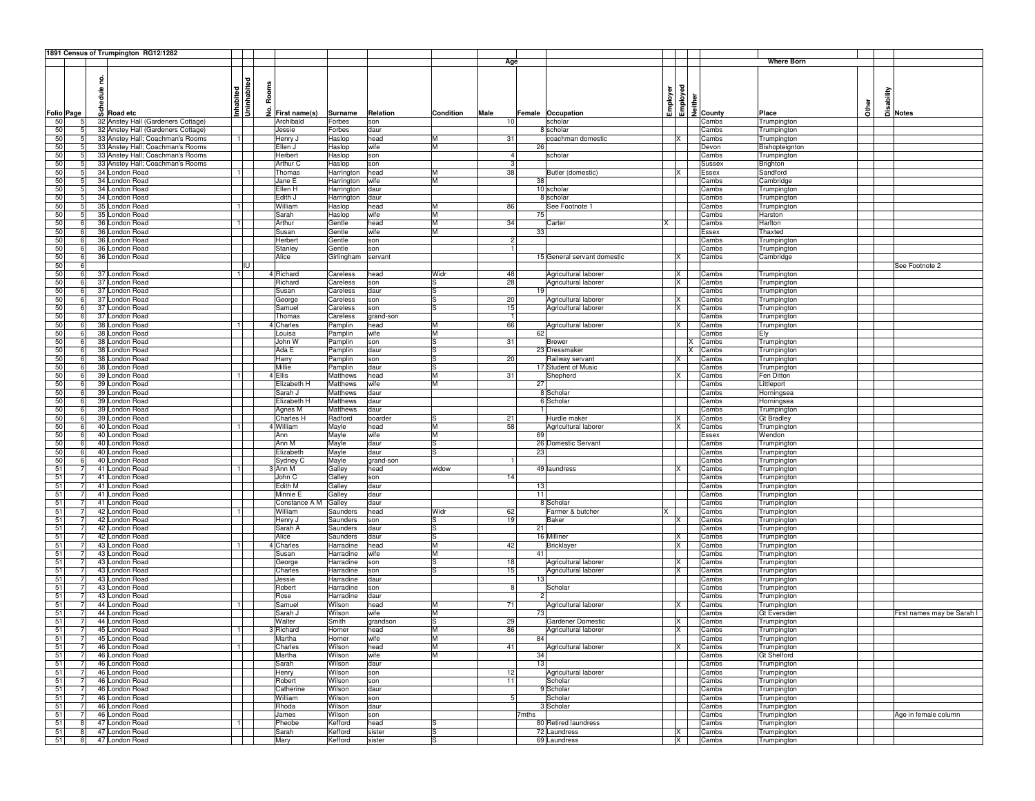## 1891 Census of Trumpington RG12/1282

| Folio | Page | Schedule no. | Road etc | Inhabited | Uninhabited | No. Rooms | First name(s) | Surname | Relation | Condition | Age Male | Age Female | Occupation | Employer | Employed | Neither | County | Place | Other | Disability | Notes |
|---|---|---|---|---|---|---|---|---|---|---|---|---|---|---|---|---|---|---|---|---|---|
| 50 | 5 | 32 | Anstey Hall (Gardeners Cottage) | | | | Archibald | Forbes | son | | 10 | | scholar | | | | Cambs | Trumpington | | | |
| 50 | 5 | 32 | Anstey Hall (Gardeners Cottage) | | | | Jessie | Forbes | daur | | | 8 | scholar | | | | Cambs | Trumpington | | | |
| 50 | 5 | 33 | Anstey Hall; Coachman's Rooms | 1 | | | Henry J | Haslop | head | M | 31 | | coachman domestic | | X | | Cambs | Trumpington | | | |
| 50 | 5 | 33 | Anstey Hall; Coachman's Rooms | | | | Ellen J | Haslop | wife | M | | 26 | | | | | Devon | Bishopteignton | | | |
| 50 | 5 | 33 | Anstey Hall; Coachman's Rooms | | | | Herbert | Haslop | son | | 4 | | scholar | | | | Cambs | Trumpington | | | |
| 50 | 5 | 33 | Anstey Hall; Coachman's Rooms | | | | Arthur C | Haslop | son | | 3 | | | | | | Sussex | Brighton | | | |
| 50 | 5 | 34 | London Road | 1 | | | Thomas | Harrington | head | M | 38 | | Butler (domestic) | | X | | Essex | Sandford | | | |
| 50 | 5 | 34 | London Road | | | | Jane E | Harrington | wife | M | | 38 | | | | | Cambs | Cambridge | | | |
| 50 | 5 | 34 | London Road | | | | Ellen H | Harrington | daur | | | 10 | scholar | | | | Cambs | Trumpington | | | |
| 50 | 5 | 34 | London Road | | | | Edith J | Harrington | daur | | | 8 | scholar | | | | Cambs | Trumpington | | | |
| 50 | 5 | 35 | London Road | 1 | | | William | Haslop | head | M | 86 | | See Footnote 1 | | | | Cambs | Trumpington | | | |
| 50 | 5 | 35 | London Road | | | | Sarah | Haslop | wife | M | | 75 | | | | | Cambs | Harston | | | |
| 50 | 6 | 36 | London Road | 1 | | | Arthur | Gentle | head | M | 34 | | Carter | X | | | Cambs | Harlton | | | |
| 50 | 6 | 36 | London Road | | | | Susan | Gentle | wife | M | | 33 | | | | | Essex | Thaxted | | | |
| 50 | 6 | 36 | London Road | | | | Herbert | Gentle | son | | 2 | | | | | | Cambs | Trumpington | | | |
| 50 | 6 | 36 | London Road | | | | Stanley | Gentle | son | | 1 | | | | | | Cambs | Trumpington | | | |
| 50 | 6 | 36 | London Road | | | | Alice | Girlingham | servant | | | 15 | General servant domestic | | X | | Cambs | Cambridge | | | |
| 50 | 6 | | | | IU | | | | | | | | | | | | | | | | See Footnote 2 |
| 50 | 6 | 37 | London Road | 1 | | 4 | Richard | Careless | head | Widr | 48 | | Agricultural laborer | | X | | Cambs | Trumpington | | | |
| 50 | 6 | 37 | London Road | | | | Richard | Careless | son | S | 28 | | Agricultural laborer | | X | | Cambs | Trumpington | | | |
| 50 | 6 | 37 | London Road | | | | Susan | Careless | daur | S | | 19 | | | | | Cambs | Trumpington | | | |
| 50 | 6 | 37 | London Road | | | | George | Careless | son | S | 20 | | Agricultural laborer | | X | | Cambs | Trumpington | | | |
| 50 | 6 | 37 | London Road | | | | Samuel | Careless | son | S | 15 | | Agricultural laborer | | X | | Cambs | Trumpington | | | |
| 50 | 6 | 37 | London Road | | | | Thomas | Careless | grand-son | | 1 | | | | | | Cambs | Trumpington | | | |
| 50 | 6 | 38 | London Road | 1 | | 4 | Charles | Pamplin | head | M | 66 | | Agricultural laborer | | X | | Cambs | Trumpington | | | |
| 50 | 6 | 38 | London Road | | | | Louisa | Pamplin | wife | M | | 62 | | | | | Cambs | Ely | | | |
| 50 | 6 | 38 | London Road | | | | John W | Pamplin | son | S | 31 | | Brewer | | | X | Cambs | Trumpington | | | |
| 50 | 6 | 38 | London Road | | | | Ada E | Pamplin | daur | S | | 23 | Dressmaker | | | X | Cambs | Trumpington | | | |
| 50 | 6 | 38 | London Road | | | | Harry | Pamplin | son | S | 20 | | Railway servant | | X | | Cambs | Trumpington | | | |
| 50 | 6 | 38 | London Road | | | | Millie | Pamplin | daur | S | | 17 | Student of Music | | | | Cambs | Trumpington | | | |
| 50 | 6 | 39 | London Road | 1 | | 4 | Ellis | Matthews | head | M | 31 | | Shepherd | | X | | Cambs | Fen Ditton | | | |
| 50 | 6 | 39 | London Road | | | | Elizabeth H | Matthews | wife | M | | 27 | | | | | Cambs | Littleport | | | |
| 50 | 6 | 39 | London Road | | | | Sarah J | Matthews | daur | | | 8 | Scholar | | | | Cambs | Horningsea | | | |
| 50 | 6 | 39 | London Road | | | | Elizabeth H | Matthews | daur | | | 6 | Scholar | | | | Cambs | Horningsea | | | |
| 50 | 6 | 39 | London Road | | | | Agnes M | Matthews | daur | | | 1 | | | | | Cambs | Trumpington | | | |
| 50 | 6 | 39 | London Road | | | | Charles H | Radford | boarder | S | 21 | | Hurdle maker | | X | | Cambs | Gt Bradley | | | |
| 50 | 6 | 40 | London Road | 1 | | 4 | William | Mayle | head | M | 58 | | Agricultural laborer | | X | | Cambs | Trumpington | | | |
| 50 | 6 | 40 | London Road | | | | Ann | Mayle | wife | M | | 69 | | | | | Essex | Wendon | | | |
| 50 | 6 | 40 | London Road | | | | Ann M | Mayle | daur | S | | 26 | Domestic Servant | | | | Cambs | Trumpington | | | |
| 50 | 6 | 40 | London Road | | | | Elizabeth | Mayle | daur | S | | 23 | | | | | Cambs | Trumpington | | | |
| 50 | 6 | 40 | London Road | | | | Sydney C | Mayle | grand-son | | 1 | | | | | | Cambs | Trumpington | | | |
| 51 | 7 | 41 | London Road | 1 | | 3 | Ann M | Galley | head | widow | | 49 | laundress | | X | | Cambs | Trumpington | | | |
| 51 | 7 | 41 | London Road | | | | John C | Galley | son | | 14 | | | | | | Cambs | Trumpington | | | |
| 51 | 7 | 41 | London Road | | | | Edith M | Galley | daur | | | 13 | | | | | Cambs | Trumpington | | | |
| 51 | 7 | 41 | London Road | | | | Minnie E | Galley | daur | | | 11 | | | | | Cambs | Trumpington | | | |
| 51 | 7 | 41 | London Road | | | | Constance A M | Galley | daur | | | 8 | Scholar | | | | Cambs | Trumpington | | | |
| 51 | 7 | 42 | London Road | 1 | | | William | Saunders | head | Widr | 62 | | Farmer & butcher | X | | | Cambs | Trumpington | | | |
| 51 | 7 | 42 | London Road | | | | Henry J | Saunders | son | S | 19 | | Baker | | X | | Cambs | Trumpington | | | |
| 51 | 7 | 42 | London Road | | | | Sarah A | Saunders | daur | S | | 21 | | | | | Cambs | Trumpington | | | |
| 51 | 7 | 42 | London Road | | | | Alice | Saunders | daur | S | | 16 | Milliner | | X | | Cambs | Trumpington | | | |
| 51 | 7 | 43 | London Road | 1 | | 4 | Charles | Harradine | head | M | 42 | | Bricklayer | | X | | Cambs | Trumpington | | | |
| 51 | 7 | 43 | London Road | | | | Susan | Harradine | wife | M | | 41 | | | | | Cambs | Trumpington | | | |
| 51 | 7 | 43 | London Road | | | | George | Harradine | son | S | 18 | | Agricultural laborer | | X | | Cambs | Trumpington | | | |
| 51 | 7 | 43 | London Road | | | | Charles | Harradine | son | S | 15 | | Agricultural laborer | | X | | Cambs | Trumpington | | | |
| 51 | 7 | 43 | London Road | | | | Jessie | Harradine | daur | | | 13 | | | | | Cambs | Trumpington | | | |
| 51 | 7 | 43 | London Road | | | | Robert | Harradine | son | | 8 | | Scholar | | | | Cambs | Trumpington | | | |
| 51 | 7 | 43 | London Road | | | | Rose | Harradine | daur | | | 2 | | | | | Cambs | Trumpington | | | |
| 51 | 7 | 44 | London Road | 1 | | | Samuel | Wilson | head | M | 71 | | Agricultural laborer | | X | | Cambs | Trumpington | | | |
| 51 | 7 | 44 | London Road | | | | Sarah J | Wilson | wife | M | | 73 | | | | | Cambs | Gt Eversden | | | First names may be Sarah I |
| 51 | 7 | 44 | London Road | | | | Walter | Smith | grandson | S | 29 | | Gardener Domestic | | X | | Cambs | Trumpington | | | |
| 51 | 7 | 45 | London Road | 1 | | 3 | Richard | Horner | head | M | 86 | | Agricultural laborer | | X | | Cambs | Trumpington | | | |
| 51 | 7 | 45 | London Road | | | | Martha | Horner | wife | M | | 84 | | | | | Cambs | Trumpington | | | |
| 51 | 7 | 46 | London Road | 1 | | | Charles | Wilson | head | M | 41 | | Agricultural laborer | | X | | Cambs | Trumpington | | | |
| 51 | 7 | 46 | London Road | | | | Martha | Wilson | wife | M | | 34 | | | | | Cambs | Gt Shelford | | | |
| 51 | 7 | 46 | London Road | | | | Sarah | Wilson | daur | | | 13 | | | | | Cambs | Trumpington | | | |
| 51 | 7 | 46 | London Road | | | | Henry | Wilson | son | | 12 | | Agricultural laborer | | | | Cambs | Trumpington | | | |
| 51 | 7 | 46 | London Road | | | | Robert | Wilson | son | | 11 | | Scholar | | | | Cambs | Trumpington | | | |
| 51 | 7 | 46 | London Road | | | | Catherine | Wilson | daur | | | 9 | Scholar | | | | Cambs | Trumpington | | | |
| 51 | 7 | 46 | London Road | | | | William | Wilson | son | | 5 | | Scholar | | | | Cambs | Trumpington | | | |
| 51 | 7 | 46 | London Road | | | | Rhoda | Wilson | daur | | | 3 | Scholar | | | | Cambs | Trumpington | | | |
| 51 | 7 | 46 | London Road | | | | James | Wilson | son | | | 7mths | | | | | Cambs | Trumpington | | | Age in female column |
| 51 | 8 | 47 | London Road | 1 | | | Pheobe | Kefford | head | S | | 80 | Retired laundress | | | | Cambs | Trumpington | | | |
| 51 | 8 | 47 | London Road | | | | Sarah | Kefford | sister | S | | 72 | Laundress | | X | | Cambs | Trumpington | | | |
| 51 | 8 | 47 | London Road | | | | Mary | Kefford | sister | S | | 69 | Laundress | | X | | Cambs | Trumpington | | | |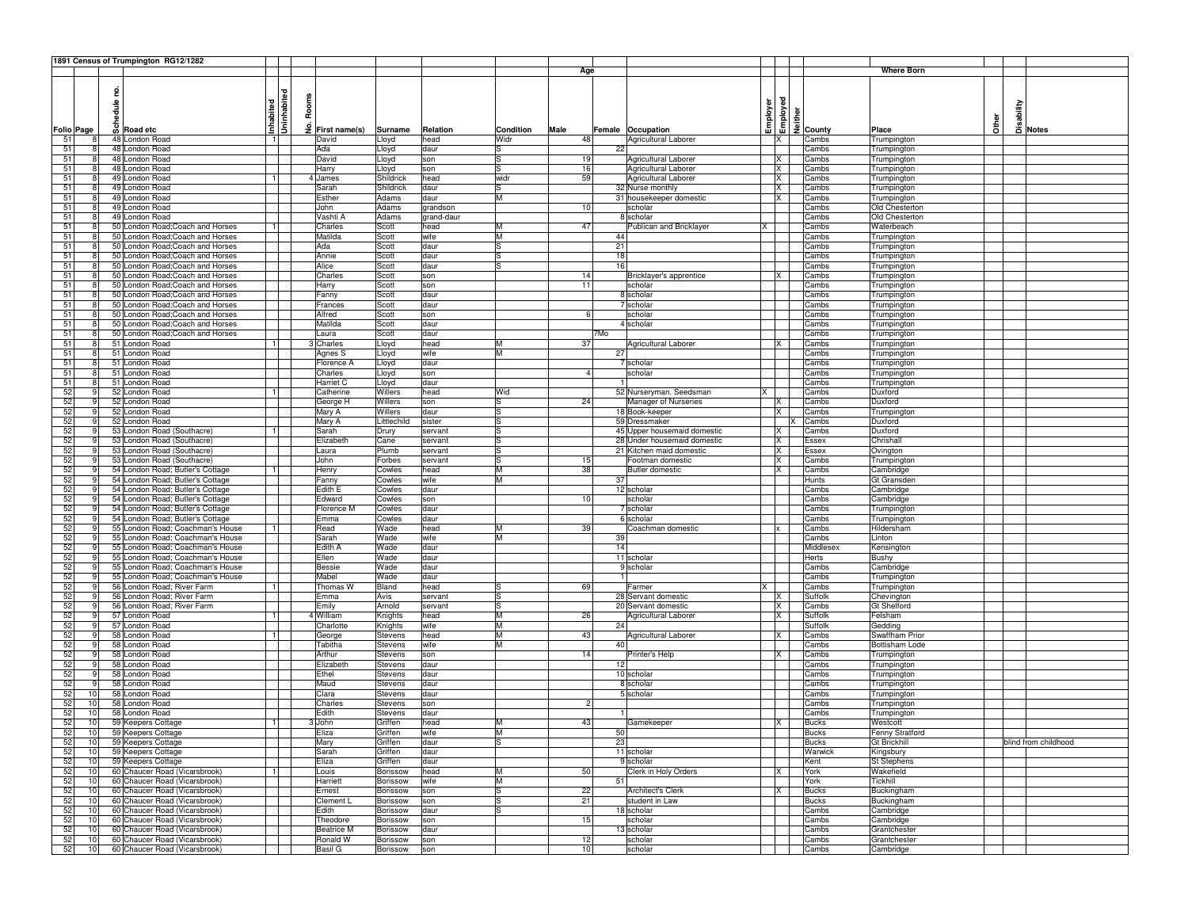| 1891 Census of Trumpington RG12/1282 | | | | | | | | | | | | | | | | | | | | | | |
|---|---|---|---|---|---|---|---|---|---|---|---|---|---|---|---|---|---|---|---|---|---|---|
| | | | | | | | | | | | Age | | | | | | | Where Born | | | | |
| Folio | Page | Schedule no. | Road etc | Inhabited | Uninhabited | No. Rooms | First name(s) | Surname | Relation | Condition | Male | Female | Occupation | Employer | Employed | Neither | County | Place | Other | Disability | Notes |
| 51 | 8 | 48 | London Road | 1 | | | David | Lloyd | head | Widr | 48 | | Agricultural Laborer | | X | | Cambs | Trumpington | | | |
| 51 | 8 | 48 | London Road | | | | Ada | Lloyd | daur | S | | 22 | | | | | Cambs | Trumpington | | | |
| 51 | 8 | 48 | London Road | | | | David | Lloyd | son | S | 19 | | Agricultural Laborer | | X | | Cambs | Trumpington | | | |
| 51 | 8 | 48 | London Road | | | | Harry | Lloyd | son | S | 16 | | Agricultural Laborer | | X | | Cambs | Trumpington | | | |
| 51 | 8 | 49 | London Road | 1 | | 4 | James | Shildrick | head | widr | 59 | | Agricultural Laborer | | X | | Cambs | Trumpington | | | |
| 51 | 8 | 49 | London Road | | | | Sarah | Shildrick | daur | S | | 32 | Nurse monthly | | X | | Cambs | Trumpington | | | |
| 51 | 8 | 49 | London Road | | | | Esther | Adams | daur | M | | 31 | housekeeper domestic | | X | | Cambs | Trumpington | | | |
| 51 | 8 | 49 | London Road | | | | John | Adams | grandson | | 10 | | scholar | | | | Cambs | Old Chesterton | | | |
| 51 | 8 | 49 | London Road | | | | Vashti A | Adams | grand-daur | | | 8 | scholar | | | | Cambs | Old Chesterton | | | |
| 51 | 8 | 50 | London Road;Coach and Horses | 1 | | | Charles | Scott | head | M | 47 | | Publican and Bricklayer | X | | | Cambs | Waterbeach | | | |
| 51 | 8 | 50 | London Road;Coach and Horses | | | | Matilda | Scott | wife | M | | 44 | | | | | Cambs | Trumpington | | | |
| 51 | 8 | 50 | London Road;Coach and Horses | | | | Ada | Scott | daur | S | | 21 | | | | | Cambs | Trumpington | | | |
| 51 | 8 | 50 | London Road;Coach and Horses | | | | Annie | Scott | daur | S | | 18 | | | | | Cambs | Trumpington | | | |
| 51 | 8 | 50 | London Road;Coach and Horses | | | | Alice | Scott | daur | S | | 16 | | | | | Cambs | Trumpington | | | |
| 51 | 8 | 50 | London Road;Coach and Horses | | | | Charles | Scott | son | | 14 | | Bricklayer's apprentice | | X | | Cambs | Trumpington | | | |
| 51 | 8 | 50 | London Road;Coach and Horses | | | | Harry | Scott | son | | 11 | | scholar | | | | Cambs | Trumpington | | | |
| 51 | 8 | 50 | London Road;Coach and Horses | | | | Fanny | Scott | daur | | | 8 | scholar | | | | Cambs | Trumpington | | | |
| 51 | 8 | 50 | London Road;Coach and Horses | | | | Frances | Scott | daur | | | 7 | scholar | | | | Cambs | Trumpington | | | |
| 51 | 8 | 50 | London Road;Coach and Horses | | | | Alfred | Scott | son | | 6 | | scholar | | | | Cambs | Trumpington | | | |
| 51 | 8 | 50 | London Road;Coach and Horses | | | | Matilda | Scott | daur | | | 4 | scholar | | | | Cambs | Trumpington | | | |
| 51 | 8 | 50 | London Road;Coach and Horses | | | | Laura | Scott | daur | | | 7Mo | | | | | Cambs | Trumpington | | | |
| 51 | 8 | 51 | London Road | 1 | | 3 | Charles | Lloyd | head | M | 37 | | Agricultural Laborer | | X | | Cambs | Trumpington | | | |
| 51 | 8 | 51 | London Road | | | | Agnes S | Lloyd | wife | M | | 27 | | | | | Cambs | Trumpington | | | |
| 51 | 8 | 51 | London Road | | | | Florence A | Lloyd | daur | | | 7 | scholar | | | | Cambs | Trumpington | | | |
| 51 | 8 | 51 | London Road | | | | Charles | Lloyd | son | | 4 | | scholar | | | | Cambs | Trumpington | | | |
| 51 | 8 | 51 | London Road | | | | Harriet C | Lloyd | daur | | | 1 | | | | | Cambs | Trumpington | | | |
| 52 | 9 | 52 | London Road | 1 | | | Catherine | Willers | head | Wid | | 52 | Nurseryman. Seedsman | X | | | Cambs | Duxford | | | |
| 52 | 9 | 52 | London Road | | | | George H | Willers | son | S | 24 | | Manager of Nurseries | | X | | Cambs | Duxford | | | |
| 52 | 9 | 52 | London Road | | | | Mary A | Willers | daur | S | | 18 | Book-keeper | | X | | Cambs | Trumpington | | | |
| 52 | 9 | 52 | London Road | | | | Mary A | Littlechild | sister | S | | 59 | Dressmaker | | | X | Cambs | Duxford | | | |
| 52 | 9 | 53 | London Road (Southacre) | 1 | | | Sarah | Drury | servant | S | | 45 | Upper housemaid domestic | | X | | Cambs | Duxford | | | |
| 52 | 9 | 53 | London Road (Southacre) | | | | Elizabeth | Cane | servant | S | | 28 | Under housemaid domestic | | X | | Essex | Chrishall | | | |
| 52 | 9 | 53 | London Road (Southacre) | | | | Laura | Plumb | servant | S | | 21 | Kitchen maid domestic | | X | | Essex | Ovington | | | |
| 52 | 9 | 53 | London Road (Southacre) | | | | John | Forbes | servant | S | 15 | | Footman domestic | | X | | Cambs | Trumpington | | | |
| 52 | 9 | 54 | London Road; Butler's Cottage | 1 | | | Henry | Cowles | head | M | 38 | | Butler domestic | | X | | Cambs | Cambridge | | | |
| 52 | 9 | 54 | London Road; Butler's Cottage | | | | Fanny | Cowles | wife | M | | 37 | | | | | Hunts | Gt Gransden | | | |
| 52 | 9 | 54 | London Road; Butler's Cottage | | | | Edith E | Cowles | daur | | | 12 | scholar | | | | Cambs | Cambridge | | | |
| 52 | 9 | 54 | London Road; Butler's Cottage | | | | Edward | Cowles | son | | 10 | | scholar | | | | Cambs | Cambridge | | | |
| 52 | 9 | 54 | London Road; Butler's Cottage | | | | Florence M | Cowles | daur | | | 7 | scholar | | | | Cambs | Trumpington | | | |
| 52 | 9 | 54 | London Road; Butler's Cottage | | | | Emma | Cowles | daur | | | 6 | scholar | | | | Cambs | Trumpington | | | |
| 52 | 9 | 55 | London Road; Coachman's House | 1 | | | Read | Wade | head | M | 39 | | Coachman domestic | | x | | Cambs | Hildersham | | | |
| 52 | 9 | 55 | London Road; Coachman's House | | | | Sarah | Wade | wife | M | | 39 | | | | | Cambs | Linton | | | |
| 52 | 9 | 55 | London Road; Coachman's House | | | | Edith A | Wade | daur | | | 14 | | | | | Middlesex | Kensington | | | |
| 52 | 9 | 55 | London Road; Coachman's House | | | | Ellen | Wade | daur | | | 11 | scholar | | | | Herts | Bushy | | | |
| 52 | 9 | 55 | London Road; Coachman's House | | | | Bessie | Wade | daur | | | 9 | scholar | | | | Cambs | Cambridge | | | |
| 52 | 9 | 55 | London Road; Coachman's House | | | | Mabel | Wade | daur | | | 1 | | | | | Cambs | Trumpington | | | |
| 52 | 9 | 56 | London Road; River Farm | 1 | | | Thomas W | Bland | head | S | 69 | | Farmer | X | | | Cambs | Trumpington | | | |
| 52 | 9 | 56 | London Road; River Farm | | | | Emma | Avis | servant | S | | 28 | Servant domestic | | X | | Suffolk | Chevington | | | |
| 52 | 9 | 56 | London Road; River Farm | | | | Emily | Arnold | servant | S | | 20 | Servant domestic | | X | | Cambs | Gt Shelford | | | |
| 52 | 9 | 57 | London Road | 1 | | 4 | William | Knights | head | M | 26 | | Agricultural Laborer | | X | | Suffolk | Felsham | | | |
| 52 | 9 | 57 | London Road | | | | Charlotte | Knights | wife | M | | 24 | | | | | Suffolk | Gedding | | | |
| 52 | 9 | 58 | London Road | 1 | | | George | Stevens | head | M | 43 | | Agricultural Laborer | | X | | Cambs | Swaffham Prior | | | |
| 52 | 9 | 58 | London Road | | | | Tabitha | Stevens | wife | M | | 40 | | | | | Cambs | Bottisham Lode | | | |
| 52 | 9 | 58 | London Road | | | | Arthur | Stevens | son | | 14 | | Printer's Help | | X | | Cambs | Trumpington | | | |
| 52 | 9 | 58 | London Road | | | | Elizabeth | Stevens | daur | | | 12 | | | | | Cambs | Trumpington | | | |
| 52 | 9 | 58 | London Road | | | | Ethel | Stevens | daur | | | 10 | scholar | | | | Cambs | Trumpington | | | |
| 52 | 9 | 58 | London Road | | | | Maud | Stevens | daur | | | 8 | scholar | | | | Cambs | Trumpington | | | |
| 52 | 10 | 58 | London Road | | | | Clara | Stevens | daur | | | 5 | scholar | | | | Cambs | Trumpington | | | |
| 52 | 10 | 58 | London Road | | | | Charles | Stevens | son | | 2 | | | | | | Cambs | Trumpington | | | |
| 52 | 10 | 58 | London Road | | | | Edith | Stevens | daur | | | 1 | | | | | Cambs | Trumpington | | | |
| 52 | 10 | 59 | Keepers Cottage | 1 | | 3 | John | Griffen | head | M | 43 | | Gamekeeper | | X | | Bucks | Westcott | | | |
| 52 | 10 | 59 | Keepers Cottage | | | | Eliza | Griffen | wife | M | | 50 | | | | | Bucks | Fenny Stratford | | | |
| 52 | 10 | 59 | Keepers Cottage | | | | Mary | Griffen | daur | S | | 23 | | | | | Bucks | Gt Brickhill | | blind from childhood | |
| 52 | 10 | 59 | Keepers Cottage | | | | Sarah | Griffen | daur | | | 11 | scholar | | | | Warwick | Kingsbury | | | |
| 52 | 10 | 59 | Keepers Cottage | | | | Eliza | Griffen | daur | | | 9 | scholar | | | | Kent | St Stephens | | | |
| 52 | 10 | 60 | Chaucer Road (Vicarsbrook) | 1 | | | Louis | Borissow | head | M | 50 | | Clerk in Holy Orders | | X | | York | Wakefield | | | |
| 52 | 10 | 60 | Chaucer Road (Vicarsbrook) | | | | Harriett | Borissow | wife | M | | 51 | | | | | York | Tickhill | | | |
| 52 | 10 | 60 | Chaucer Road (Vicarsbrook) | | | | Ernest | Borissow | son | S | 22 | | Architect's Clerk | | X | | Bucks | Buckingham | | | |
| 52 | 10 | 60 | Chaucer Road (Vicarsbrook) | | | | Clement L | Borissow | son | S | 21 | | student in Law | | | | Bucks | Buckingham | | | |
| 52 | 10 | 60 | Chaucer Road (Vicarsbrook) | | | | Edith | Borissow | daur | S | | 18 | scholar | | | | Cambs | Cambridge | | | |
| 52 | 10 | 60 | Chaucer Road (Vicarsbrook) | | | | Theodore | Borissow | son | | 15 | | scholar | | | | Cambs | Cambridge | | | |
| 52 | 10 | 60 | Chaucer Road (Vicarsbrook) | | | | Beatrice M | Borissow | daur | | | 13 | scholar | | | | Cambs | Grantchester | | | |
| 52 | 10 | 60 | Chaucer Road (Vicarsbrook) | | | | Ronald W | Borissow | son | | 12 | | scholar | | | | Cambs | Grantchester | | | |
| 52 | 10 | 60 | Chaucer Road (Vicarsbrook) | | | | Basil G | Borissow | son | | 10 | | scholar | | | | Cambs | Cambridge | | | |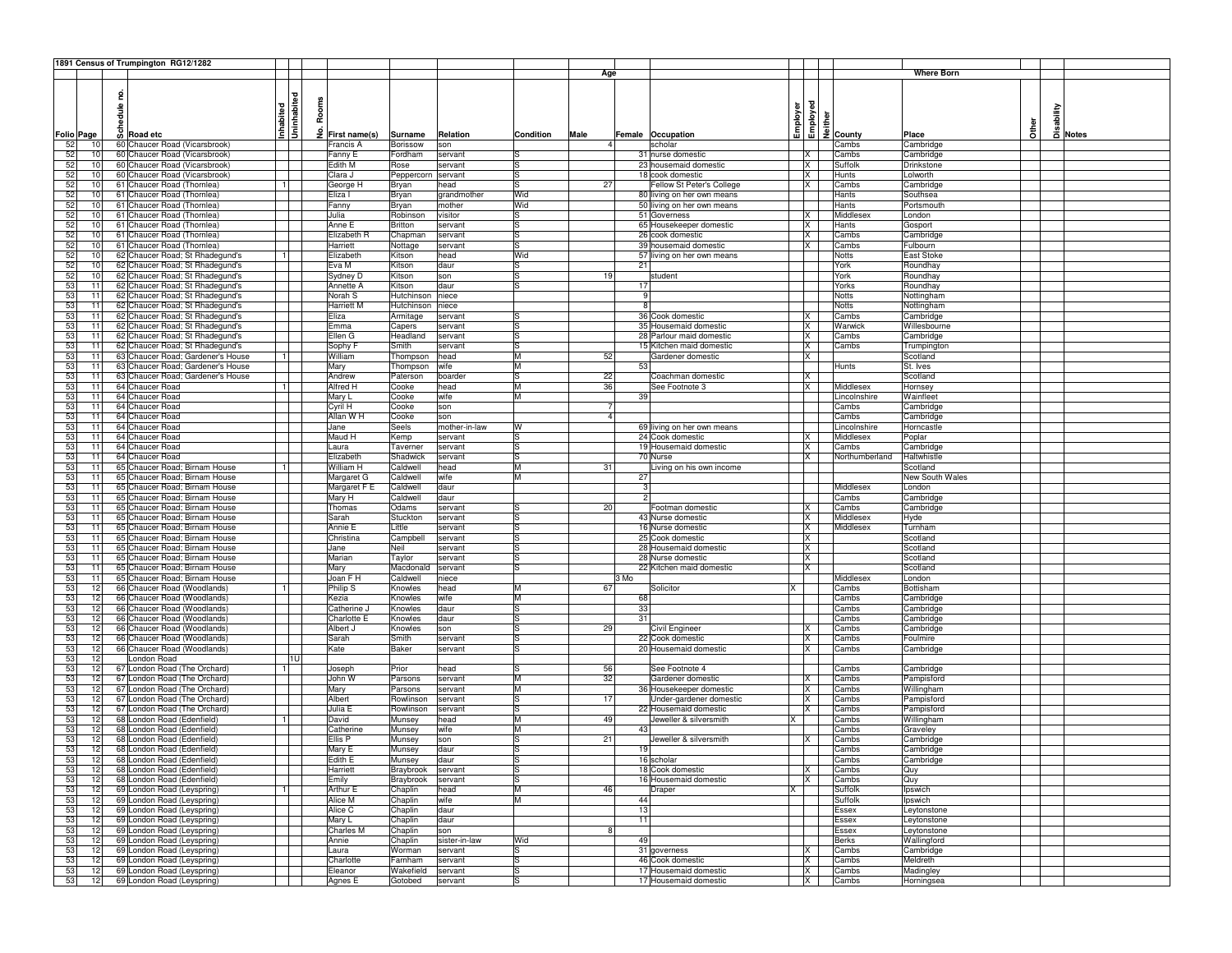## 1891 Census of Trumpington RG12/1282

| Folio | Page | Schedule no. | Road etc | Inhabited | Uninhabited | No. Rooms | First name(s) | Surname | Relation | Condition | Age Male | Age Female | Occupation | Employer | Employed | Neither | County | Place | Other | Disability | Notes |
|---|---|---|---|---|---|---|---|---|---|---|---|---|---|---|---|---|---|---|---|---|---|
| 52 | 10 | 60 | Chaucer Road (Vicarsbrook) | | | | Francis A | Borissow | son | | 4 | | scholar | | | | Cambs | Cambridge | | | |
| 52 | 10 | 60 | Chaucer Road (Vicarsbrook) | | | | Fanny E | Fordham | servant | S | | 31 | nurse domestic | | X | | Cambs | Cambridge | | | |
| 52 | 10 | 60 | Chaucer Road (Vicarsbrook) | | | | Edith M | Rose | servant | S | | 23 | housemaid domestic | | X | | Suffolk | Drinkstone | | | |
| 52 | 10 | 60 | Chaucer Road (Vicarsbrook) | | | | Clara J | Peppercorn | servant | S | | 18 | cook domestic | | X | | Hunts | Lolworth | | | |
| 52 | 10 | 61 | Chaucer Road (Thornlea) | 1 | | | George H | Bryan | head | S | 27 | | Fellow St Peter's College | | X | | Cambs | Cambridge | | | |
| 52 | 10 | 61 | Chaucer Road (Thornlea) | | | | Eliza I | Bryan | grandmother | Wid | | 80 | living on her own means | | | | Hants | Southsea | | | |
| 52 | 10 | 61 | Chaucer Road (Thornlea) | | | | Fanny | Bryan | mother | Wid | | 50 | living on her own means | | | | Hants | Portsmouth | | | |
| 52 | 10 | 61 | Chaucer Road (Thornlea) | | | | Julia | Robinson | visitor | S | | 51 | Governess | | X | | Middlesex | London | | | |
| 52 | 10 | 61 | Chaucer Road (Thornlea) | | | | Anne E | Britton | servant | S | | 65 | Housekeeper domestic | | X | | Hants | Gosport | | | |
| 52 | 10 | 61 | Chaucer Road (Thornlea) | | | | Elizabeth R | Chapman | servant | S | | 26 | cook domestic | | X | | Cambs | Cambridge | | | |
| 52 | 10 | 61 | Chaucer Road (Thornlea) | | | | Harriett | Nottage | servant | S | | 39 | housemaid domestic | | X | | Cambs | Fulbourn | | | |
| 52 | 10 | 62 | Chaucer Road; St Rhadegund's | 1 | | | Elizabeth | Kitson | head | Wid | | 57 | living on her own means | | | | Notts | East Stoke | | | |
| 52 | 10 | 62 | Chaucer Road; St Rhadegund's | | | | Eva M | Kitson | daur | S | | 21 | | | | | York | Roundhay | | | |
| 52 | 10 | 62 | Chaucer Road; St Rhadegund's | | | | Sydney D | Kitson | son | S | 19 | | student | | | | York | Roundhay | | | |
| 53 | 11 | 62 | Chaucer Road; St Rhadegund's | | | | Annette A | Kitson | daur | S | | 17 | | | | | Yorks | Roundhay | | | |
| 53 | 11 | 62 | Chaucer Road; St Rhadegund's | | | | Norah S | Hutchinson | niece | | | 9 | | | | | Notts | Nottingham | | | |
| 53 | 11 | 62 | Chaucer Road; St Rhadegund's | | | | Harriett M | Hutchinson | niece | | | 8 | | | | | Notts | Nottingham | | | |
| 53 | 11 | 62 | Chaucer Road; St Rhadegund's | | | | Eliza | Armitage | servant | S | | 36 | Cook domestic | | X | | Cambs | Cambridge | | | |
| 53 | 11 | 62 | Chaucer Road; St Rhadegund's | | | | Emma | Capers | servant | S | | 35 | Housemaid domestic | | X | | Warwick | Willesbourne | | | |
| 53 | 11 | 62 | Chaucer Road; St Rhadegund's | | | | Ellen G | Headland | servant | S | | 28 | Parlour maid domestic | | X | | Cambs | Cambridge | | | |
| 53 | 11 | 62 | Chaucer Road; St Rhadegund's | | | | Sophy F | Smith | servant | S | | 15 | Kitchen maid domestic | | X | | Cambs | Trumpington | | | |
| 53 | 11 | 63 | Chaucer Road; Gardener's House | 1 | | | William | Thompson | head | M | 52 | | Gardener domestic | | X | | | Scotland | | | |
| 53 | 11 | 63 | Chaucer Road; Gardener's House | | | | Mary | Thompson | wife | M | | 53 | | | | | Hunts | St. Ives | | | |
| 53 | 11 | 63 | Chaucer Road; Gardener's House | | | | Andrew | Paterson | boarder | S | 22 | | Coachman domestic | | X | | | Scotland | | | |
| 53 | 11 | 64 | Chaucer Road | 1 | | | Alfred H | Cooke | head | M | 36 | | See Footnote 3 | | X | | Middlesex | Hornsey | | | |
| 53 | 11 | 64 | Chaucer Road | | | | Mary L | Cooke | wife | M | | 39 | | | | | Lincolnshire | Wainfleet | | | |
| 53 | 11 | 64 | Chaucer Road | | | | Cyril H | Cooke | son | | 7 | | | | | | Cambs | Cambridge | | | |
| 53 | 11 | 64 | Chaucer Road | | | | Allan W H | Cooke | son | | 4 | | | | | | Cambs | Cambridge | | | |
| 53 | 11 | 64 | Chaucer Road | | | | Jane | Seels | mother-in-law | W | | 69 | living on her own means | | | | Lincolnshire | Horncastle | | | |
| 53 | 11 | 64 | Chaucer Road | | | | Maud H | Kemp | servant | S | | 24 | Cook domestic | | X | | Middlesex | Poplar | | | |
| 53 | 11 | 64 | Chaucer Road | | | | Laura | Taverner | servant | S | | 19 | Housemaid domestic | | X | | Cambs | Cambridge | | | |
| 53 | 11 | 64 | Chaucer Road | | | | Elizabeth | Shadwick | servant | S | | 70 | Nurse | | X | | Northumberland | Haltwhistle | | | |
| 53 | 11 | 65 | Chaucer Road; Birnam House | 1 | | | William H | Caldwell | head | M | 31 | | Living on his own income | | | | | Scotland | | | |
| 53 | 11 | 65 | Chaucer Road; Birnam House | | | | Margaret G | Caldwell | wife | M | | 27 | | | | | | New South Wales | | | |
| 53 | 11 | 65 | Chaucer Road; Birnam House | | | | Margaret F E | Caldwell | daur | | | 3 | | | | | Middlesex | London | | | |
| 53 | 11 | 65 | Chaucer Road; Birnam House | | | | Mary H | Caldwell | daur | | | 2 | | | | | Cambs | Cambridge | | | |
| 53 | 11 | 65 | Chaucer Road; Birnam House | | | | Thomas | Odams | servant | S | 20 | | Footman domestic | | X | | Cambs | Cambridge | | | |
| 53 | 11 | 65 | Chaucer Road; Birnam House | | | | Sarah | Stuckton | servant | S | | 43 | Nurse domestic | | X | | Middlesex | Hyde | | | |
| 53 | 11 | 65 | Chaucer Road; Birnam House | | | | Annie E | Little | servant | S | | 16 | Nurse domestic | | X | | Middlesex | Turnham | | | |
| 53 | 11 | 65 | Chaucer Road; Birnam House | | | | Christina | Campbell | servant | S | | 25 | Cook domestic | | X | | | Scotland | | | |
| 53 | 11 | 65 | Chaucer Road; Birnam House | | | | Jane | Neil | servant | S | | 28 | Housemaid domestic | | X | | | Scotland | | | |
| 53 | 11 | 65 | Chaucer Road; Birnam House | | | | Marian | Taylor | servant | S | | 28 | Nurse domestic | | X | | | Scotland | | | |
| 53 | 11 | 65 | Chaucer Road; Birnam House | | | | Mary | Macdonald | servant | S | | 22 | Kitchen maid domestic | | X | | | Scotland | | | |
| 53 | 11 | 65 | Chaucer Road; Birnam House | | | | Joan F H | Caldwell | niece | | | 3 Mo | | | | | Middlesex | London | | | |
| 53 | 12 | 66 | Chaucer Road (Woodlands) | 1 | | | Philip S | Knowles | head | M | 67 | | Solicitor | X | | | Cambs | Bottisham | | | |
| 53 | 12 | 66 | Chaucer Road (Woodlands) | | | | Kezia | Knowles | wife | M | | 68 | | | | | Cambs | Cambridge | | | |
| 53 | 12 | 66 | Chaucer Road (Woodlands) | | | | Catherine J | Knowles | daur | S | | 33 | | | | | Cambs | Cambridge | | | |
| 53 | 12 | 66 | Chaucer Road (Woodlands) | | | | Charlotte E | Knowles | daur | S | | 31 | | | | | Cambs | Cambridge | | | |
| 53 | 12 | 66 | Chaucer Road (Woodlands) | | | | Albert J | Knowles | son | S | 29 | | Civil Engineer | | X | | Cambs | Cambridge | | | |
| 53 | 12 | 66 | Chaucer Road (Woodlands) | | | | Sarah | Smith | servant | S | | 22 | Cook domestic | | X | | Cambs | Foulmire | | | |
| 53 | 12 | 66 | Chaucer Road (Woodlands) | | | | Kate | Baker | servant | S | | 20 | Housemaid domestic | | X | | Cambs | Cambridge | | | |
| 53 | 12 | | London Road | | 1U | | | | | | | | | | | | | | | | |
| 53 | 12 | 67 | London Road (The Orchard) | 1 | | | Joseph | Prior | head | S | 56 | | See Footnote 4 | | | | Cambs | Cambridge | | | |
| 53 | 12 | 67 | London Road (The Orchard) | | | | John W | Parsons | servant | M | 32 | | Gardener domestic | | X | | Cambs | Pampisford | | | |
| 53 | 12 | 67 | London Road (The Orchard) | | | | Mary | Parsons | servant | M | | 36 | Housekeeper domestic | | X | | Cambs | Willingham | | | |
| 53 | 12 | 67 | London Road (The Orchard) | | | | Albert | Rowlinson | servant | S | 17 | | Under-gardener domestic | | X | | Cambs | Pampisford | | | |
| 53 | 12 | 67 | London Road (The Orchard) | | | | Julia E | Rowlinson | servant | S | | 22 | Housemaid domestic | | X | | Cambs | Pampisford | | | |
| 53 | 12 | 68 | London Road (Edenfield) | 1 | | | David | Munsey | head | M | 49 | | Jeweller & silversmith | X | | | Cambs | Willingham | | | |
| 53 | 12 | 68 | London Road (Edenfield) | | | | Catherine | Munsey | wife | M | | 43 | | | | | Cambs | Graveley | | | |
| 53 | 12 | 68 | London Road (Edenfield) | | | | Ellis P | Munsey | son | S | 21 | | Jeweller & silversmith | | X | | Cambs | Cambridge | | | |
| 53 | 12 | 68 | London Road (Edenfield) | | | | Mary E | Munsey | daur | S | | 19 | | | | | Cambs | Cambridge | | | |
| 53 | 12 | 68 | London Road (Edenfield) | | | | Edith E | Munsey | daur | S | | 16 | scholar | | | | Cambs | Cambridge | | | |
| 53 | 12 | 68 | London Road (Edenfield) | | | | Harriett | Braybrook | servant | S | | 18 | Cook domestic | | X | | Cambs | Quy | | | |
| 53 | 12 | 68 | London Road (Edenfield) | | | | Emily | Braybrook | servant | S | | 16 | Housemaid domestic | | X | | Cambs | Quy | | | |
| 53 | 12 | 69 | London Road (Leyspring) | 1 | | | Arthur E | Chaplin | head | M | 46 | | Draper | X | | | Suffolk | Ipswich | | | |
| 53 | 12 | 69 | London Road (Leyspring) | | | | Alice M | Chaplin | wife | M | | 44 | | | | | Suffolk | Ipswich | | | |
| 53 | 12 | 69 | London Road (Leyspring) | | | | Alice C | Chaplin | daur | | | 13 | | | | | Essex | Leytonstone | | | |
| 53 | 12 | 69 | London Road (Leyspring) | | | | Mary L | Chaplin | daur | | | 11 | | | | | Essex | Leytonstone | | | |
| 53 | 12 | 69 | London Road (Leyspring) | | | | Charles M | Chaplin | son | | 8 | | | | | | Essex | Leytonstone | | | |
| 53 | 12 | 69 | London Road (Leyspring) | | | | Annie | Chaplin | sister-in-law | Wid | | 49 | | | | | Berks | Wallingford | | | |
| 53 | 12 | 69 | London Road (Leyspring) | | | | Laura | Worman | servant | S | | 31 | governess | | X | | Cambs | Cambridge | | | |
| 53 | 12 | 69 | London Road (Leyspring) | | | | Charlotte | Farnham | servant | S | | 46 | Cook domestic | | X | | Cambs | Meldreth | | | |
| 53 | 12 | 69 | London Road (Leyspring) | | | | Eleanor | Wakefield | servant | S | | 17 | Housemaid domestic | | X | | Cambs | Madingley | | | |
| 53 | 12 | 69 | London Road (Leyspring) | | | | Agnes E | Gotobed | servant | S | | 17 | Housemaid domestic | | X | | Cambs | Horningsea | | | |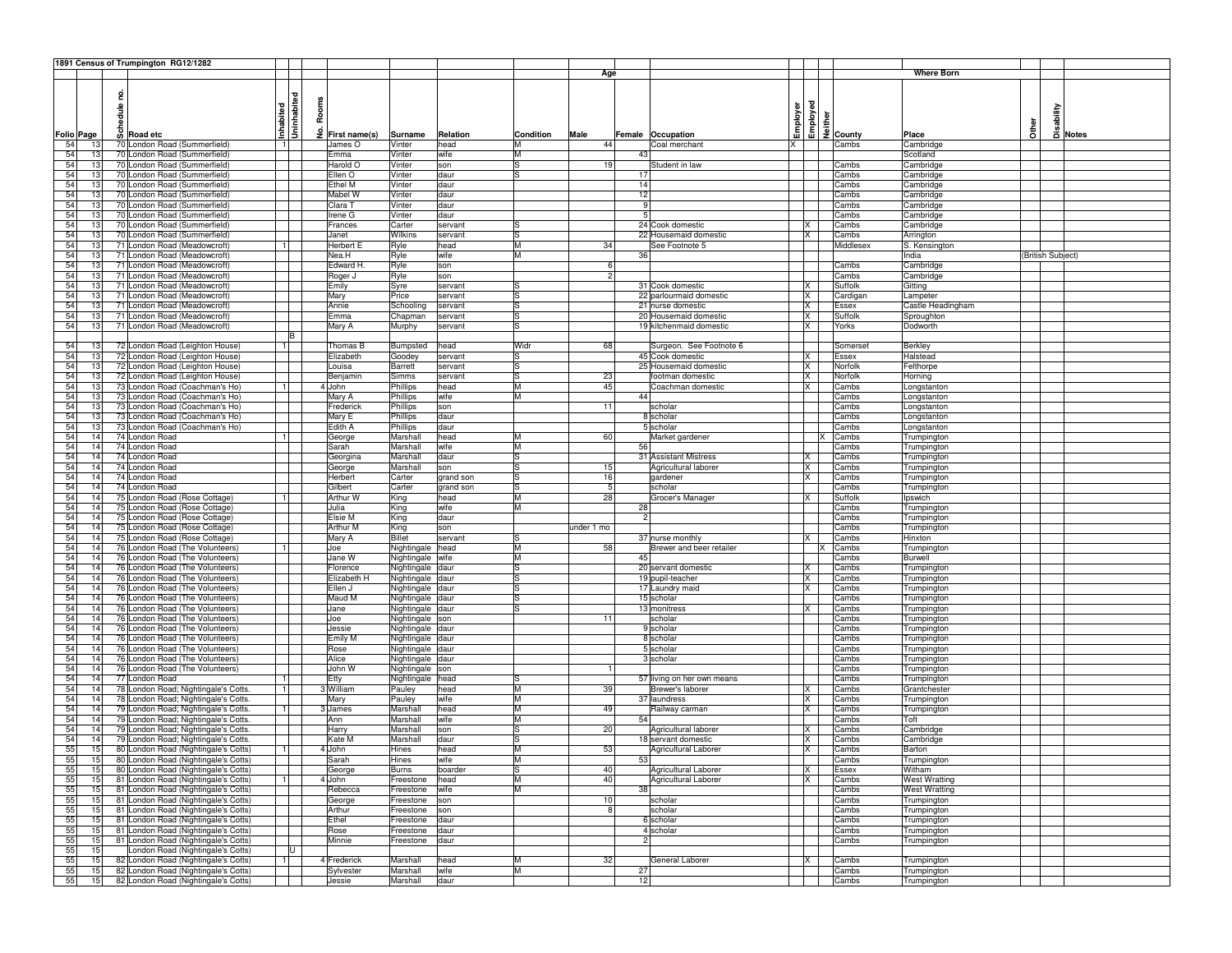**1891 Census of Trumpington RG12/1282**

| Folio | Page | Schedule no. | Road etc | Inhabited | Uninhabited | No. Rooms | First name(s) | Surname | Relation | Condition | Age Male | Age Female | Occupation | Employer | Employed | Neither | Where Born County | Where Born Place | Other | Disability | Notes |
|---|---|---|---|---|---|---|---|---|---|---|---|---|---|---|---|---|---|---|---|---|---|
| 54 | 13 | 70 | London Road (Summerfield) | 1 | | | James O | Vinter | head | M | 44 | | Coal merchant | X | | | Cambs | Cambridge | | | |
| 54 | 13 | 70 | London Road (Summerfield) | | | | Emma | Vinter | wife | M | | 43 | | | | | | Scotland | | | |
| 54 | 13 | 70 | London Road (Summerfield) | | | | Harold O | Vinter | son | S | 19 | | Student in law | | | | Cambs | Cambridge | | | |
| 54 | 13 | 70 | London Road (Summerfield) | | | | Ellen O | Vinter | daur | S | | 17 | | | | | Cambs | Cambridge | | | |
| 54 | 13 | 70 | London Road (Summerfield) | | | | Ethel M | Vinter | daur | | | 14 | | | | | Cambs | Cambridge | | | |
| 54 | 13 | 70 | London Road (Summerfield) | | | | Mabel W | Vinter | daur | | | 12 | | | | | Cambs | Cambridge | | | |
| 54 | 13 | 70 | London Road (Summerfield) | | | | Clara T | Vinter | daur | | | 9 | | | | | Cambs | Cambridge | | | |
| 54 | 13 | 70 | London Road (Summerfield) | | | | Irene G | Vinter | daur | | | 5 | | | | | Cambs | Cambridge | | | |
| 54 | 13 | 70 | London Road (Summerfield) | | | | Frances | Carter | servant | S | | 24 | Cook domestic | | X | | Cambs | Cambridge | | | |
| 54 | 13 | 70 | London Road (Summerfield) | | | | Janet | Wilkins | servant | S | | 22 | Housemaid domestic | | X | | Cambs | Arrington | | | |
| 54 | 13 | 71 | London Road (Meadowcroft) | 1 | | | Herbert E | Ryle | head | M | 34 | | See Footnote 5 | | | | Middlesex | S. Kensington | | | |
| 54 | 13 | 71 | London Road (Meadowcroft) | | | | Nea.H | Ryle | wife | M | | 36 | | | | | | India | (British Subject) | | |
| 54 | 13 | 71 | London Road (Meadowcroft) | | | | Edward H. | Ryle | son | | 6 | | | | | | Cambs | Cambridge | | | |
| 54 | 13 | 71 | London Road (Meadowcroft) | | | | Roger J | Ryle | son | | 2 | | | | | | Cambs | Cambridge | | | |
| 54 | 13 | 71 | London Road (Meadowcroft) | | | | Emily | Syre | servant | S | | 31 | Cook domestic | | X | | Suffolk | Gitting | | | |
| 54 | 13 | 71 | London Road (Meadowcroft) | | | | Mary | Price | servant | S | | 22 | parlourmaid domestic | | X | | Cardigan | Lampeter | | | |
| 54 | 13 | 71 | London Road (Meadowcroft) | | | | Annie | Schooling | servant | S | | 21 | nurse domestic | | X | | Essex | Castle Headingham | | | |
| 54 | 13 | 71 | London Road (Meadowcroft) | | | | Emma | Chapman | servant | S | | 20 | Housemaid domestic | | X | | Suffolk | Sproughton | | | |
| 54 | 13 | 71 | London Road (Meadowcroft) | | | | Mary A | Murphy | servant | S | | 19 | kitchenmaid domestic | | X | | Yorks | Dodworth | | | |
| | | | | | B | | | | | | | | | | | | | | | | |
| 54 | 13 | 72 | London Road (Leighton House) | 1 | | | Thomas B | Bumpsted | head | Widr | 68 | | Surgeon. See Footnote 6 | | | | Somerset | Berkley | | | |
| 54 | 13 | 72 | London Road (Leighton House) | | | | Elizabeth | Goodey | servant | S | | 45 | Cook domestic | | X | | Essex | Halstead | | | |
| 54 | 13 | 72 | London Road (Leighton House) | | | | Louisa | Barrett | servant | S | | 25 | Housemaid domestic | | X | | Norfolk | Felthorpe | | | |
| 54 | 13 | 72 | London Road (Leighton House) | | | | Benjamin | Simms | servant | S | 23 | | footman domestic | | X | | Norfolk | Horning | | | |
| 54 | 13 | 73 | London Road (Coachman's Ho) | 1 | | 4 | John | Phillips | head | M | 45 | | Coachman domestic | | X | | Cambs | Longstanton | | | |
| 54 | 13 | 73 | London Road (Coachman's Ho) | | | | Mary A | Phillips | wife | M | | 44 | | | | | Cambs | Longstanton | | | |
| 54 | 13 | 73 | London Road (Coachman's Ho) | | | | Frederick | Phillips | son | | 11 | | scholar | | | | Cambs | Longstanton | | | |
| 54 | 13 | 73 | London Road (Coachman's Ho) | | | | Mary E | Phillips | daur | | | 8 | scholar | | | | Cambs | Longstanton | | | |
| 54 | 13 | 73 | London Road (Coachman's Ho) | | | | Edith A | Phillips | daur | | | 5 | scholar | | | | Cambs | Longstanton | | | |
| 54 | 14 | 74 | London Road | 1 | | | George | Marshall | head | M | 60 | | Market gardener | | | X | Cambs | Trumpington | | | |
| 54 | 14 | 74 | London Road | | | | Sarah | Marshall | wife | M | | 56 | | | | | Cambs | Trumpington | | | |
| 54 | 14 | 74 | London Road | | | | Georgina | Marshall | daur | S | | 31 | Assistant Mistress | | X | | Cambs | Trumpington | | | |
| 54 | 14 | 74 | London Road | | | | George | Marshall | son | S | 15 | | Agricultural laborer | | X | | Cambs | Trumpington | | | |
| 54 | 14 | 74 | London Road | | | | Herbert | Carter | grand son | S | 16 | | gardener | | X | | Cambs | Trumpington | | | |
| 54 | 14 | 74 | London Road | | | | Gilbert | Carter | grand son | S | 5 | | scholar | | | | Cambs | Trumpington | | | |
| 54 | 14 | 75 | London Road (Rose Cottage) | 1 | | | Arthur W | King | head | M | 28 | | Grocer's Manager | | X | | Suffolk | Ipswich | | | |
| 54 | 14 | 75 | London Road (Rose Cottage) | | | | Julia | King | wife | M | | 28 | | | | | Cambs | Trumpington | | | |
| 54 | 14 | 75 | London Road (Rose Cottage) | | | | Elsie M | King | daur | | | 2 | | | | | Cambs | Trumpington | | | |
| 54 | 14 | 75 | London Road (Rose Cottage) | | | | Arthur M | King | son | | under 1 mo | | | | | | Cambs | Trumpington | | | |
| 54 | 14 | 75 | London Road (Rose Cottage) | | | | Mary A | Billet | servant | S | | 37 | nurse monthly | | X | | Cambs | Hinxton | | | |
| 54 | 14 | 76 | London Road (The Volunteers) | 1 | | | Joe | Nightingale | head | M | 58 | | Brewer and beer retailer | | | X | Cambs | Trumpington | | | |
| 54 | 14 | 76 | London Road (The Volunteers) | | | | Jane W | Nightingale | wife | M | | 45 | | | | | Cambs | Burwell | | | |
| 54 | 14 | 76 | London Road (The Volunteers) | | | | Florence | Nightingale | daur | S | | 20 | servant domestic | | X | | Cambs | Trumpington | | | |
| 54 | 14 | 76 | London Road (The Volunteers) | | | | Elizabeth H | Nightingale | daur | S | | 19 | pupil-teacher | | X | | Cambs | Trumpington | | | |
| 54 | 14 | 76 | London Road (The Volunteers) | | | | Ellen J | Nightingale | daur | S | | 17 | Laundry maid | | X | | Cambs | Trumpington | | | |
| 54 | 14 | 76 | London Road (The Volunteers) | | | | Maud M | Nightingale | daur | S | | 15 | scholar | | | | Cambs | Trumpington | | | |
| 54 | 14 | 76 | London Road (The Volunteers) | | | | Jane | Nightingale | daur | S | | 13 | monitress | | X | | Cambs | Trumpington | | | |
| 54 | 14 | 76 | London Road (The Volunteers) | | | | Joe | Nightingale | son | | 11 | | scholar | | | | Cambs | Trumpington | | | |
| 54 | 14 | 76 | London Road (The Volunteers) | | | | Jessie | Nightingale | daur | | | 9 | scholar | | | | Cambs | Trumpington | | | |
| 54 | 14 | 76 | London Road (The Volunteers) | | | | Emily M | Nightingale | daur | | | 8 | scholar | | | | Cambs | Trumpington | | | |
| 54 | 14 | 76 | London Road (The Volunteers) | | | | Rose | Nightingale | daur | | | 5 | scholar | | | | Cambs | Trumpington | | | |
| 54 | 14 | 76 | London Road (The Volunteers) | | | | Alice | Nightingale | daur | | | 3 | scholar | | | | Cambs | Trumpington | | | |
| 54 | 14 | 76 | London Road (The Volunteers) | | | | John W | Nightingale | son | | 1 | | | | | | Cambs | Trumpington | | | |
| 54 | 14 | 77 | London Road | 1 | | | Etty | Nightingale | head | S | | 57 | living on her own means | | | | Cambs | Trumpington | | | |
| 54 | 14 | 78 | London Road; Nightingale's Cotts. | 1 | | 3 | William | Pauley | head | M | 39 | | Brewer's laborer | | X | | Cambs | Grantchester | | | |
| 54 | 14 | 78 | London Road; Nightingale's Cotts. | | | | Mary | Pauley | wife | M | | 37 | laundress | | X | | Cambs | Trumpington | | | |
| 54 | 14 | 79 | London Road; Nightingale's Cotts. | 1 | | 3 | James | Marshall | head | M | 49 | | Railway carman | | X | | Cambs | Trumpington | | | |
| 54 | 14 | 79 | London Road; Nightingale's Cotts. | | | | Ann | Marshall | wife | M | | 54 | | | | | Cambs | Toft | | | |
| 54 | 14 | 79 | London Road; Nightingale's Cotts. | | | | Harry | Marshall | son | S | 20 | | Agricultural laborer | | X | | Cambs | Cambridge | | | |
| 54 | 14 | 79 | London Road; Nightingale's Cotts. | | | | Kate M | Marshall | daur | S | | 18 | servant domestic | | X | | Cambs | Cambridge | | | |
| 55 | 15 | 80 | London Road (Nightingale's Cotts) | 1 | | 4 | John | Hines | head | M | 53 | | Agricultural Laborer | | X | | Cambs | Barton | | | |
| 55 | 15 | 80 | London Road (Nightingale's Cotts) | | | | Sarah | Hines | wife | M | | 53 | | | | | Cambs | Trumpington | | | |
| 55 | 15 | 80 | London Road (Nightingale's Cotts) | | | | George | Burns | boarder | S | 40 | | Agricultural Laborer | | X | | Essex | Witham | | | |
| 55 | 15 | 81 | London Road (Nightingale's Cotts) | 1 | | 4 | John | Freestone | head | M | 40 | | Agricultural Laborer | | X | | Cambs | West Wratting | | | |
| 55 | 15 | 81 | London Road (Nightingale's Cotts) | | | | Rebecca | Freestone | wife | M | | 38 | | | | | Cambs | West Wratting | | | |
| 55 | 15 | 81 | London Road (Nightingale's Cotts) | | | | George | Freestone | son | | 10 | | scholar | | | | Cambs | Trumpington | | | |
| 55 | 15 | 81 | London Road (Nightingale's Cotts) | | | | Arthur | Freestone | son | | 8 | | scholar | | | | Cambs | Trumpington | | | |
| 55 | 15 | 81 | London Road (Nightingale's Cotts) | | | | Ethel | Freestone | daur | | | 6 | scholar | | | | Cambs | Trumpington | | | |
| 55 | 15 | 81 | London Road (Nightingale's Cotts) | | | | Rose | Freestone | daur | | | 4 | scholar | | | | Cambs | Trumpington | | | |
| 55 | 15 | 81 | London Road (Nightingale's Cotts) | | | | Minnie | Freestone | daur | | | 2 | | | | | Cambs | Trumpington | | | |
| 55 | 15 | | London Road (Nightingale's Cotts) | | U | | | | | | | | | | | | | | | | |
| 55 | 15 | 82 | London Road (Nightingale's Cotts) | 1 | | 4 | Frederick | Marshall | head | M | 32 | | General Laborer | | X | | Cambs | Trumpington | | | |
| 55 | 15 | 82 | London Road (Nightingale's Cotts) | | | | Sylvester | Marshall | wife | M | | 27 | | | | | Cambs | Trumpington | | | |
| 55 | 15 | 82 | London Road (Nightingale's Cotts) | | | | Jessie | Marshall | daur | | | 12 | | | | | Cambs | Trumpington | | | |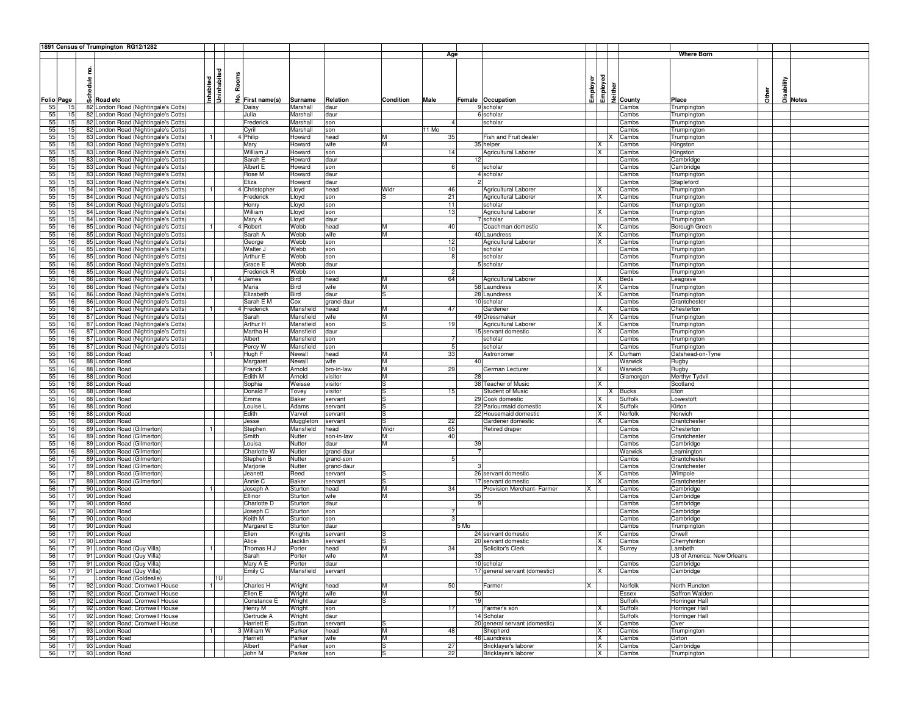## 1891 Census of Trumpington RG12/1282

| Folio | Page | Schedule no. | Road etc | Inhabited | Uninhabited | No. Rooms | First name(s) | Surname | Relation | Condition | Age Male | Age Female | Occupation | Employer | Employed | Neither | County | Place | Other | Disability | Notes |
|---|---|---|---|---|---|---|---|---|---|---|---|---|---|---|---|---|---|---|---|---|---|
| 55 | 15 | 82 | London Road (Nightingale's Cotts) | | | | Daisy | Marshall | daur | | | 9 | scholar | | | | Cambs | Trumpington | | | |
| 55 | 15 | 82 | London Road (Nightingale's Cotts) | | | | Julia | Marshall | daur | | | 6 | scholar | | | | Cambs | Trumpington | | | |
| 55 | 15 | 82 | London Road (Nightingale's Cotts) | | | | Frederick | Marshall | son | | 4 | | scholar | | | | Cambs | Trumpington | | | |
| 55 | 15 | 82 | London Road (Nightingale's Cotts) | | | | Cyril | Marshall | son | | 11 Mo | | | | | | Cambs | Trumpington | | | |
| 55 | 15 | 83 | London Road (Nightingale's Cotts) | 1 | | 4 | Philip | Howard | head | M | 35 | | Fish and Fruit dealer | | | X | Cambs | Trumpington | | | |
| 55 | 15 | 83 | London Road (Nightingale's Cotts) | | | | Mary | Howard | wife | M | | 35 | helper | | X | | Cambs | Kingston | | | |
| 55 | 15 | 83 | London Road (Nightingale's Cotts) | | | | William J | Howard | son | | 14 | | Agricultural Laborer | | X | | Cambs | Kingston | | | |
| 55 | 15 | 83 | London Road (Nightingale's Cotts) | | | | Sarah E | Howard | daur | | | 12 | | | | | Cambs | Cambridge | | | |
| 55 | 15 | 83 | London Road (Nightingale's Cotts) | | | | Albert E | Howard | son | | 6 | | scholar | | | | Cambs | Cambridge | | | |
| 55 | 15 | 83 | London Road (Nightingale's Cotts) | | | | Rose M | Howard | daur | | | 4 | scholar | | | | Cambs | Trumpington | | | |
| 55 | 15 | 83 | London Road (Nightingale's Cotts) | | | | Eliza | Howard | daur | | | 2 | | | | | Cambs | Stapleford | | | |
| 55 | 15 | 84 | London Road (Nightingale's Cotts) | 1 | | 4 | Christopher | Lloyd | head | Widr | 46 | | Agricultural Laborer | | X | | Cambs | Trumpington | | | |
| 55 | 15 | 84 | London Road (Nightingale's Cotts) | | | | Frederick | Lloyd | son | S | 21 | | Agricultural Laborer | | X | | Cambs | Trumpington | | | |
| 55 | 15 | 84 | London Road (Nightingale's Cotts) | | | | Henry | Lloyd | son | | 11 | | scholar | | | | Cambs | Trumpington | | | |
| 55 | 15 | 84 | London Road (Nightingale's Cotts) | | | | William | Lloyd | son | | 13 | | Agricultural Laborer | | X | | Cambs | Trumpington | | | |
| 55 | 15 | 84 | London Road (Nightingale's Cotts) | | | | Mary A | Lloyd | daur | | | 7 | scholar | | | | Cambs | Trumpington | | | |
| 55 | 16 | 85 | London Road (Nightingale's Cotts) | 1 | | 4 | Robert | Webb | head | M | 40 | | Coachman domestic | | X | | Cambs | Borough Green | | | |
| 55 | 16 | 85 | London Road (Nightingale's Cotts) | | | | Sarah A | Webb | wife | M | | 40 | Laundress | | X | | Cambs | Trumpington | | | |
| 55 | 16 | 85 | London Road (Nightingale's Cotts) | | | | George | Webb | son | | 12 | | Agricultural Laborer | | X | | Cambs | Trumpington | | | |
| 55 | 16 | 85 | London Road (Nightingale's Cotts) | | | | Walter J | Webb | son | | 10 | | scholar | | | | Cambs | Trumpington | | | |
| 55 | 16 | 85 | London Road (Nightingale's Cotts) | | | | Arthur E | Webb | son | | 8 | | scholar | | | | Cambs | Trumpington | | | |
| 55 | 16 | 85 | London Road (Nightingale's Cotts) | | | | Grace E | Webb | daur | | | 5 | scholar | | | | Cambs | Trumpington | | | |
| 55 | 16 | 85 | London Road (Nightingale's Cotts) | | | | Frederick R | Webb | son | | 2 | | | | | | Cambs | Trumpington | | | |
| 55 | 16 | 86 | London Road (Nightingale's Cotts) | 1 | | 4 | James | Bird | head | M | 64 | | Agricultural Laborer | | X | | Beds | Leagrave | | | |
| 55 | 16 | 86 | London Road (Nightingale's Cotts) | | | | Maria | Bird | wife | M | | 58 | Laundress | | X | | Cambs | Trumpington | | | |
| 55 | 16 | 86 | London Road (Nightingale's Cotts) | | | | Elizabeth | Bird | daur | S | | 28 | Laundress | | X | | Cambs | Trumpington | | | |
| 55 | 16 | 86 | London Road (Nightingale's Cotts) | | | | Sarah E M | Cox | grand-daur | | | 10 | scholar | | | | Cambs | Grantchester | | | |
| 55 | 16 | 87 | London Road (Nightingale's Cotts) | 1 | | 4 | Frederick | Mansfield | head | M | 47 | | Gardener | | X | | Cambs | Chesterton | | | |
| 55 | 16 | 87 | London Road (Nightingale's Cotts) | | | | Sarah | Mansfield | wife | M | | 49 | Dressmaker | | | X | Cambs | Trumpington | | | |
| 55 | 16 | 87 | London Road (Nightingale's Cotts) | | | | Arthur H | Mansfield | son | S | 19 | | Agricultural Laborer | | X | | Cambs | Trumpington | | | |
| 55 | 16 | 87 | London Road (Nightingale's Cotts) | | | | Martha H | Mansfield | daur | | | 15 | servant domestic | | X | | Cambs | Trumpington | | | |
| 55 | 16 | 87 | London Road (Nightingale's Cotts) | | | | Albert | Mansfield | son | | 7 | | scholar | | | | Cambs | Trumpington | | | |
| 55 | 16 | 87 | London Road (Nightingale's Cotts) | | | | Percy W | Mansfield | son | | 5 | | scholar | | | | Cambs | Trumpington | | | |
| 55 | 16 | 88 | London Road | 1 | | | Hugh F | Newall | head | M | 33 | | Astronomer | | | X | Durham | Gatshead-on-Tyne | | | |
| 55 | 16 | 88 | London Road | | | | Margaret | Newall | wife | M | | 40 | | | | | Warwick | Rugby | | | |
| 55 | 16 | 88 | London Road | | | | Franck T | Arnold | bro-in-law | M | 29 | | German Lecturer | | X | | Warwick | Rugby | | | |
| 55 | 16 | 88 | London Road | | | | Edith M | Arnold | visitor | M | | 28 | | | | | Glamorgan | Merthyr Tydvil | | | |
| 55 | 16 | 88 | London Road | | | | Sophia | Weisse | visitor | S | | 38 | Teacher of Music | | X | | | Scotland | | | |
| 55 | 16 | 88 | London Road | | | | Donald F | Tovey | visitor | S | 15 | | Student of Music | | | X | Bucks | Eton | | | |
| 55 | 16 | 88 | London Road | | | | Emma | Baker | servant | S | | 29 | Cook domestic | | X | | Suffolk | Lowestoft | | | |
| 55 | 16 | 88 | London Road | | | | Louise L | Adams | servant | S | | 22 | Parlourmaid domestic | | X | | Suffolk | Kirton | | | |
| 55 | 16 | 88 | London Road | | | | Edith | Varvel | servant | S | | 22 | Housemaid domestic | | X | | Norfolk | Norwich | | | |
| 55 | 16 | 88 | London Road | | | | Jesse | Muggleton | servant | S | 22 | | Gardener domestic | | X | | Cambs | Grantchester | | | |
| 55 | 16 | 89 | London Road (Gilmerton) | 1 | | | Stephen | Mansfield | head | Widr | 65 | | Retired draper | | | | Cambs | Chesterton | | | |
| 55 | 16 | 89 | London Road (Gilmerton) | | | | Smith | Nutter | son-in-law | M | 40 | | | | | | Cambs | Grantchester | | | |
| 55 | 16 | 89 | London Road (Gilmerton) | | | | Louisa | Nutter | daur | M | | 39 | | | | | Cambs | Cambridge | | | |
| 55 | 16 | 89 | London Road (Gilmerton) | | | | Charlotte W | Nutter | grand-daur | | | 7 | | | | | Warwick | Leamington | | | |
| 56 | 17 | 89 | London Road (Gilmerton) | | | | Stephen B | Nutter | grand-son | | 5 | | | | | | Cambs | Grantchester | | | |
| 56 | 17 | 89 | London Road (Gilmerton) | | | | Marjorie | Nutter | grand-daur | | | 3 | | | | | Cambs | Grantchester | | | |
| 56 | 17 | 89 | London Road (Gilmerton) | | | | Jeanett | Reed | servant | S | | 26 | servant domestic | | X | | Cambs | Wimpole | | | |
| 56 | 17 | 89 | London Road (Gilmerton) | | | | Annie C | Baker | servant | S | | 17 | servant domestic | | X | | Cambs | Grantchester | | | |
| 56 | 17 | 90 | London Road | 1 | | | Joseph A | Sturton | head | M | 34 | | Provision Merchant- Farmer | X | | | Cambs | Cambridge | | | |
| 56 | 17 | 90 | London Road | | | | Ellinor | Sturton | wife | M | | 35 | | | | | Cambs | Cambridge | | | |
| 56 | 17 | 90 | London Road | | | | Charlotte D | Sturton | daur | | | 9 | | | | | Cambs | Cambridge | | | |
| 56 | 17 | 90 | London Road | | | | Joseph C | Sturton | son | | 7 | | | | | | Cambs | Cambridge | | | |
| 56 | 17 | 90 | London Road | | | | Keith M | Sturton | son | | 3 | | | | | | Cambs | Cambridge | | | |
| 56 | 17 | 90 | London Road | | | | Margaret E | Sturton | daur | | | 5 Mo | | | | | Cambs | Trumpington | | | |
| 56 | 17 | 90 | London Road | | | | Ellen | Knights | servant | S | | 24 | servant domestic | | X | | Cambs | Orwell | | | |
| 56 | 17 | 90 | London Road | | | | Alice | Jacklin | servant | S | | 20 | servant domestic | | X | | Cambs | Cherryhinton | | | |
| 56 | 17 | 91 | London Road (Quy Villa) | 1 | | | Thomas H J | Porter | head | M | 34 | | Solicitor's Clerk | | X | | Surrey | Lambeth | | | |
| 56 | 17 | 91 | London Road (Quy Villa) | | | | Sarah | Porter | wife | M | | 33 | | | | | | US of America; New Orleans | | | |
| 56 | 17 | 91 | London Road (Quy Villa) | | | | Mary A E | Porter | daur | | | 10 | scholar | | | | Cambs | Cambridge | | | |
| 56 | 17 | 91 | London Road (Quy Villa) | | | | Emily C | Mansfield | servant | | | 17 | general servant (domestic) | | X | | Cambs | Cambridge | | | |
| 56 | 17 | | London Road (Goldeslie) | | 1U | | | | | | | | | | | | | | | | |
| 56 | 17 | 92 | London Road; Cromwell House | 1 | | | Charles H | Wright | head | M | 50 | | Farmer | X | | | Norfolk | North Runcton | | | |
| 56 | 17 | 92 | London Road; Cromwell House | | | | Ellen E | Wright | wife | M | | 50 | | | | | Essex | Saffron Walden | | | |
| 56 | 17 | 92 | London Road; Cromwell House | | | | Constance E | Wright | daur | S | | 19 | | | | | Suffolk | Horringer Hall | | | |
| 56 | 17 | 92 | London Road; Cromwell House | | | | Henry M | Wright | son | | 17 | | Farmer's son | | X | | Suffolk | Horringer Hall | | | |
| 56 | 17 | 92 | London Road; Cromwell House | | | | Gertrude A | Wright | daur | | | 14 | Scholar | | | | Suffolk | Horringer Hall | | | |
| 56 | 17 | 92 | London Road; Cromwell House | | | | Harriett E | Sutton | servant | S | | 20 | general servant (domestic) | | X | | Cambs | Over | | | |
| 56 | 17 | 93 | London Road | 1 | | 3 | William W | Parker | head | M | 48 | | Shepherd | | X | | Cambs | Trumpington | | | |
| 56 | 17 | 93 | London Road | | | | Harriett | Parker | wife | M | | 48 | Laundress | | X | | Cambs | Girton | | | |
| 56 | 17 | 93 | London Road | | | | Albert | Parker | son | S | 27 | | Bricklayer's laborer | | X | | Cambs | Cambridge | | | |
| 56 | 17 | 93 | London Road | | | | John M | Parker | son | S | 22 | | Bricklayer's laborer | | X | | Cambs | Trumpington | | | |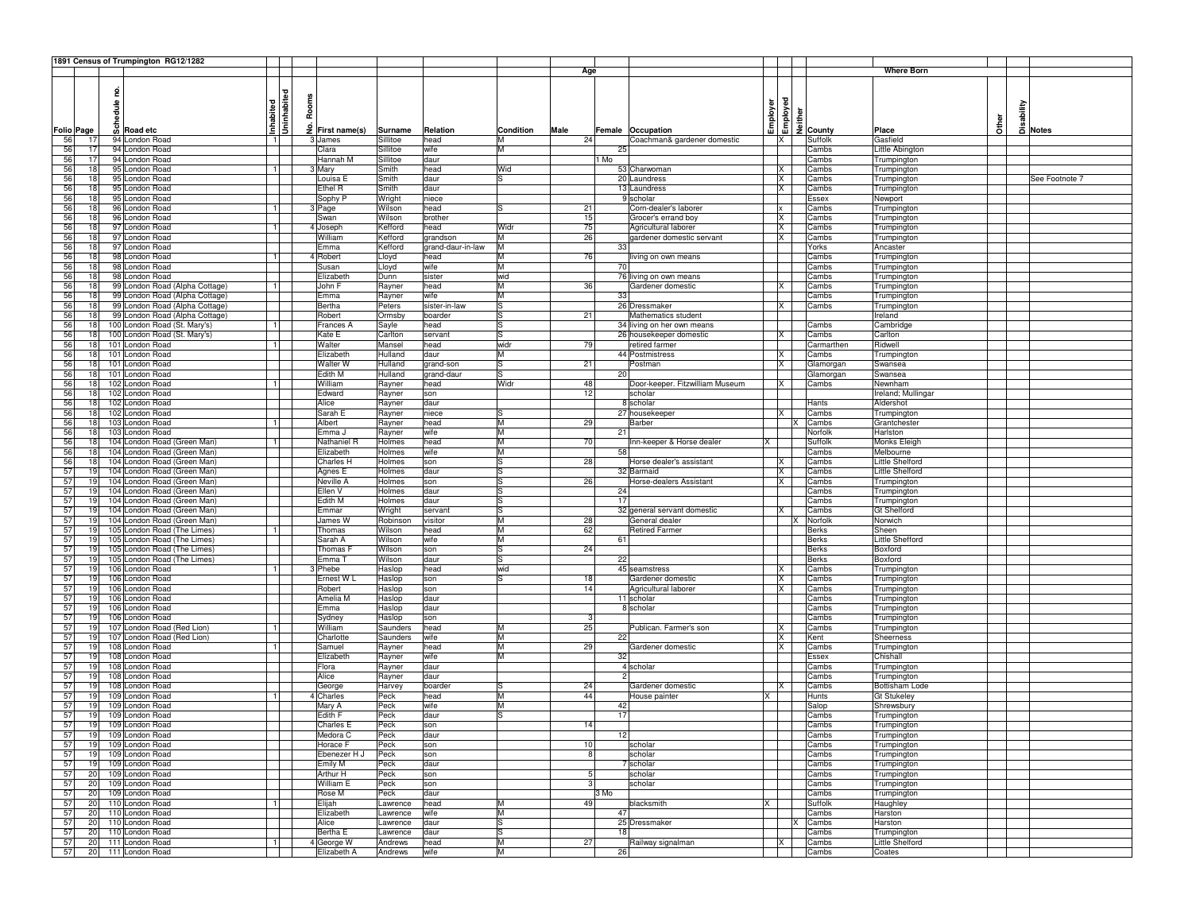| 1891 Census of Trumpington RG12/1282 | | | | | | | | | | | | | | | | | | | | | |
|---|---|---|---|---|---|---|---|---|---|---|---|---|---|---|---|---|---|---|---|---|---|
| | | | | | | | | | | | Age | | | | | | Where Born | | | | |
| Folio | Page | Schedule no. | Road etc | Inhabited | Uninhabited | No. Rooms | First name(s) | Surname | Relation | Condition | Male | Female | Occupation | Employer | Employed | Neither | County | Place | Other | Disability | Notes |
| 56 | 17 | 94 | London Road | 1 | | 3 | James | Sillitoe | head | M | 24 | | Coachman& gardener domestic | | X | | Suffolk | Gasfield | | | |
| 56 | 17 | 94 | London Road | | | | Clara | Sillitoe | wife | M | | 25 | | | | | Cambs | Little Abington | | | |
| 56 | 17 | 94 | London Road | | | | Hannah M | Sillitoe | daur | | 1 Mo | | | | | | Cambs | Trumpington | | | |
| 56 | 18 | 95 | London Road | 1 | | 3 | Mary | Smith | head | Wid | | 53 | Charwoman | | X | | Cambs | Trumpington | | | |
| 56 | 18 | 95 | London Road | | | | Louisa E | Smith | daur | S | | 20 | Laundress | | X | | Cambs | Trumpington | | | See Footnote 7 |
| 56 | 18 | 95 | London Road | | | | Ethel R | Smith | daur | | | 13 | Laundress | | X | | Cambs | Trumpington | | | |
| 56 | 18 | 95 | London Road | | | | Sophy P | Wright | niece | | | 9 | scholar | | | | Essex | Newport | | | |
| 56 | 18 | 96 | London Road | 1 | | 3 | Page | Wilson | head | S | 21 | | Corn-dealer's laborer | | x | | Cambs | Trumpington | | | |
| 56 | 18 | 96 | London Road | | | | Swan | Wilson | brother | | 15 | | Grocer's errand boy | | X | | Cambs | Trumpington | | | |
| 56 | 18 | 97 | London Road | 1 | | 4 | Joseph | Kefford | head | Widr | 75 | | Agricultural laborer | | X | | Cambs | Trumpington | | | |
| 56 | 18 | 97 | London Road | | | | William | Kefford | grandson | M | 26 | | gardener domestic servant | | X | | Cambs | Trumpington | | | |
| 56 | 18 | 97 | London Road | | | | Emma | Kefford | grand-daur-in-law | M | | 33 | | | | | Yorks | Ancaster | | | |
| 56 | 18 | 98 | London Road | 1 | | 4 | Robert | Lloyd | head | M | 76 | | living on own means | | | | Cambs | Trumpington | | | |
| 56 | 18 | 98 | London Road | | | | Susan | Lloyd | wife | M | | 70 | | | | | Cambs | Trumpington | | | |
| 56 | 18 | 98 | London Road | | | | Elizabeth | Dunn | sister | wid | | 76 | living on own means | | | | Cambs | Trumpington | | | |
| 56 | 18 | 99 | London Road (Alpha Cottage) | 1 | | | John F | Rayner | head | M | 36 | | Gardener domestic | | X | | Cambs | Trumpington | | | |
| 56 | 18 | 99 | London Road (Alpha Cottage) | | | | Emma | Rayner | wife | M | | 33 | | | | | Cambs | Trumpington | | | |
| 56 | 18 | 99 | London Road (Alpha Cottage) | | | | Bertha | Peters | sister-in-law | S | | 26 | Dressmaker | | X | | Cambs | Trumpington | | | |
| 56 | 18 | 99 | London Road (Alpha Cottage) | | | | Robert | Ormsby | boarder | S | 21 | | Mathematics student | | | | | Ireland | | | |
| 56 | 18 | 100 | London Road (St. Mary's) | 1 | | | Frances A | Sayle | head | S | | 34 | living on her own means | | | | Cambs | Cambridge | | | |
| 56 | 18 | 100 | London Road (St. Mary's) | | | | Kate E | Carlton | servant | S | | 26 | housekeeper domestic | | X | | Cambs | Carlton | | | |
| 56 | 18 | 101 | London Road | 1 | | | Walter | Mansel | head | widr | 79 | | retired farmer | | | | Carmarthen | Ridwell | | | |
| 56 | 18 | 101 | London Road | | | | Elizabeth | Hulland | daur | M | | 44 | Postmistress | | X | | Cambs | Trumpington | | | |
| 56 | 18 | 101 | London Road | | | | Walter W | Hulland | grand-son | S | 21 | | Postman | | X | | Glamorgan | Swansea | | | |
| 56 | 18 | 101 | London Road | | | | Edith M | Hulland | grand-daur | S | | 20 | | | | | Glamorgan | Swansea | | | |
| 56 | 18 | 102 | London Road | 1 | | | William | Rayner | head | Widr | 48 | | Door-keeper. Fitzwilliam Museum | | X | | Cambs | Newnham | | | |
| 56 | 18 | 102 | London Road | | | | Edward | Rayner | son | | 12 | | scholar | | | | | Ireland; Mullingar | | | |
| 56 | 18 | 102 | London Road | | | | Alice | Rayner | daur | | | 8 | scholar | | | | Hants | Aldershot | | | |
| 56 | 18 | 102 | London Road | | | | Sarah E | Rayner | niece | S | | 27 | housekeeper | | X | | Cambs | Trumpington | | | |
| 56 | 18 | 103 | London Road | 1 | | | Albert | Rayner | head | M | 29 | | Barber | | | X | Cambs | Grantchester | | | |
| 56 | 18 | 103 | London Road | | | | Emma J | Rayner | wife | M | | 21 | | | | | Norfolk | Harlston | | | |
| 56 | 18 | 104 | London Road (Green Man) | 1 | | | Nathaniel R | Holmes | head | M | 70 | | Inn-keeper & Horse dealer | X | | | Suffolk | Monks Eleigh | | | |
| 56 | 18 | 104 | London Road (Green Man) | | | | Elizabeth | Holmes | wife | M | | 58 | | | | | Cambs | Melbourne | | | |
| 56 | 18 | 104 | London Road (Green Man) | | | | Charles H | Holmes | son | S | 28 | | Horse dealer's assistant | | X | | Cambs | Little Shelford | | | |
| 57 | 19 | 104 | London Road (Green Man) | | | | Agnes E | Holmes | daur | S | | 32 | Barmaid | | X | | Cambs | Little Shelford | | | |
| 57 | 19 | 104 | London Road (Green Man) | | | | Neville A | Holmes | son | S | 26 | | Horse-dealers Assistant | | X | | Cambs | Trumpington | | | |
| 57 | 19 | 104 | London Road (Green Man) | | | | Ellen V | Holmes | daur | S | | 24 | | | | | Cambs | Trumpington | | | |
| 57 | 19 | 104 | London Road (Green Man) | | | | Edith M | Holmes | daur | S | | 17 | | | | | Cambs | Trumpington | | | |
| 57 | 19 | 104 | London Road (Green Man) | | | | Emmar | Wright | servant | S | | 32 | general servant domestic | | X | | Cambs | Gt Shelford | | | |
| 57 | 19 | 104 | London Road (Green Man) | | | | James W | Robinson | visitor | M | 28 | | General dealer | | | X | Norfolk | Norwich | | | |
| 57 | 19 | 105 | London Road (The Limes) | 1 | | | Thomas | Wilson | head | M | 62 | | Retired Farmer | | | | Berks | Sheen | | | |
| 57 | 19 | 105 | London Road (The Limes) | | | | Sarah A | Wilson | wife | M | | 61 | | | | | Berks | Little Shefford | | | |
| 57 | 19 | 105 | London Road (The Limes) | | | | Thomas F | Wilson | son | S | 24 | | | | | | Berks | Boxford | | | |
| 57 | 19 | 105 | London Road (The Limes) | | | | Emma T | Wilson | daur | S | | 22 | | | | | Berks | Boxford | | | |
| 57 | 19 | 106 | London Road | 1 | | 3 | Phebe | Haslop | head | wid | | 45 | seamstress | | X | | Cambs | Trumpington | | | |
| 57 | 19 | 106 | London Road | | | | Ernest W L | Haslop | son | S | 18 | | Gardener domestic | | X | | Cambs | Trumpington | | | |
| 57 | 19 | 106 | London Road | | | | Robert | Haslop | son | | 14 | | Agricultural laborer | | X | | Cambs | Trumpington | | | |
| 57 | 19 | 106 | London Road | | | | Amelia M | Haslop | daur | | | 11 | scholar | | | | Cambs | Trumpington | | | |
| 57 | 19 | 106 | London Road | | | | Emma | Haslop | daur | | | 8 | scholar | | | | Cambs | Trumpington | | | |
| 57 | 19 | 106 | London Road | | | | Sydney | Haslop | son | | 3 | | | | | | Cambs | Trumpington | | | |
| 57 | 19 | 107 | London Road (Red Lion) | 1 | | | William | Saunders | head | M | 25 | | Publican. Farmer's son | | X | | Cambs | Trumpington | | | |
| 57 | 19 | 107 | London Road (Red Lion) | | | | Charlotte | Saunders | wife | M | | 22 | | | X | | Kent | Sheerness | | | |
| 57 | 19 | 108 | London Road | 1 | | | Samuel | Rayner | head | M | 29 | | Gardener domestic | | X | | Cambs | Trumpington | | | |
| 57 | 19 | 108 | London Road | | | | Elizabeth | Rayner | wife | M | | 32 | | | | | Essex | Chishall | | | |
| 57 | 19 | 108 | London Road | | | | Flora | Rayner | daur | | | 4 | scholar | | | | Cambs | Trumpington | | | |
| 57 | 19 | 108 | London Road | | | | Alice | Rayner | daur | | | 2 | | | | | Cambs | Trumpington | | | |
| 57 | 19 | 108 | London Road | | | | George | Harvey | boarder | S | 24 | | Gardener domestic | | X | | Cambs | Bottisham Lode | | | |
| 57 | 19 | 109 | London Road | 1 | | 4 | Charles | Peck | head | M | 44 | | House painter | X | | | Hunts | Gt Stukeley | | | |
| 57 | 19 | 109 | London Road | | | | Mary A | Peck | wife | M | | 42 | | | | | Salop | Shrewsbury | | | |
| 57 | 19 | 109 | London Road | | | | Edith F | Peck | daur | S | | 17 | | | | | Cambs | Trumpington | | | |
| 57 | 19 | 109 | London Road | | | | Charles E | Peck | son | | 14 | | | | | | Cambs | Trumpington | | | |
| 57 | 19 | 109 | London Road | | | | Medora C | Peck | daur | | | 12 | | | | | Cambs | Trumpington | | | |
| 57 | 19 | 109 | London Road | | | | Horace F | Peck | son | | 10 | | scholar | | | | Cambs | Trumpington | | | |
| 57 | 19 | 109 | London Road | | | | Ebenezer H J | Peck | son | | 8 | | scholar | | | | Cambs | Trumpington | | | |
| 57 | 19 | 109 | London Road | | | | Emily M | Peck | daur | | | 7 | scholar | | | | Cambs | Trumpington | | | |
| 57 | 20 | 109 | London Road | | | | Arthur H | Peck | son | | 5 | | scholar | | | | Cambs | Trumpington | | | |
| 57 | 20 | 109 | London Road | | | | William E | Peck | son | | 3 | | scholar | | | | Cambs | Trumpington | | | |
| 57 | 20 | 109 | London Road | | | | Rose M | Peck | daur | | | 3 Mo | | | | | Cambs | Trumpington | | | |
| 57 | 20 | 110 | London Road | 1 | | | Elijah | Lawrence | head | M | 49 | | blacksmith | X | | | Suffolk | Haughley | | | |
| 57 | 20 | 110 | London Road | | | | Elizabeth | Lawrence | wife | M | | 47 | | | | | Cambs | Harston | | | |
| 57 | 20 | 110 | London Road | | | | Alice | Lawrence | daur | S | | 25 | Dressmaker | | | X | Cambs | Harston | | | |
| 57 | 20 | 110 | London Road | | | | Bertha E | Lawrence | daur | S | | 18 | | | | | Cambs | Trumpington | | | |
| 57 | 20 | 111 | London Road | 1 | | 4 | George W | Andrews | head | M | 27 | | Railway signalman | | X | | Cambs | Little Shelford | | | |
| 57 | 20 | 111 | London Road | | | | Elizabeth A | Andrews | wife | M | | 26 | | | | | Cambs | Coates | | | |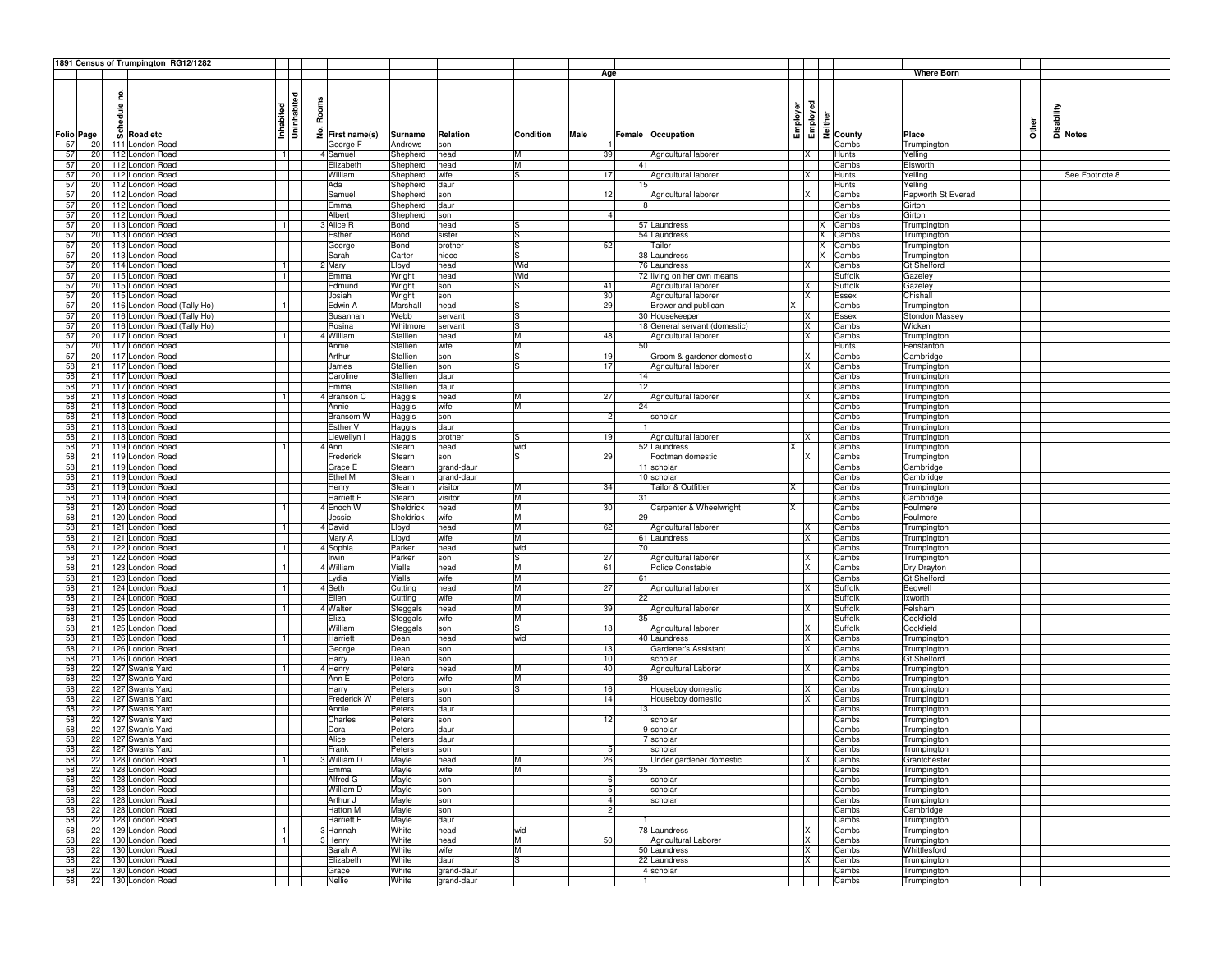**1891 Census of Trumpington RG12/1282**

| Folio | Page | Schedule no. | Road etc | Inhabited | Uninhabited | No. Rooms | First name(s) | Surname | Relation | Condition | Age Male | Age Female | Occupation | Employer | Employed | Neither | County | Place | Other | Disability | Notes |
|---|---|---|---|---|---|---|---|---|---|---|---|---|---|---|---|---|---|---|---|---|---|
| 57 | 20 | 111 | London Road | | | | George F | Andrews | son | | 1 | | | | | | Cambs | Trumpington | | | |
| 57 | 20 | 112 | London Road | 1 | | 4 | Samuel | Shepherd | head | M | 39 | | Agricultural laborer | | X | | Hunts | Yelling | | | |
| 57 | 20 | 112 | London Road | | | | Elizabeth | Shepherd | head | M | | 41 | | | | | Cambs | Elsworth | | | |
| 57 | 20 | 112 | London Road | | | | William | Shepherd | wife | S | 17 | | Agricultural laborer | | X | | Hunts | Yelling | | | See Footnote 8 |
| 57 | 20 | 112 | London Road | | | | Ada | Shepherd | daur | | | 15 | | | | | Hunts | Yelling | | | |
| 57 | 20 | 112 | London Road | | | | Samuel | Shepherd | son | | 12 | | Agricultural laborer | | X | | Cambs | Papworth St Everad | | | |
| 57 | 20 | 112 | London Road | | | | Emma | Shepherd | daur | | | 8 | | | | | Cambs | Girton | | | |
| 57 | 20 | 112 | London Road | | | | Albert | Shepherd | son | | 4 | | | | | | Cambs | Girton | | | |
| 57 | 20 | 113 | London Road | 1 | | 3 | Alice R | Bond | head | S | | 57 | Laundress | | | X | Cambs | Trumpington | | | |
| 57 | 20 | 113 | London Road | | | | Esther | Bond | sister | S | | 54 | Laundress | | | X | Cambs | Trumpington | | | |
| 57 | 20 | 113 | London Road | | | | George | Bond | brother | S | 52 | | Tailor | | | X | Cambs | Trumpington | | | |
| 57 | 20 | 113 | London Road | | | | Sarah | Carter | niece | S | | 38 | Laundress | | | X | Cambs | Trumpington | | | |
| 57 | 20 | 114 | London Road | 1 | | 2 | Mary | Lloyd | head | Wid | | 76 | Laundress | | X | | Cambs | Gt Shelford | | | |
| 57 | 20 | 115 | London Road | 1 | | | Emma | Wright | head | Wid | | 72 | living on her own means | | | | Suffolk | Gazeley | | | |
| 57 | 20 | 115 | London Road | | | | Edmund | Wright | son | S | 41 | | Agricultural laborer | | X | | Suffolk | Gazeley | | | |
| 57 | 20 | 115 | London Road | | | | Josiah | Wright | son | | 30 | | Agricultural laborer | | X | | Essex | Chishall | | | |
| 57 | 20 | 116 | London Road (Tally Ho) | 1 | | | Edwin A | Marshall | head | S | 29 | | Brewer and publican | X | | | Cambs | Trumpington | | | |
| 57 | 20 | 116 | London Road (Tally Ho) | | | | Susannah | Webb | servant | S | | 30 | Housekeeper | | X | | Essex | Stondon Massey | | | |
| 57 | 20 | 116 | London Road (Tally Ho) | | | | Rosina | Whitmore | servant | S | | 18 | General servant (domestic) | | X | | Cambs | Wicken | | | |
| 57 | 20 | 117 | London Road | 1 | | 4 | William | Stallien | head | M | 48 | | Agricultural laborer | | X | | Cambs | Trumpington | | | |
| 57 | 20 | 117 | London Road | | | | Annie | Stallien | wife | M | | 50 | | | | | Hunts | Fenstanton | | | |
| 57 | 20 | 117 | London Road | | | | Arthur | Stallien | son | S | 19 | | Groom & gardener domestic | | X | | Cambs | Cambridge | | | |
| 58 | 21 | 117 | London Road | | | | James | Stallien | son | S | 17 | | Agricultural laborer | | X | | Cambs | Trumpington | | | |
| 58 | 21 | 117 | London Road | | | | Caroline | Stallien | daur | | | 14 | | | | | Cambs | Trumpington | | | |
| 58 | 21 | 117 | London Road | | | | Emma | Stallien | daur | | | 12 | | | | | Cambs | Trumpington | | | |
| 58 | 21 | 118 | London Road | 1 | | 4 | Branson C | Haggis | head | M | 27 | | Agricultural laborer | | X | | Cambs | Trumpington | | | |
| 58 | 21 | 118 | London Road | | | | Annie | Haggis | wife | M | | 24 | | | | | Cambs | Trumpington | | | |
| 58 | 21 | 118 | London Road | | | | Bransom W | Haggis | son | | 2 | | scholar | | | | Cambs | Trumpington | | | |
| 58 | 21 | 118 | London Road | | | | Esther V | Haggis | daur | | | 1 | | | | | Cambs | Trumpington | | | |
| 58 | 21 | 118 | London Road | | | | Llewellyn I | Haggis | brother | S | 19 | | Agricultural laborer | | X | | Cambs | Trumpington | | | |
| 58 | 21 | 119 | London Road | 1 | | 4 | Ann | Stearn | head | wid | | 52 | Laundress | X | | | Cambs | Trumpington | | | |
| 58 | 21 | 119 | London Road | | | | Frederick | Stearn | son | S | 29 | | Footman domestic | | X | | Cambs | Trumpington | | | |
| 58 | 21 | 119 | London Road | | | | Grace E | Stearn | grand-daur | | | 11 | scholar | | | | Cambs | Cambridge | | | |
| 58 | 21 | 119 | London Road | | | | Ethel M | Stearn | grand-daur | | | 10 | scholar | | | | Cambs | Cambridge | | | |
| 58 | 21 | 119 | London Road | | | | Henry | Stearn | visitor | M | 34 | | Tailor & Outfitter | X | | | Cambs | Trumpington | | | |
| 58 | 21 | 119 | London Road | | | | Harriett E | Stearn | visitor | M | | 31 | | | | | Cambs | Cambridge | | | |
| 58 | 21 | 120 | London Road | 1 | | 4 | Enoch W | Sheldrick | head | M | 30 | | Carpenter & Wheelwright | X | | | Cambs | Foulmere | | | |
| 58 | 21 | 120 | London Road | | | | Jessie | Sheldrick | wife | M | | 29 | | | | | Cambs | Foulmere | | | |
| 58 | 21 | 121 | London Road | 1 | | 4 | David | Lloyd | head | M | 62 | | Agricultural laborer | | X | | Cambs | Trumpington | | | |
| 58 | 21 | 121 | London Road | | | | Mary A | Lloyd | wife | M | | 61 | Laundress | | X | | Cambs | Trumpington | | | |
| 58 | 21 | 122 | London Road | 1 | | 4 | Sophia | Parker | head | wid | | 70 | | | | | Cambs | Trumpington | | | |
| 58 | 21 | 122 | London Road | | | | Irwin | Parker | son | S | 27 | | Agricultural laborer | | X | | Cambs | Trumpington | | | |
| 58 | 21 | 123 | London Road | 1 | | 4 | William | Vialls | head | M | 61 | | Police Constable | | X | | Cambs | Dry Drayton | | | |
| 58 | 21 | 123 | London Road | | | | Lydia | Vialls | wife | M | | 61 | | | | | Cambs | Gt Shelford | | | |
| 58 | 21 | 124 | London Road | 1 | | 4 | Seth | Cutting | head | M | 27 | | Agricultural laborer | | X | | Suffolk | Bedwell | | | |
| 58 | 21 | 124 | London Road | | | | Ellen | Cutting | wife | M | | 22 | | | | | Suffolk | Ixworth | | | |
| 58 | 21 | 125 | London Road | 1 | | 4 | Walter | Steggals | head | M | 39 | | Agricultural laborer | | X | | Suffolk | Felsham | | | |
| 58 | 21 | 125 | London Road | | | | Eliza | Steggals | wife | M | | 35 | | | | | Suffolk | Cockfield | | | |
| 58 | 21 | 125 | London Road | | | | William | Steggals | son | S | 18 | | Agricultural laborer | | X | | Suffolk | Cockfield | | | |
| 58 | 21 | 126 | London Road | 1 | | | Harriett | Dean | head | wid | | 40 | Laundress | | X | | Cambs | Trumpington | | | |
| 58 | 21 | 126 | London Road | | | | George | Dean | son | | 13 | | Gardener's Assistant | | X | | Cambs | Trumpington | | | |
| 58 | 21 | 126 | London Road | | | | Harry | Dean | son | | 10 | | scholar | | | | Cambs | Gt Shelford | | | |
| 58 | 22 | 127 | Swan's Yard | 1 | | 4 | Henry | Peters | head | M | 40 | | Agricultural Laborer | | X | | Cambs | Trumpington | | | |
| 58 | 22 | 127 | Swan's Yard | | | | Ann E | Peters | wife | M | | 39 | | | | | Cambs | Trumpington | | | |
| 58 | 22 | 127 | Swan's Yard | | | | Harry | Peters | son | S | 16 | | Houseboy domestic | | X | | Cambs | Trumpington | | | |
| 58 | 22 | 127 | Swan's Yard | | | | Frederick W | Peters | son | | 14 | | Houseboy domestic | | X | | Cambs | Trumpington | | | |
| 58 | 22 | 127 | Swan's Yard | | | | Annie | Peters | daur | | | 13 | | | | | Cambs | Trumpington | | | |
| 58 | 22 | 127 | Swan's Yard | | | | Charles | Peters | son | | 12 | | scholar | | | | Cambs | Trumpington | | | |
| 58 | 22 | 127 | Swan's Yard | | | | Dora | Peters | daur | | | 9 | scholar | | | | Cambs | Trumpington | | | |
| 58 | 22 | 127 | Swan's Yard | | | | Alice | Peters | daur | | | 7 | scholar | | | | Cambs | Trumpington | | | |
| 58 | 22 | 127 | Swan's Yard | | | | Frank | Peters | son | | 5 | | scholar | | | | Cambs | Trumpington | | | |
| 58 | 22 | 128 | London Road | 1 | | 3 | William D | Mayle | head | M | 26 | | Under gardener domestic | | X | | Cambs | Grantchester | | | |
| 58 | 22 | 128 | London Road | | | | Emma | Mayle | wife | M | | 35 | | | | | Cambs | Trumpington | | | |
| 58 | 22 | 128 | London Road | | | | Alfred G | Mayle | son | | 6 | | scholar | | | | Cambs | Trumpington | | | |
| 58 | 22 | 128 | London Road | | | | William D | Mayle | son | | 5 | | scholar | | | | Cambs | Trumpington | | | |
| 58 | 22 | 128 | London Road | | | | Arthur J | Mayle | son | | 4 | | scholar | | | | Cambs | Trumpington | | | |
| 58 | 22 | 128 | London Road | | | | Hatton M | Mayle | son | | 2 | | | | | | Cambs | Cambridge | | | |
| 58 | 22 | 128 | London Road | | | | Harriett E | Mayle | daur | | | 1 | | | | | Cambs | Trumpington | | | |
| 58 | 22 | 129 | London Road | 1 | | 3 | Hannah | White | head | wid | | 78 | Laundress | | X | | Cambs | Trumpington | | | |
| 58 | 22 | 130 | London Road | 1 | | 3 | Henry | White | head | M | 50 | | Agricultural Laborer | | X | | Cambs | Trumpington | | | |
| 58 | 22 | 130 | London Road | | | | Sarah A | White | wife | M | | 50 | Laundress | | X | | Cambs | Whittlesford | | | |
| 58 | 22 | 130 | London Road | | | | Elizabeth | White | daur | S | | 22 | Laundress | | X | | Cambs | Trumpington | | | |
| 58 | 22 | 130 | London Road | | | | Grace | White | grand-daur | | | 4 | scholar | | | | Cambs | Trumpington | | | |
| 58 | 22 | 130 | London Road | | | | Nellie | White | grand-daur | | | 1 | | | | | Cambs | Trumpington | | | |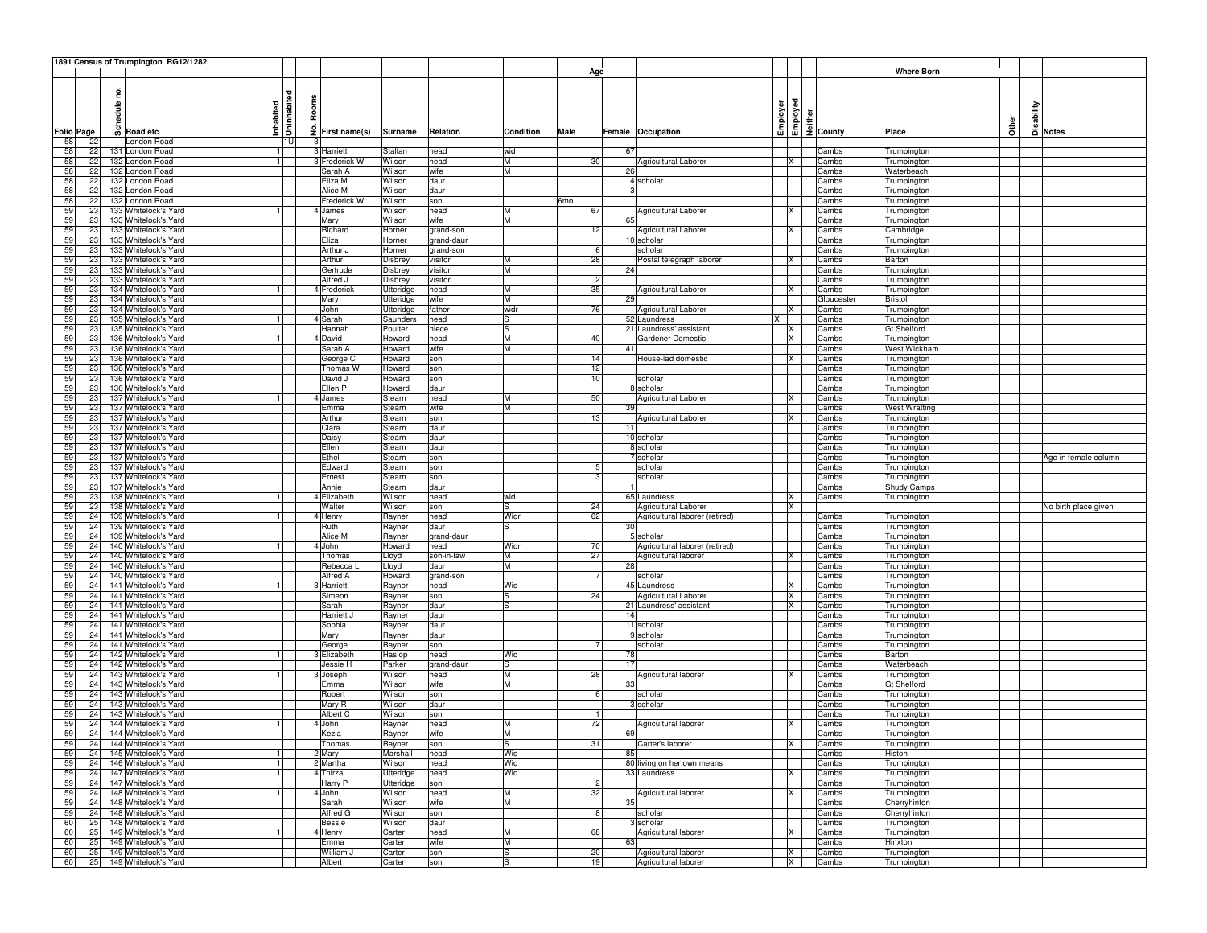# 1891 Census of Trumpington RG12/1282

| Folio | Page | Schedule no. | Road etc | Inhabited | Uninhabited | No. Rooms | First name(s) | Surname | Relation | Condition | Age Male | Age Female | Occupation | Employer | Employed | Neither | Where Born County | Where Born Place | Other | Disability | Notes |
|---|---|---|---|---|---|---|---|---|---|---|---|---|---|---|---|---|---|---|---|---|---|
| 58 | 22 | | London Road | | 1U | 3 | | | | | | | | | | | | | | | |
| 58 | 22 | 131 | London Road | 1 | | 3 | Harriett | Stallan | head | wid | | 67 | | | | | Cambs | Trumpington | | | |
| 58 | 22 | 132 | London Road | 1 | | 3 | Frederick W | Wilson | head | M | 30 | | Agricultural Laborer | | X | | Cambs | Trumpington | | | |
| 58 | 22 | 132 | London Road | | | | Sarah A | Wilson | wife | M | | 26 | | | | | Cambs | Waterbeach | | | |
| 58 | 22 | 132 | London Road | | | | Eliza M | Wilson | daur | | | 4 | scholar | | | | Cambs | Trumpington | | | |
| 58 | 22 | 132 | London Road | | | | Alice M | Wilson | daur | | | 3 | | | | | Cambs | Trumpington | | | |
| 58 | 22 | 132 | London Road | | | | Frederick W | Wilson | son | | 6mo | | | | | | Cambs | Trumpington | | | |
| 59 | 23 | 133 | Whitelock's Yard | 1 | | 4 | James | Wilson | head | M | 67 | | Agricultural Laborer | | X | | Cambs | Trumpington | | | |
| 59 | 23 | 133 | Whitelock's Yard | | | | Mary | Wilson | wife | M | | 65 | | | | | Cambs | Trumpington | | | |
| 59 | 23 | 133 | Whitelock's Yard | | | | Richard | Horner | grand-son | | 12 | | Agricultural Laborer | | X | | Cambs | Cambridge | | | |
| 59 | 23 | 133 | Whitelock's Yard | | | | Eliza | Horner | grand-daur | | | 10 | scholar | | | | Cambs | Trumpington | | | |
| 59 | 23 | 133 | Whitelock's Yard | | | | Arthur J | Horner | grand-son | | 6 | | scholar | | | | Cambs | Trumpington | | | |
| 59 | 23 | 133 | Whitelock's Yard | | | | Arthur | Disbrey | visitor | M | 28 | | Postal telegraph laborer | | X | | Cambs | Barton | | | |
| 59 | 23 | 133 | Whitelock's Yard | | | | Gertrude | Disbrey | visitor | M | | 24 | | | | | Cambs | Trumpington | | | |
| 59 | 23 | 133 | Whitelock's Yard | | | | Alfred J | Disbrey | visitor | | 2 | | | | | | Cambs | Trumpington | | | |
| 59 | 23 | 134 | Whitelock's Yard | 1 | | 4 | Frederick | Utteridge | head | M | 35 | | Agricultural Laborer | | X | | Cambs | Trumpington | | | |
| 59 | 23 | 134 | Whitelock's Yard | | | | Mary | Utteridge | wife | M | | 29 | | | | | Gloucester | Bristol | | | |
| 59 | 23 | 134 | Whitelock's Yard | | | | John | Utteridge | father | widr | 76 | | Agricultural Laborer | | X | | Cambs | Trumpington | | | |
| 59 | 23 | 135 | Whitelock's Yard | 1 | | 4 | Sarah | Saunders | head | S | | 52 | Laundress | X | | | Cambs | Trumpington | | | |
| 59 | 23 | 135 | Whitelock's Yard | | | | Hannah | Poulter | niece | S | | 21 | Laundress' assistant | | X | | Cambs | Gt Shelford | | | |
| 59 | 23 | 136 | Whitelock's Yard | 1 | | 4 | David | Howard | head | M | 40 | | Gardener Domestic | | X | | Cambs | Trumpington | | | |
| 59 | 23 | 136 | Whitelock's Yard | | | | Sarah A | Howard | wife | M | | 41 | | | | | Cambs | West Wickham | | | |
| 59 | 23 | 136 | Whitelock's Yard | | | | George C | Howard | son | | 14 | | House-lad domestic | | X | | Cambs | Trumpington | | | |
| 59 | 23 | 136 | Whitelock's Yard | | | | Thomas W | Howard | son | | 12 | | | | | | Cambs | Trumpington | | | |
| 59 | 23 | 136 | Whitelock's Yard | | | | David J | Howard | son | | 10 | | scholar | | | | Cambs | Trumpington | | | |
| 59 | 23 | 136 | Whitelock's Yard | | | | Ellen P | Howard | daur | | | 8 | scholar | | | | Cambs | Trumpington | | | |
| 59 | 23 | 137 | Whitelock's Yard | 1 | | 4 | James | Stearn | head | M | 50 | | Agricultural Laborer | | X | | Cambs | Trumpington | | | |
| 59 | 23 | 137 | Whitelock's Yard | | | | Emma | Stearn | wife | M | | 39 | | | | | Cambs | West Wratting | | | |
| 59 | 23 | 137 | Whitelock's Yard | | | | Arthur | Stearn | son | | 13 | | Agricultural Laborer | | X | | Cambs | Trumpington | | | |
| 59 | 23 | 137 | Whitelock's Yard | | | | Clara | Stearn | daur | | | 11 | | | | | Cambs | Trumpington | | | |
| 59 | 23 | 137 | Whitelock's Yard | | | | Daisy | Stearn | daur | | | 10 | scholar | | | | Cambs | Trumpington | | | |
| 59 | 23 | 137 | Whitelock's Yard | | | | Ellen | Stearn | daur | | | 8 | scholar | | | | Cambs | Trumpington | | | |
| 59 | 23 | 137 | Whitelock's Yard | | | | Ethel | Stearn | son | | | 7 | scholar | | | | Cambs | Trumpington | | | Age in female column |
| 59 | 23 | 137 | Whitelock's Yard | | | | Edward | Stearn | son | | 5 | | scholar | | | | Cambs | Trumpington | | | |
| 59 | 23 | 137 | Whitelock's Yard | | | | Ernest | Stearn | son | | 3 | | scholar | | | | Cambs | Trumpington | | | |
| 59 | 23 | 137 | Whitelock's Yard | | | | Annie | Stearn | daur | | | 1 | | | | | Cambs | Shudy Camps | | | |
| 59 | 23 | 138 | Whitelock's Yard | 1 | | 4 | Elizabeth | Wilson | head | wid | | 65 | Laundress | | X | | Cambs | Trumpington | | | |
| 59 | 23 | 138 | Whitelock's Yard | | | | Walter | Wilson | son | S | 24 | | Agricultural Laborer | | X | | | | | | No birth place given |
| 59 | 24 | 139 | Whitelock's Yard | 1 | | 4 | Henry | Rayner | head | Widr | 62 | | Agricultural laborer (retired) | | | | Cambs | Trumpington | | | |
| 59 | 24 | 139 | Whitelock's Yard | | | | Ruth | Rayner | daur | S | | 30 | | | | | Cambs | Trumpington | | | |
| 59 | 24 | 139 | Whitelock's Yard | | | | Alice M | Rayner | grand-daur | | | 5 | scholar | | | | Cambs | Trumpington | | | |
| 59 | 24 | 140 | Whitelock's Yard | 1 | | 4 | John | Howard | head | Widr | 70 | | Agricultural laborer (retired) | | | | Cambs | Trumpington | | | |
| 59 | 24 | 140 | Whitelock's Yard | | | | Thomas | Lloyd | son-in-law | M | 27 | | Agricultural laborer | | X | | Cambs | Trumpington | | | |
| 59 | 24 | 140 | Whitelock's Yard | | | | Rebecca L | Lloyd | daur | M | | 28 | | | | | Cambs | Trumpington | | | |
| 59 | 24 | 140 | Whitelock's Yard | | | | Alfred A | Howard | grand-son | | 7 | | scholar | | | | Cambs | Trumpington | | | |
| 59 | 24 | 141 | Whitelock's Yard | 1 | | 3 | Harriett | Rayner | head | Wid | | 45 | Laundress | | X | | Cambs | Trumpington | | | |
| 59 | 24 | 141 | Whitelock's Yard | | | | Simeon | Rayner | son | S | 24 | | Agricultural Laborer | | X | | Cambs | Trumpington | | | |
| 59 | 24 | 141 | Whitelock's Yard | | | | Sarah | Rayner | daur | S | | 21 | Laundress' assistant | | X | | Cambs | Trumpington | | | |
| 59 | 24 | 141 | Whitelock's Yard | | | | Harriett J | Rayner | daur | | | 14 | | | | | Cambs | Trumpington | | | |
| 59 | 24 | 141 | Whitelock's Yard | | | | Sophia | Rayner | daur | | | 11 | scholar | | | | Cambs | Trumpington | | | |
| 59 | 24 | 141 | Whitelock's Yard | | | | Mary | Rayner | daur | | | 9 | scholar | | | | Cambs | Trumpington | | | |
| 59 | 24 | 141 | Whitelock's Yard | | | | George | Rayner | son | | 7 | | scholar | | | | Cambs | Trumpington | | | |
| 59 | 24 | 142 | Whitelock's Yard | 1 | | 3 | Elizabeth | Haslop | head | Wid | | 78 | | | | | Cambs | Barton | | | |
| 59 | 24 | 142 | Whitelock's Yard | | | | Jessie H | Parker | grand-daur | S | | 17 | | | | | Cambs | Waterbeach | | | |
| 59 | 24 | 143 | Whitelock's Yard | 1 | | 3 | Joseph | Wilson | head | M | 28 | | Agricultural laborer | | X | | Cambs | Trumpington | | | |
| 59 | 24 | 143 | Whitelock's Yard | | | | Emma | Wilson | wife | M | | 33 | | | | | Cambs | Gt Shelford | | | |
| 59 | 24 | 143 | Whitelock's Yard | | | | Robert | Wilson | son | | 6 | | scholar | | | | Cambs | Trumpington | | | |
| 59 | 24 | 143 | Whitelock's Yard | | | | Mary R | Wilson | daur | | | 3 | scholar | | | | Cambs | Trumpington | | | |
| 59 | 24 | 143 | Whitelock's Yard | | | | Albert C | Wilson | son | | 1 | | | | | | Cambs | Trumpington | | | |
| 59 | 24 | 144 | Whitelock's Yard | 1 | | 4 | John | Rayner | head | M | 72 | | Agricultural laborer | | X | | Cambs | Trumpington | | | |
| 59 | 24 | 144 | Whitelock's Yard | | | | Kezia | Rayner | wife | M | | 69 | | | | | Cambs | Trumpington | | | |
| 59 | 24 | 144 | Whitelock's Yard | | | | Thomas | Rayner | son | S | 31 | | Carter's laborer | | X | | Cambs | Trumpington | | | |
| 59 | 24 | 145 | Whitelock's Yard | 1 | | 2 | Mary | Marshall | head | Wid | | 85 | | | | | Cambs | Histon | | | |
| 59 | 24 | 146 | Whitelock's Yard | 1 | | 2 | Martha | Wilson | head | Wid | | 80 | living on her own means | | | | Cambs | Trumpington | | | |
| 59 | 24 | 147 | Whitelock's Yard | 1 | | 4 | Thirza | Utteridge | head | Wid | | 33 | Laundress | | X | | Cambs | Trumpington | | | |
| 59 | 24 | 147 | Whitelock's Yard | | | | Harry P | Utteridge | son | | 2 | | | | | | Cambs | Trumpington | | | |
| 59 | 24 | 148 | Whitelock's Yard | 1 | | 4 | John | Wilson | head | M | 32 | | Agricultural laborer | | X | | Cambs | Trumpington | | | |
| 59 | 24 | 148 | Whitelock's Yard | | | | Sarah | Wilson | wife | M | | 35 | | | | | Cambs | Cherryhinton | | | |
| 59 | 24 | 148 | Whitelock's Yard | | | | Alfred G | Wilson | son | | 8 | | scholar | | | | Cambs | Cherryhinton | | | |
| 60 | 25 | 148 | Whitelock's Yard | | | | Bessie | Wilson | daur | | | 3 | scholar | | | | Cambs | Trumpington | | | |
| 60 | 25 | 149 | Whitelock's Yard | 1 | | 4 | Henry | Carter | head | M | 68 | | Agricultural laborer | | X | | Cambs | Trumpington | | | |
| 60 | 25 | 149 | Whitelock's Yard | | | | Emma | Carter | wife | M | | 63 | | | | | Cambs | Hinxton | | | |
| 60 | 25 | 149 | Whitelock's Yard | | | | William J | Carter | son | S | 20 | | Agricultural laborer | | X | | Cambs | Trumpington | | | |
| 60 | 25 | 149 | Whitelock's Yard | | | | Albert | Carter | son | S | 19 | | Agricultural laborer | | X | | Cambs | Trumpington | | | |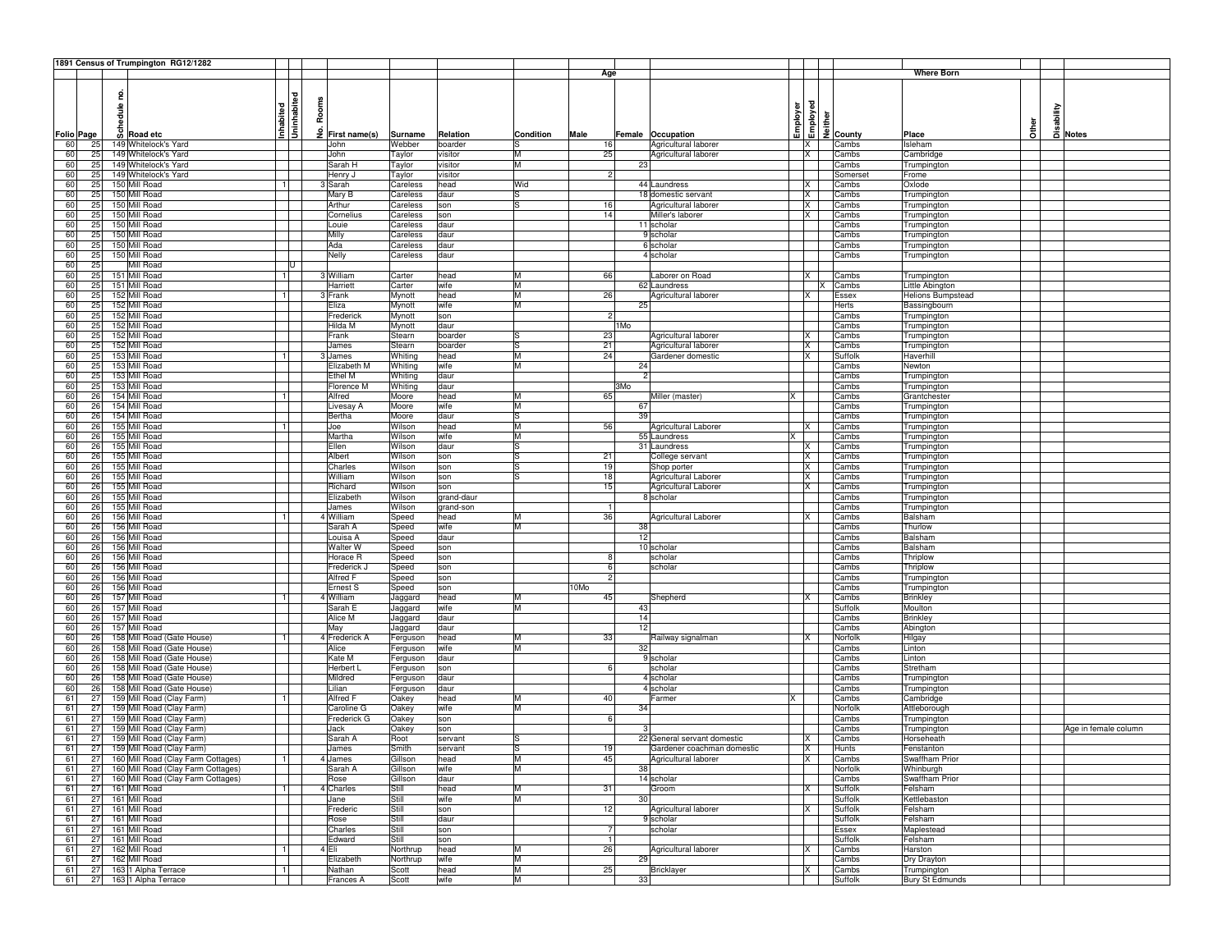## 1891 Census of Trumpington RG12/1282

| Folio | Page | Schedule no. | Road etc | Inhabited | Uninhabited | No. Rooms | First name(s) | Surname | Relation | Condition | Age Male | Age Female | Occupation | Employer | Employed | Neither | County | Place | Other | Disability | Notes |
|---|---|---|---|---|---|---|---|---|---|---|---|---|---|---|---|---|---|---|---|---|---|
| 60 | 25 | 149 | Whitelock's Yard | | | | John | Webber | boarder | S | 16 | | Agricultural laborer | | X | | Cambs | Isleham | | | |
| 60 | 25 | 149 | Whitelock's Yard | | | | John | Taylor | visitor | M | 25 | | Agricultural laborer | | X | | Cambs | Cambridge | | | |
| 60 | 25 | 149 | Whitelock's Yard | | | | Sarah H | Taylor | visitor | M | | 23 | | | | | Cambs | Trumpington | | | |
| 60 | 25 | 149 | Whitelock's Yard | | | | Henry J | Taylor | visitor | | 2 | | | | | | Somerset | Frome | | | |
| 60 | 25 | 150 | Mill Road | 1 | | 3 | Sarah | Careless | head | Wid | | 44 | Laundress | | X | | Cambs | Oxlode | | | |
| 60 | 25 | 150 | Mill Road | | | | Mary B | Careless | daur | S | | 18 | domestic servant | | X | | Cambs | Trumpington | | | |
| 60 | 25 | 150 | Mill Road | | | | Arthur | Careless | son | S | 16 | | Agricultural laborer | | X | | Cambs | Trumpington | | | |
| 60 | 25 | 150 | Mill Road | | | | Cornelius | Careless | son | | 14 | | Miller's laborer | | X | | Cambs | Trumpington | | | |
| 60 | 25 | 150 | Mill Road | | | | Louie | Careless | daur | | | 11 | scholar | | | | Cambs | Trumpington | | | |
| 60 | 25 | 150 | Mill Road | | | | Milly | Careless | daur | | | 9 | scholar | | | | Cambs | Trumpington | | | |
| 60 | 25 | 150 | Mill Road | | | | Ada | Careless | daur | | | 6 | scholar | | | | Cambs | Trumpington | | | |
| 60 | 25 | 150 | Mill Road | | | | Nelly | Careless | daur | | | 4 | scholar | | | | Cambs | Trumpington | | | |
| 60 | 25 | | Mill Road | | U | | | | | | | | | | | | | | | | |
| 60 | 25 | 151 | Mill Road | 1 | | 3 | William | Carter | head | M | 66 | | Laborer on Road | | X | | Cambs | Trumpington | | | |
| 60 | 25 | 151 | Mill Road | | | | Harriett | Carter | wife | M | | 62 | Laundress | | | X | Cambs | Little Abington | | | |
| 60 | 25 | 152 | Mill Road | 1 | | 3 | Frank | Mynott | head | M | 26 | | Agricultural laborer | | X | | Essex | Helions Bumpstead | | | |
| 60 | 25 | 152 | Mill Road | | | | Eliza | Mynott | wife | M | | 25 | | | | | Herts | Bassingbourn | | | |
| 60 | 25 | 152 | Mill Road | | | | Frederick | Mynott | son | | 2 | | | | | | Cambs | Trumpington | | | |
| 60 | 25 | 152 | Mill Road | | | | Hilda M | Mynott | daur | | | 1Mo | | | | | Cambs | Trumpington | | | |
| 60 | 25 | 152 | Mill Road | | | | Frank | Stearn | boarder | S | 23 | | Agricultural laborer | | X | | Cambs | Trumpington | | | |
| 60 | 25 | 152 | Mill Road | | | | James | Stearn | boarder | S | 21 | | Agricultural laborer | | X | | Cambs | Trumpington | | | |
| 60 | 25 | 153 | Mill Road | 1 | | 3 | James | Whiting | head | M | 24 | | Gardener domestic | | X | | Suffolk | Haverhill | | | |
| 60 | 25 | 153 | Mill Road | | | | Elizabeth M | Whiting | wife | M | | 24 | | | | | Cambs | Newton | | | |
| 60 | 25 | 153 | Mill Road | | | | Ethel M | Whiting | daur | | | 2 | | | | | Cambs | Trumpington | | | |
| 60 | 25 | 153 | Mill Road | | | | Florence M | Whiting | daur | | | 3Mo | | | | | Cambs | Trumpington | | | |
| 60 | 26 | 154 | Mill Road | 1 | | | Alfred | Moore | head | M | 65 | | Miller (master) | X | | | Cambs | Grantchester | | | |
| 60 | 26 | 154 | Mill Road | | | | Livesay A | Moore | wife | M | | 67 | | | | | Cambs | Trumpington | | | |
| 60 | 26 | 154 | Mill Road | | | | Bertha | Moore | daur | S | | 39 | | | | | Cambs | Trumpington | | | |
| 60 | 26 | 155 | Mill Road | 1 | | | Joe | Wilson | head | M | 56 | | Agricultural Laborer | | X | | Cambs | Trumpington | | | |
| 60 | 26 | 155 | Mill Road | | | | Martha | Wilson | wife | M | | 55 | Laundress | X | | | Cambs | Trumpington | | | |
| 60 | 26 | 155 | Mill Road | | | | Ellen | Wilson | daur | S | | 31 | Laundress | | X | | Cambs | Trumpington | | | |
| 60 | 26 | 155 | Mill Road | | | | Albert | Wilson | son | S | 21 | | College servant | | X | | Cambs | Trumpington | | | |
| 60 | 26 | 155 | Mill Road | | | | Charles | Wilson | son | S | 19 | | Shop porter | | X | | Cambs | Trumpington | | | |
| 60 | 26 | 155 | Mill Road | | | | William | Wilson | son | S | 18 | | Agricultural Laborer | | X | | Cambs | Trumpington | | | |
| 60 | 26 | 155 | Mill Road | | | | Richard | Wilson | son | | 15 | | Agricultural Laborer | | X | | Cambs | Trumpington | | | |
| 60 | 26 | 155 | Mill Road | | | | Elizabeth | Wilson | grand-daur | | | 8 | scholar | | | | Cambs | Trumpington | | | |
| 60 | 26 | 155 | Mill Road | | | | James | Wilson | grand-son | | 1 | | | | | | Cambs | Trumpington | | | |
| 60 | 26 | 156 | Mill Road | 1 | | 4 | William | Speed | head | M | 36 | | Agricultural Laborer | | X | | Cambs | Balsham | | | |
| 60 | 26 | 156 | Mill Road | | | | Sarah A | Speed | wife | M | | 38 | | | | | Cambs | Thurlow | | | |
| 60 | 26 | 156 | Mill Road | | | | Louisa A | Speed | daur | | | 12 | | | | | Cambs | Balsham | | | |
| 60 | 26 | 156 | Mill Road | | | | Walter W | Speed | son | | | 10 | scholar | | | | Cambs | Balsham | | | |
| 60 | 26 | 156 | Mill Road | | | | Horace R | Speed | son | | 8 | | scholar | | | | Cambs | Thriplow | | | |
| 60 | 26 | 156 | Mill Road | | | | Frederick J | Speed | son | | 6 | | scholar | | | | Cambs | Thriplow | | | |
| 60 | 26 | 156 | Mill Road | | | | Alfred F | Speed | son | | 2 | | | | | | Cambs | Trumpington | | | |
| 60 | 26 | 156 | Mill Road | | | | Ernest S | Speed | son | | 10Mo | | | | | | Cambs | Trumpington | | | |
| 60 | 26 | 157 | Mill Road | 1 | | 4 | William | Jaggard | head | M | 45 | | Shepherd | | X | | Cambs | Brinkley | | | |
| 60 | 26 | 157 | Mill Road | | | | Sarah E | Jaggard | wife | M | | 43 | | | | | Suffolk | Moulton | | | |
| 60 | 26 | 157 | Mill Road | | | | Alice M | Jaggard | daur | | | 14 | | | | | Cambs | Brinkley | | | |
| 60 | 26 | 157 | Mill Road | | | | May | Jaggard | daur | | | 12 | | | | | Cambs | Abington | | | |
| 60 | 26 | 158 | Mill Road (Gate House) | 1 | | 4 | Frederick A | Ferguson | head | M | 33 | | Railway signalman | | X | | Norfolk | Hilgay | | | |
| 60 | 26 | 158 | Mill Road (Gate House) | | | | Alice | Ferguson | wife | M | | 32 | | | | | Cambs | Linton | | | |
| 60 | 26 | 158 | Mill Road (Gate House) | | | | Kate M | Ferguson | daur | | | 9 | scholar | | | | Cambs | Linton | | | |
| 60 | 26 | 158 | Mill Road (Gate House) | | | | Herbert L | Ferguson | son | | 6 | | scholar | | | | Cambs | Stretham | | | |
| 60 | 26 | 158 | Mill Road (Gate House) | | | | Mildred | Ferguson | daur | | | 4 | scholar | | | | Cambs | Trumpington | | | |
| 60 | 26 | 158 | Mill Road (Gate House) | | | | Lilian | Ferguson | daur | | | 4 | scholar | | | | Cambs | Trumpington | | | |
| 61 | 27 | 159 | Mill Road (Clay Farm) | 1 | | | Alfred F | Oakey | head | M | 40 | | Farmer | X | | | Cambs | Cambridge | | | |
| 61 | 27 | 159 | Mill Road (Clay Farm) | | | | Caroline G | Oakey | wife | M | | 34 | | | | | Norfolk | Attleborough | | | |
| 61 | 27 | 159 | Mill Road (Clay Farm) | | | | Frederick G | Oakey | son | | 6 | | | | | | Cambs | Trumpington | | | |
| 61 | 27 | 159 | Mill Road (Clay Farm) | | | | Jack | Oakey | son | | | 3 | | | | | Cambs | Trumpington | | | Age in female column |
| 61 | 27 | 159 | Mill Road (Clay Farm) | | | | Sarah A | Root | servant | S | | 22 | General servant domestic | | X | | Cambs | Horseheath | | | |
| 61 | 27 | 159 | Mill Road (Clay Farm) | | | | James | Smith | servant | S | 19 | | Gardener coachman domestic | | X | | Hunts | Fenstanton | | | |
| 61 | 27 | 160 | Mill Road (Clay Farm Cottages) | 1 | | 4 | James | Gillson | head | M | 45 | | Agricultural laborer | | X | | Cambs | Swaffham Prior | | | |
| 61 | 27 | 160 | Mill Road (Clay Farm Cottages) | | | | Sarah A | Gillson | wife | M | | 38 | | | | | Norfolk | Whinburgh | | | |
| 61 | 27 | 160 | Mill Road (Clay Farm Cottages) | | | | Rose | Gillson | daur | | | 14 | scholar | | | | Cambs | Swaffham Prior | | | |
| 61 | 27 | 161 | Mill Road | 1 | | 4 | Charles | Still | head | M | 31 | | Groom | | X | | Suffolk | Felsham | | | |
| 61 | 27 | 161 | Mill Road | | | | Jane | Still | wife | M | | 30 | | | | | Suffolk | Kettlebaston | | | |
| 61 | 27 | 161 | Mill Road | | | | Frederic | Still | son | | 12 | | Agricultural laborer | | X | | Suffolk | Felsham | | | |
| 61 | 27 | 161 | Mill Road | | | | Rose | Still | daur | | | 9 | scholar | | | | Suffolk | Felsham | | | |
| 61 | 27 | 161 | Mill Road | | | | Charles | Still | son | | 7 | | scholar | | | | Essex | Maplestead | | | |
| 61 | 27 | 161 | Mill Road | | | | Edward | Still | son | | 1 | | | | | | Suffolk | Felsham | | | |
| 61 | 27 | 162 | Mill Road | 1 | | 4 | Eli | Northrup | head | M | 26 | | Agricultural laborer | | X | | Cambs | Harston | | | |
| 61 | 27 | 162 | Mill Road | | | | Elizabeth | Northrup | wife | M | | 29 | | | | | Cambs | Dry Drayton | | | |
| 61 | 27 | 163 | 1 Alpha Terrace | 1 | | | Nathan | Scott | head | M | 25 | | Bricklayer | | X | | Cambs | Trumpington | | | |
| 61 | 27 | 163 | 1 Alpha Terrace | | | | Frances A | Scott | wife | M | | 33 | | | | | Suffolk | Bury St Edmunds | | | |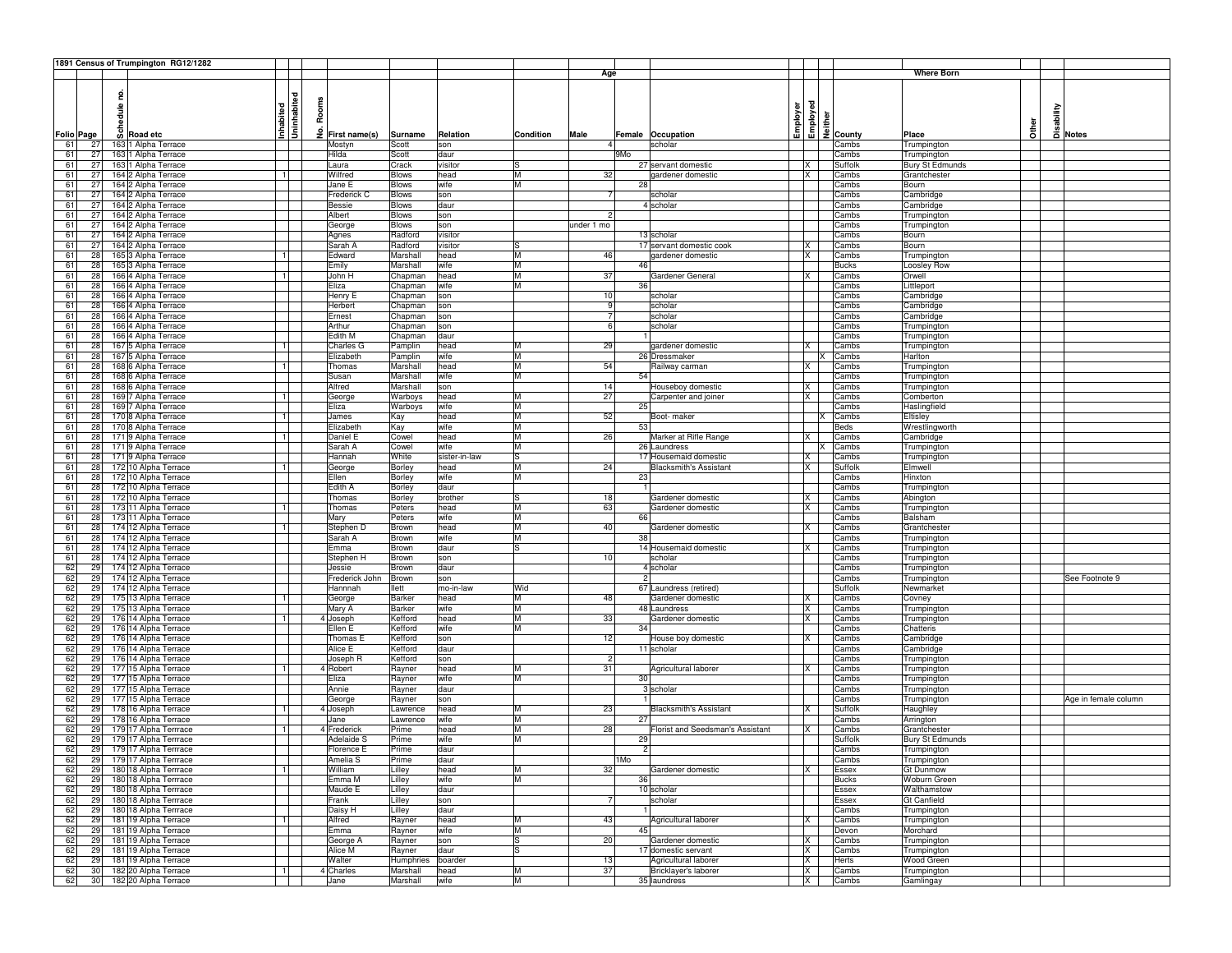# 1891 Census of Trumpington RG12/1282

| Folio | Page | Schedule no. | Road etc | Inhabited | Uninhabited | No. Rooms | First name(s) | Surname | Relation | Condition | Age Male | Age Female | Occupation | Employer | Employed | Neither | Where Born County | Where Born Place | Other | Disability | Notes |
|---|---|---|---|---|---|---|---|---|---|---|---|---|---|---|---|---|---|---|---|---|---|
| 61 | 27 | 163 | 1 Alpha Terrace | | | | Mostyn | Scott | son | | 4 | | scholar | | | | Cambs | Trumpington | | | |
| 61 | 27 | 163 | 1 Alpha Terrace | | | | Hilda | Scott | daur | | | 9Mo | | | | | Cambs | Trumpington | | | |
| 61 | 27 | 163 | 1 Alpha Terrace | | | | Laura | Crack | visitor | S | | 27 | servant domestic | | X | | Suffolk | Bury St Edmunds | | | |
| 61 | 27 | 164 | 2 Alpha Terrace | 1 | | | Wilfred | Blows | head | M | 32 | | gardener domestic | | X | | Cambs | Grantchester | | | |
| 61 | 27 | 164 | 2 Alpha Terrace | | | | Jane E | Blows | wife | M | | 28 | | | | | Cambs | Bourn | | | |
| 61 | 27 | 164 | 2 Alpha Terrace | | | | Frederick C | Blows | son | | 7 | | scholar | | | | Cambs | Cambridge | | | |
| 61 | 27 | 164 | 2 Alpha Terrace | | | | Bessie | Blows | daur | | | 4 | scholar | | | | Cambs | Cambridge | | | |
| 61 | 27 | 164 | 2 Alpha Terrace | | | | Albert | Blows | son | | 2 | | | | | | Cambs | Trumpington | | | |
| 61 | 27 | 164 | 2 Alpha Terrace | | | | George | Blows | son | | under 1 mo | | | | | | Cambs | Trumpington | | | |
| 61 | 27 | 164 | 2 Alpha Terrace | | | | Agnes | Radford | visitor | | | 13 | scholar | | | | Cambs | Bourn | | | |
| 61 | 27 | 164 | 2 Alpha Terrace | | | | Sarah A | Radford | visitor | S | | 17 | servant domestic cook | | X | | Cambs | Bourn | | | |
| 61 | 28 | 165 | 3 Alpha Terrace | 1 | | | Edward | Marshall | head | M | 46 | | gardener domestic | | X | | Cambs | Trumpington | | | |
| 61 | 28 | 165 | 3 Alpha Terrace | | | | Emily | Marshall | wife | M | | 46 | | | | | Bucks | Loosley Row | | | |
| 61 | 28 | 166 | 4 Alpha Terrace | 1 | | | John H | Chapman | head | M | 37 | | Gardener General | | X | | Cambs | Orwell | | | |
| 61 | 28 | 166 | 4 Alpha Terrace | | | | Eliza | Chapman | wife | M | | 36 | | | | | Cambs | Littleport | | | |
| 61 | 28 | 166 | 4 Alpha Terrace | | | | Henry E | Chapman | son | | 10 | | scholar | | | | Cambs | Cambridge | | | |
| 61 | 28 | 166 | 4 Alpha Terrace | | | | Herbert | Chapman | son | | 9 | | scholar | | | | Cambs | Cambridge | | | |
| 61 | 28 | 166 | 4 Alpha Terrace | | | | Ernest | Chapman | son | | 7 | | scholar | | | | Cambs | Cambridge | | | |
| 61 | 28 | 166 | 4 Alpha Terrace | | | | Arthur | Chapman | son | | 6 | | scholar | | | | Cambs | Trumpington | | | |
| 61 | 28 | 166 | 4 Alpha Terrace | | | | Edith M | Chapman | daur | | | 1 | | | | | Cambs | Trumpington | | | |
| 61 | 28 | 167 | 5 Alpha Terrace | 1 | | | Charles G | Pamplin | head | M | 29 | | gardener domestic | | X | | Cambs | Trumpington | | | |
| 61 | 28 | 167 | 5 Alpha Terrace | | | | Elizabeth | Pamplin | wife | M | | 26 | Dressmaker | | | X | Cambs | Harlton | | | |
| 61 | 28 | 168 | 6 Alpha Terrace | 1 | | | Thomas | Marshall | head | M | 54 | | Railway carman | | X | | Cambs | Trumpington | | | |
| 61 | 28 | 168 | 6 Alpha Terrace | | | | Susan | Marshall | wife | M | | 54 | | | | | Cambs | Trumpington | | | |
| 61 | 28 | 168 | 6 Alpha Terrace | | | | Alfred | Marshall | son | | 14 | | Houseboy domestic | | X | | Cambs | Trumpington | | | |
| 61 | 28 | 169 | 7 Alpha Terrace | 1 | | | George | Warboys | head | M | 27 | | Carpenter and joiner | | X | | Cambs | Comberton | | | |
| 61 | 28 | 169 | 7 Alpha Terrace | | | | Eliza | Warboys | wife | M | | 25 | | | | | Cambs | Haslingfield | | | |
| 61 | 28 | 170 | 8 Alpha Terrace | 1 | | | James | Kay | head | M | 52 | | Boot- maker | | | X | Cambs | Eltisley | | | |
| 61 | 28 | 170 | 8 Alpha Terrace | | | | Elizabeth | Kay | wife | M | | 53 | | | | | Beds | Wrestlingworth | | | |
| 61 | 28 | 171 | 9 Alpha Terrace | 1 | | | Daniel E | Cowel | head | M | 26 | | Marker at Rifle Range | | X | | Cambs | Cambridge | | | |
| 61 | 28 | 171 | 9 Alpha Terrace | | | | Sarah A | Cowel | wife | M | | 26 | Laundress | | | X | Cambs | Trumpington | | | |
| 61 | 28 | 171 | 9 Alpha Terrace | | | | Hannah | White | sister-in-law | S | | 17 | Housemaid domestic | | X | | Cambs | Trumpington | | | |
| 61 | 28 | 172 | 10 Alpha Terrace | 1 | | | George | Borley | head | M | 24 | | Blacksmith's Assistant | | X | | Suffolk | Elmwell | | | |
| 61 | 28 | 172 | 10 Alpha Terrace | | | | Ellen | Borley | wife | M | | 23 | | | | | Cambs | Hinxton | | | |
| 61 | 28 | 172 | 10 Alpha Terrace | | | | Edith A | Borley | daur | | | 1 | | | | | Cambs | Trumpington | | | |
| 61 | 28 | 172 | 10 Alpha Terrace | | | | Thomas | Borley | brother | S | 18 | | Gardener domestic | | X | | Cambs | Abington | | | |
| 61 | 28 | 173 | 11 Alpha Terrace | 1 | | | Thomas | Peters | head | M | 63 | | Gardener domestic | | X | | Cambs | Trumpington | | | |
| 61 | 28 | 173 | 11 Alpha Terrace | | | | Mary | Peters | wife | M | | 66 | | | | | Cambs | Balsham | | | |
| 61 | 28 | 174 | 12 Alpha Terrace | 1 | | | Stephen D | Brown | head | M | 40 | | Gardener domestic | | X | | Cambs | Grantchester | | | |
| 61 | 28 | 174 | 12 Alpha Terrace | | | | Sarah A | Brown | wife | M | | 38 | | | | | Cambs | Trumpington | | | |
| 61 | 28 | 174 | 12 Alpha Terrace | | | | Emma | Brown | daur | S | | 14 | Housemaid domestic | | X | | Cambs | Trumpington | | | |
| 61 | 28 | 174 | 12 Alpha Terrace | | | | Stephen H | Brown | son | | 10 | | scholar | | | | Cambs | Trumpington | | | |
| 62 | 29 | 174 | 12 Alpha Terrace | | | | Jessie | Brown | daur | | | 4 | scholar | | | | Cambs | Trumpington | | | |
| 62 | 29 | 174 | 12 Alpha Terrace | | | | Frederick John | Brown | son | | | 2 | | | | | Cambs | Trumpington | | | See Footnote 9 |
| 62 | 29 | 174 | 12 Alpha Terrace | | | | Hannnah | Ilett | mo-in-law | Wid | | 67 | Laundress (retired) | | | | Suffolk | Newmarket | | | |
| 62 | 29 | 175 | 13 Alpha Terrace | 1 | | | George | Barker | head | M | 48 | | Gardener domestic | | X | | Cambs | Covney | | | |
| 62 | 29 | 175 | 13 Alpha Terrace | | | | Mary A | Barker | wife | M | | 48 | Laundress | | X | | Cambs | Trumpington | | | |
| 62 | 29 | 176 | 14 Alpha Terrace | 1 | | 4 | Joseph | Kefford | head | M | 33 | | Gardener domestic | | X | | Cambs | Trumpington | | | |
| 62 | 29 | 176 | 14 Alpha Terrace | | | | Ellen E | Kefford | wife | M | | 34 | | | | | Cambs | Chatteris | | | |
| 62 | 29 | 176 | 14 Alpha Terrace | | | | Thomas E | Kefford | son | | 12 | | House boy domestic | | X | | Cambs | Cambridge | | | |
| 62 | 29 | 176 | 14 Alpha Terrace | | | | Alice E | Kefford | daur | | | 11 | scholar | | | | Cambs | Cambridge | | | |
| 62 | 29 | 176 | 14 Alpha Terrace | | | | Joseph R | Kefford | son | | 2 | | | | | | Cambs | Trumpington | | | |
| 62 | 29 | 177 | 15 Alpha Terrace | 1 | | 4 | Robert | Rayner | head | M | 31 | | Agricultural laborer | | X | | Cambs | Trumpington | | | |
| 62 | 29 | 177 | 15 Alpha Terrace | | | | Eliza | Rayner | wife | M | | 30 | | | | | Cambs | Trumpington | | | |
| 62 | 29 | 177 | 15 Alpha Terrace | | | | Annie | Rayner | daur | | | 3 | scholar | | | | Cambs | Trumpington | | | |
| 62 | 29 | 177 | 15 Alpha Terrace | | | | George | Rayner | son | | | 1 | | | | | Cambs | Trumpington | | | Age in female column |
| 62 | 29 | 178 | 16 Alpha Terrace | 1 | | 4 | Joseph | Lawrence | head | M | 23 | | Blacksmith's Assistant | | X | | Suffolk | Haughley | | | |
| 62 | 29 | 178 | 16 Alpha Terrace | | | | Jane | Lawrence | wife | M | | 27 | | | | | Cambs | Arrington | | | |
| 62 | 29 | 179 | 17 Alpha Terrrace | 1 | | 4 | Frederick | Prime | head | M | 28 | | Florist and Seedsman's Assistant | | X | | Cambs | Grantchester | | | |
| 62 | 29 | 179 | 17 Alpha Terrrace | | | | Adelaide S | Prime | wife | M | | 29 | | | | | Suffolk | Bury St Edmunds | | | |
| 62 | 29 | 179 | 17 Alpha Terrrace | | | | Florence E | Prime | daur | | | 2 | | | | | Cambs | Trumpington | | | |
| 62 | 29 | 179 | 17 Alpha Terrrace | | | | Amelia S | Prime | daur | | | 1Mo | | | | | Cambs | Trumpington | | | |
| 62 | 29 | 180 | 18 Alpha Terrrace | 1 | | | William | Lilley | head | M | 32 | | Gardener domestic | | X | | Essex | Gt Dunmow | | | |
| 62 | 29 | 180 | 18 Alpha Terrrace | | | | Emma M | Lilley | wife | M | | 36 | | | | | Bucks | Woburn Green | | | |
| 62 | 29 | 180 | 18 Alpha Terrrace | | | | Maude E | Lilley | daur | | | 10 | scholar | | | | Essex | Walthamstow | | | |
| 62 | 29 | 180 | 18 Alpha Terrrace | | | | Frank | Lilley | son | | 7 | | scholar | | | | Essex | Gt Canfield | | | |
| 62 | 29 | 180 | 18 Alpha Terrrace | | | | Daisy H | Lilley | daur | | | 1 | | | | | Cambs | Trumpington | | | |
| 62 | 29 | 181 | 19 Alpha Terrace | 1 | | | Alfred | Rayner | head | M | 43 | | Agricultural laborer | | X | | Cambs | Trumpington | | | |
| 62 | 29 | 181 | 19 Alpha Terrace | | | | Emma | Rayner | wife | M | | 45 | | | | | Devon | Morchard | | | |
| 62 | 29 | 181 | 19 Alpha Terrace | | | | George A | Rayner | son | S | 20 | | Gardener domestic | | X | | Cambs | Trumpington | | | |
| 62 | 29 | 181 | 19 Alpha Terrace | | | | Alice M | Rayner | daur | S | | 17 | domestic servant | | X | | Cambs | Trumpington | | | |
| 62 | 29 | 181 | 19 Alpha Terrace | | | | Walter | Humphries | boarder | | 13 | | Agricultural laborer | | X | | Herts | Wood Green | | | |
| 62 | 30 | 182 | 20 Alpha Terrace | 1 | | 4 | Charles | Marshall | head | M | 37 | | Bricklayer's laborer | | X | | Cambs | Trumpington | | | |
| 62 | 30 | 182 | 20 Alpha Terrace | | | | Jane | Marshall | wife | M | | 35 | laundress | | X | | Cambs | Gamlingay | | | |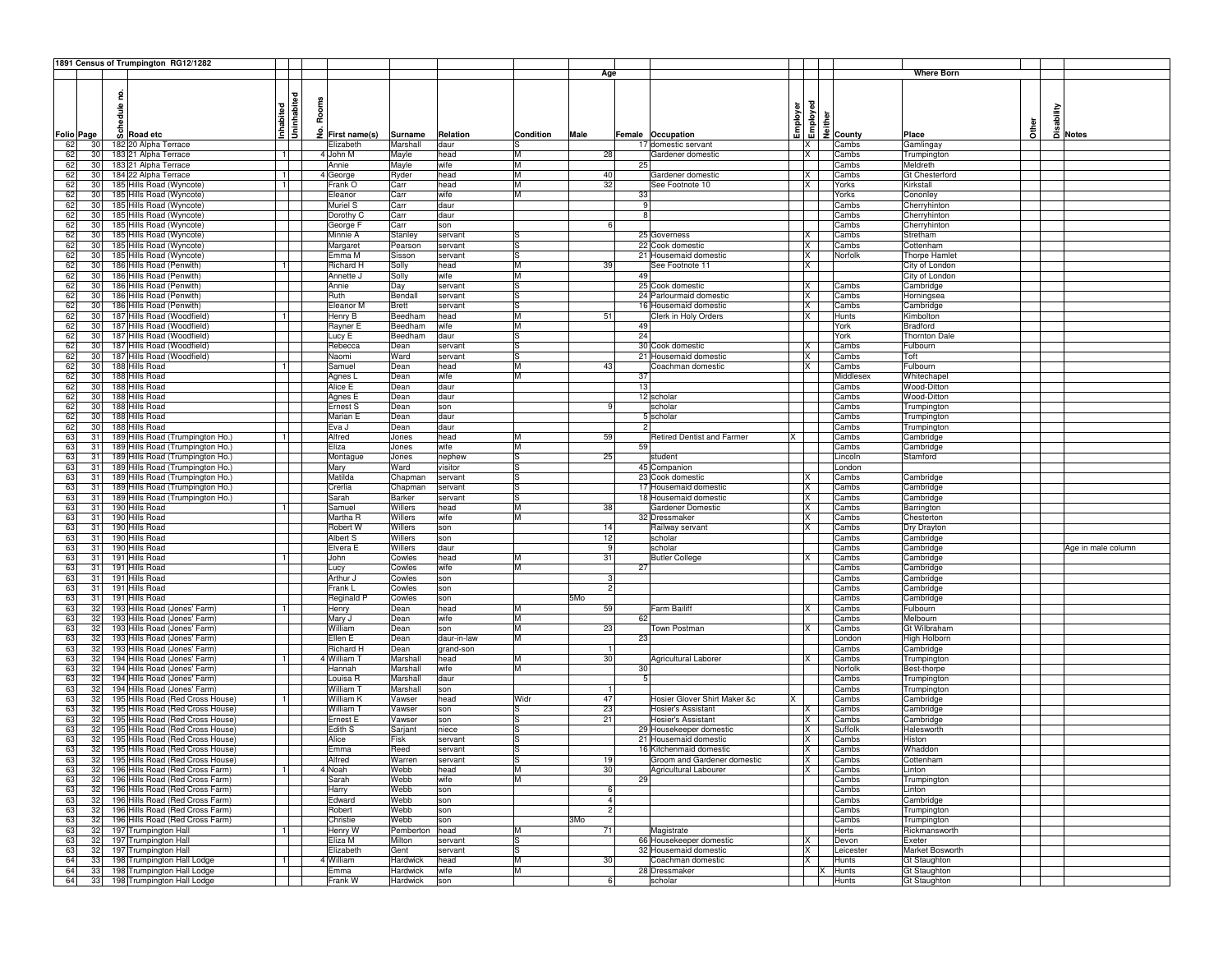# 1891 Census of Trumpington RG12/1282

| Folio | Page | Schedule no. | Road etc | Inhabited | Uninhabited | No. Rooms | First name(s) | Surname | Relation | Condition | Age Male | Age Female | Occupation | Employer | Employed | Neither | County | Place | Other | Disability | Notes |
|---|---|---|---|---|---|---|---|---|---|---|---|---|---|---|---|---|---|---|---|---|---|
| 62 | 30 | 182 | 20 Alpha Terrace | | | | Elizabeth | Marshall | daur | S | | 17 | domestic servant | | X | | Cambs | Gamlingay | | | |
| 62 | 30 | 183 | 21 Alpha Terrace | 1 | | 4 | John M | Mayle | head | M | 28 | | Gardener domestic | | X | | Cambs | Trumpington | | | |
| 62 | 30 | 183 | 21 Alpha Terrace | | | | Annie | Mayle | wife | M | | 25 | | | | | Cambs | Meldreth | | | |
| 62 | 30 | 184 | 22 Alpha Terrace | 1 | | 4 | George | Ryder | head | M | 40 | | Gardener domestic | | X | | Cambs | Gt Chesterford | | | |
| 62 | 30 | 185 | Hills Road (Wyncote) | 1 | | | Frank O | Carr | head | M | 32 | | See Footnote 10 | | X | | Yorks | Kirkstall | | | |
| 62 | 30 | 185 | Hills Road (Wyncote) | | | | Eleanor | Carr | wife | M | | 33 | | | | | Yorks | Cononley | | | |
| 62 | 30 | 185 | Hills Road (Wyncote) | | | | Muriel S | Carr | daur | | | 9 | | | | | Cambs | Cherryhinton | | | |
| 62 | 30 | 185 | Hills Road (Wyncote) | | | | Dorothy C | Carr | daur | | | 8 | | | | | Cambs | Cherryhinton | | | |
| 62 | 30 | 185 | Hills Road (Wyncote) | | | | George F | Carr | son | | 6 | | | | | | Cambs | Cherryhinton | | | |
| 62 | 30 | 185 | Hills Road (Wyncote) | | | | Minnie A | Stanley | servant | S | | 25 | Governess | | X | | Cambs | Stretham | | | |
| 62 | 30 | 185 | Hills Road (Wyncote) | | | | Margaret | Pearson | servant | S | | 22 | Cook domestic | | X | | Cambs | Cottenham | | | |
| 62 | 30 | 185 | Hills Road (Wyncote) | | | | Emma M | Sisson | servant | S | | 21 | Housemaid domestic | | X | | Norfolk | Thorpe Hamlet | | | |
| 62 | 30 | 186 | Hills Road (Penwith) | 1 | | | Richard H | Solly | head | M | 39 | | See Footnote 11 | | X | | | City of London | | | |
| 62 | 30 | 186 | Hills Road (Penwith) | | | | Annette J | Solly | wife | M | | 49 | | | | | | City of London | | | |
| 62 | 30 | 186 | Hills Road (Penwith) | | | | Annie | Day | servant | S | | 25 | Cook domestic | | X | | Cambs | Cambridge | | | |
| 62 | 30 | 186 | Hills Road (Penwith) | | | | Ruth | Bendall | servant | S | | 24 | Parlourmaid domestic | | X | | Cambs | Horningsea | | | |
| 62 | 30 | 186 | Hills Road (Penwith) | | | | Eleanor M | Brett | servant | S | | 16 | Housemaid domestic | | X | | Cambs | Cambridge | | | |
| 62 | 30 | 187 | Hills Road (Woodfield) | 1 | | | Henry B | Beedham | head | M | 51 | | Clerk in Holy Orders | | X | | Hunts | Kimbolton | | | |
| 62 | 30 | 187 | Hills Road (Woodfield) | | | | Rayner E | Beedham | wife | M | | 49 | | | | | York | Bradford | | | |
| 62 | 30 | 187 | Hills Road (Woodfield) | | | | Lucy E | Beedham | daur | S | | 24 | | | | | York | Thornton Dale | | | |
| 62 | 30 | 187 | Hills Road (Woodfield) | | | | Rebecca | Dean | servant | S | | 30 | Cook domestic | | X | | Cambs | Fulbourn | | | |
| 62 | 30 | 187 | Hills Road (Woodfield) | | | | Naomi | Ward | servant | S | | 21 | Housemaid domestic | | X | | Cambs | Toft | | | |
| 62 | 30 | 188 | Hills Road | 1 | | | Samuel | Dean | head | M | 43 | | Coachman domestic | | X | | Cambs | Fulbourn | | | |
| 62 | 30 | 188 | Hills Road | | | | Agnes L | Dean | wife | M | | 37 | | | | | Middlesex | Whitechapel | | | |
| 62 | 30 | 188 | Hills Road | | | | Alice E | Dean | daur | | | 13 | | | | | Cambs | Wood-Ditton | | | |
| 62 | 30 | 188 | Hills Road | | | | Agnes E | Dean | daur | | | 12 | scholar | | | | Cambs | Wood-Ditton | | | |
| 62 | 30 | 188 | Hills Road | | | | Ernest S | Dean | son | | 9 | | scholar | | | | Cambs | Trumpington | | | |
| 62 | 30 | 188 | Hills Road | | | | Marian E | Dean | daur | | | 5 | scholar | | | | Cambs | Trumpington | | | |
| 62 | 30 | 188 | Hills Road | | | | Eva J | Dean | daur | | | 2 | | | | | Cambs | Trumpington | | | |
| 63 | 31 | 189 | Hills Road (Trumpington Ho.) | 1 | | | Alfred | Jones | head | M | 59 | | Retired Dentist and Farmer | X | | | Cambs | Cambridge | | | |
| 63 | 31 | 189 | Hills Road (Trumpington Ho.) | | | | Eliza | Jones | wife | M | | 59 | | | | | Cambs | Cambridge | | | |
| 63 | 31 | 189 | Hills Road (Trumpington Ho.) | | | | Montague | Jones | nephew | S | 25 | | student | | | | Lincoln | Stamford | | | |
| 63 | 31 | 189 | Hills Road (Trumpington Ho.) | | | | Mary | Ward | visitor | S | | 45 | Companion | | | | London | | | | |
| 63 | 31 | 189 | Hills Road (Trumpington Ho.) | | | | Matilda | Chapman | servant | S | | 23 | Cook domestic | | X | | Cambs | Cambridge | | | |
| 63 | 31 | 189 | Hills Road (Trumpington Ho.) | | | | Crerlia | Chapman | servant | S | | 17 | Housemaid domestic | | X | | Cambs | Cambridge | | | |
| 63 | 31 | 189 | Hills Road (Trumpington Ho.) | | | | Sarah | Barker | servant | S | | 18 | Housemaid domestic | | X | | Cambs | Cambridge | | | |
| 63 | 31 | 190 | Hills Road | 1 | | | Samuel | Willers | head | M | 38 | | Gardener Domestic | | X | | Cambs | Barrington | | | |
| 63 | 31 | 190 | Hills Road | | | | Martha R | Willers | wife | M | | 32 | Dressmaker | | X | | Cambs | Chesterton | | | |
| 63 | 31 | 190 | Hills Road | | | | Robert W | Willers | son | | 14 | | Railway servant | | X | | Cambs | Dry Drayton | | | |
| 63 | 31 | 190 | Hills Road | | | | Albert S | Willers | son | | 12 | | scholar | | | | Cambs | Cambridge | | | |
| 63 | 31 | 190 | Hills Road | | | | Elvera E | Willers | daur | | 9 | | scholar | | | | Cambs | Cambridge | | | Age in male column |
| 63 | 31 | 191 | Hills Road | 1 | | | John | Cowles | head | M | 31 | | Butler College | | X | | Cambs | Cambridge | | | |
| 63 | 31 | 191 | Hills Road | | | | Lucy | Cowles | wife | M | | 27 | | | | | Cambs | Cambridge | | | |
| 63 | 31 | 191 | Hills Road | | | | Arthur J | Cowles | son | | 3 | | | | | | Cambs | Cambridge | | | |
| 63 | 31 | 191 | Hills Road | | | | Frank L | Cowles | son | | 2 | | | | | | Cambs | Cambridge | | | |
| 63 | 31 | 191 | Hills Road | | | | Reginald P | Cowles | son | | 5Mo | | | | | | Cambs | Cambridge | | | |
| 63 | 32 | 193 | Hills Road (Jones' Farm) | 1 | | | Henry | Dean | head | M | 59 | | Farm Bailiff | | X | | Cambs | Fulbourn | | | |
| 63 | 32 | 193 | Hills Road (Jones' Farm) | | | | Mary J | Dean | wife | M | | 62 | | | | | Cambs | Melbourn | | | |
| 63 | 32 | 193 | Hills Road (Jones' Farm) | | | | William | Dean | son | M | 23 | | Town Postman | | X | | Cambs | Gt Wilbraham | | | |
| 63 | 32 | 193 | Hills Road (Jones' Farm) | | | | Ellen E | Dean | daur-in-law | M | | 23 | | | | | London | High Holborn | | | |
| 63 | 32 | 193 | Hills Road (Jones' Farm) | | | | Richard H | Dean | grand-son | | 1 | | | | | | Cambs | Cambridge | | | |
| 63 | 32 | 194 | Hills Road (Jones' Farm) | 1 | | 4 | William T | Marshall | head | M | 30 | | Agricultural Laborer | | X | | Cambs | Trumpington | | | |
| 63 | 32 | 194 | Hills Road (Jones' Farm) | | | | Hannah | Marshall | wife | M | | 30 | | | | | Norfolk | Best-thorpe | | | |
| 63 | 32 | 194 | Hills Road (Jones' Farm) | | | | Louisa R | Marshall | daur | | | 5 | | | | | Cambs | Trumpington | | | |
| 63 | 32 | 194 | Hills Road (Jones' Farm) | | | | William T | Marshall | son | | 1 | | | | | | Cambs | Trumpington | | | |
| 63 | 32 | 195 | Hills Road (Red Cross House) | 1 | | | William K | Vawser | head | Widr | 47 | | Hosier Glover Shirt Maker &c | X | | | Cambs | Cambridge | | | |
| 63 | 32 | 195 | Hills Road (Red Cross House) | | | | William T | Vawser | son | S | 23 | | Hosier's Assistant | | X | | Cambs | Cambridge | | | |
| 63 | 32 | 195 | Hills Road (Red Cross House) | | | | Ernest E | Vawser | son | S | 21 | | Hosier's Assistant | | X | | Cambs | Cambridge | | | |
| 63 | 32 | 195 | Hills Road (Red Cross House) | | | | Edith S | Sarjant | niece | S | | 29 | Housekeeper domestic | | X | | Suffolk | Halesworth | | | |
| 63 | 32 | 195 | Hills Road (Red Cross House) | | | | Alice | Fisk | servant | S | | 21 | Housemaid domestic | | X | | Cambs | Histon | | | |
| 63 | 32 | 195 | Hills Road (Red Cross House) | | | | Emma | Reed | servant | S | | 16 | Kitchenmaid domestic | | X | | Cambs | Whaddon | | | |
| 63 | 32 | 195 | Hills Road (Red Cross House) | | | | Alfred | Warren | servant | S | 19 | | Groom and Gardener domestic | | X | | Cambs | Cottenham | | | |
| 63 | 32 | 196 | Hills Road (Red Cross Farm) | 1 | | 4 | Noah | Webb | head | M | 30 | | Agricultural Labourer | | X | | Cambs | Linton | | | |
| 63 | 32 | 196 | Hills Road (Red Cross Farm) | | | | Sarah | Webb | wife | M | | 29 | | | | | Cambs | Trumpington | | | |
| 63 | 32 | 196 | Hills Road (Red Cross Farm) | | | | Harry | Webb | son | | 6 | | | | | | Cambs | Linton | | | |
| 63 | 32 | 196 | Hills Road (Red Cross Farm) | | | | Edward | Webb | son | | 4 | | | | | | Cambs | Cambridge | | | |
| 63 | 32 | 196 | Hills Road (Red Cross Farm) | | | | Robert | Webb | son | | 2 | | | | | | Cambs | Trumpington | | | |
| 63 | 32 | 196 | Hills Road (Red Cross Farm) | | | | Christie | Webb | son | | 3Mo | | | | | | Cambs | Trumpington | | | |
| 63 | 32 | 197 | Trumpington Hall | 1 | | | Henry W | Pemberton | head | M | 71 | | Magistrate | | | | Herts | Rickmansworth | | | |
| 63 | 32 | 197 | Trumpington Hall | | | | Eliza M | Milton | servant | S | | 66 | Housekeeper domestic | | X | | Devon | Exeter | | | |
| 63 | 32 | 197 | Trumpington Hall | | | | Elizabeth | Gent | servant | S | | 32 | Housemaid domestic | | X | | Leicester | Market Bosworth | | | |
| 64 | 33 | 198 | Trumpington Hall Lodge | 1 | | 4 | William | Hardwick | head | M | 30 | | Coachman domestic | | X | | Hunts | Gt Staughton | | | |
| 64 | 33 | 198 | Trumpington Hall Lodge | | | | Emma | Hardwick | wife | M | | 28 | Dressmaker | | | X | Hunts | Gt Staughton | | | |
| 64 | 33 | 198 | Trumpington Hall Lodge | | | | Frank W | Hardwick | son | | 6 | | scholar | | | | Hunts | Gt Staughton | | | |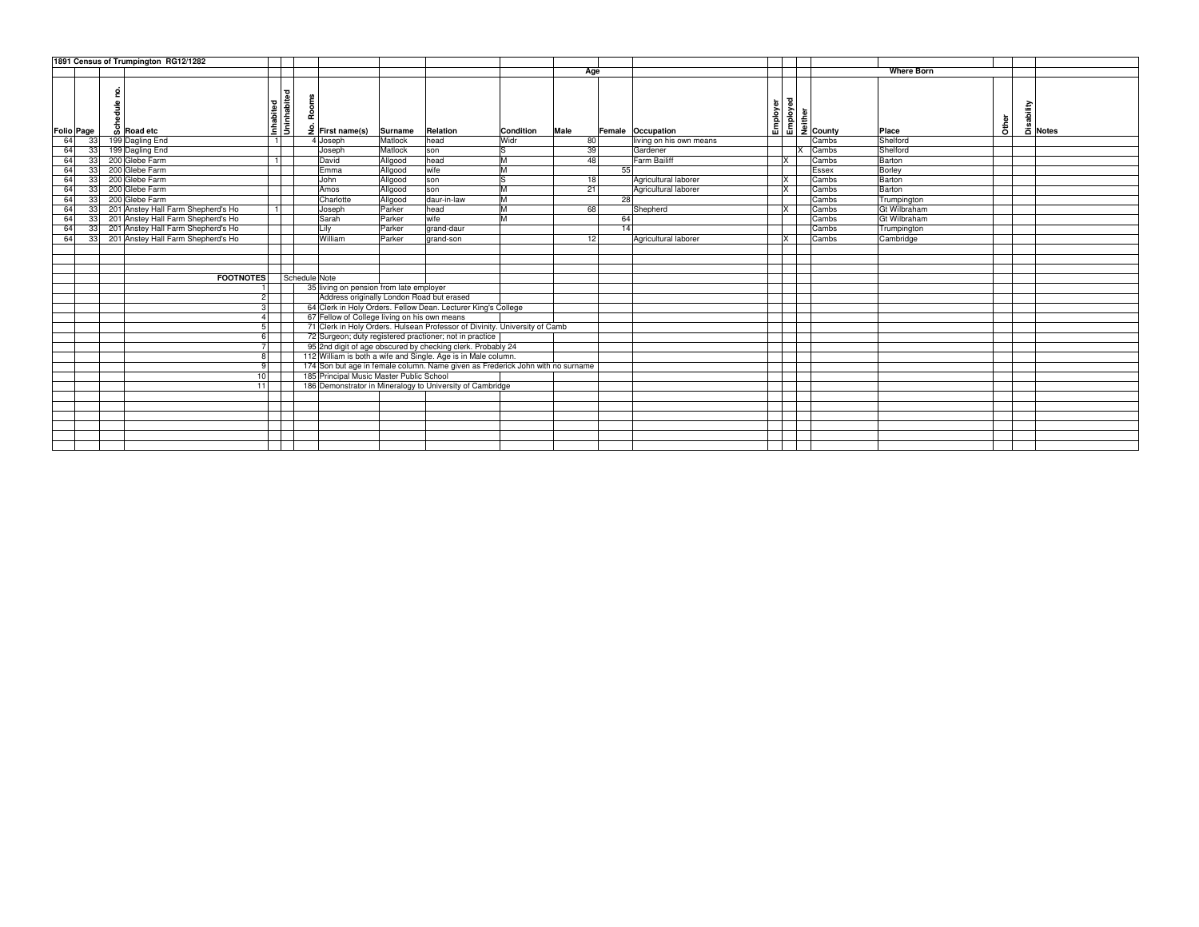**1891 Census of Trumpington RG12/1282**

| Folio | Page | Schedule no. | Road etc | Inhabited | Uninhabited | No. Rooms | First name(s) | Surname | Relation | Condition | Age Male | Age Female | Occupation | Employer | Employed | Neither | Where Born County | Where Born Place | Other | Disability | Notes |
|---|---|---|---|---|---|---|---|---|---|---|---|---|---|---|---|---|---|---|---|---|---|
| 64 | 33 | 199 | Dagling End | 1 | | 4 | Joseph | Matlock | head | Widr | 80 | | living on his own means | | | | Cambs | Shelford | | | |
| 64 | 33 | 199 | Dagling End | | | | Joseph | Matlock | son | S | 39 | | Gardener | | | X | Cambs | Shelford | | | |
| 64 | 33 | 200 | Glebe Farm | 1 | | | David | Allgood | head | M | 48 | | Farm Bailiff | | X | | Cambs | Barton | | | |
| 64 | 33 | 200 | Glebe Farm | | | | Emma | Allgood | wife | M | | 55 | | | | | Essex | Borley | | | |
| 64 | 33 | 200 | Glebe Farm | | | | John | Allgood | son | S | 18 | | Agricultural laborer | | X | | Cambs | Barton | | | |
| 64 | 33 | 200 | Glebe Farm | | | | Amos | Allgood | son | M | 21 | | Agricultural laborer | | X | | Cambs | Barton | | | |
| 64 | 33 | 200 | Glebe Farm | | | | Charlotte | Allgood | daur-in-law | M | | 28 | | | | | Cambs | Trumpington | | | |
| 64 | 33 | 201 | Anstey Hall Farm Shepherd's Ho | 1 | | | Joseph | Parker | head | M | 68 | | Shepherd | | X | | Cambs | Gt Wilbraham | | | |
| 64 | 33 | 201 | Anstey Hall Farm Shepherd's Ho | | | | Sarah | Parker | wife | M | | 64 | | | | | Cambs | Gt Wilbraham | | | |
| 64 | 33 | 201 | Anstey Hall Farm Shepherd's Ho | | | | Lily | Parker | grand-daur | | | 14 | | | | | Cambs | Trumpington | | | |
| 64 | 33 | 201 | Anstey Hall Farm Shepherd's Ho | | | | William | Parker | grand-son | | 12 | | Agricultural laborer | | X | | Cambs | Cambridge | | | |

**FOOTNOTES**

| | Schedule | Note |
|---|---|---|
| 1 | 35 | living on pension from late employer |
| 2 | | Address originally London Road but erased |
| 3 | 64 | Clerk in Holy Orders. Fellow Dean. Lecturer King's College |
| 4 | 67 | Fellow of College living on his own means |
| 5 | 71 | Clerk in Holy Orders. Hulsean Professor of Divinity. University of Camb |
| 6 | 72 | Surgeon; duty registered practioner; not in practice |
| 7 | 95 | 2nd digit of age obscured by checking clerk. Probably 24 |
| 8 | 112 | William is both a wife and Single. Age is in Male column. |
| 9 | 174 | Son but age in female column. Name given as Frederick John with no surname |
| 10 | 185 | Principal Music Master Public School |
| 11 | 186 | Demonstrator in Mineralogy to University of Cambridge |